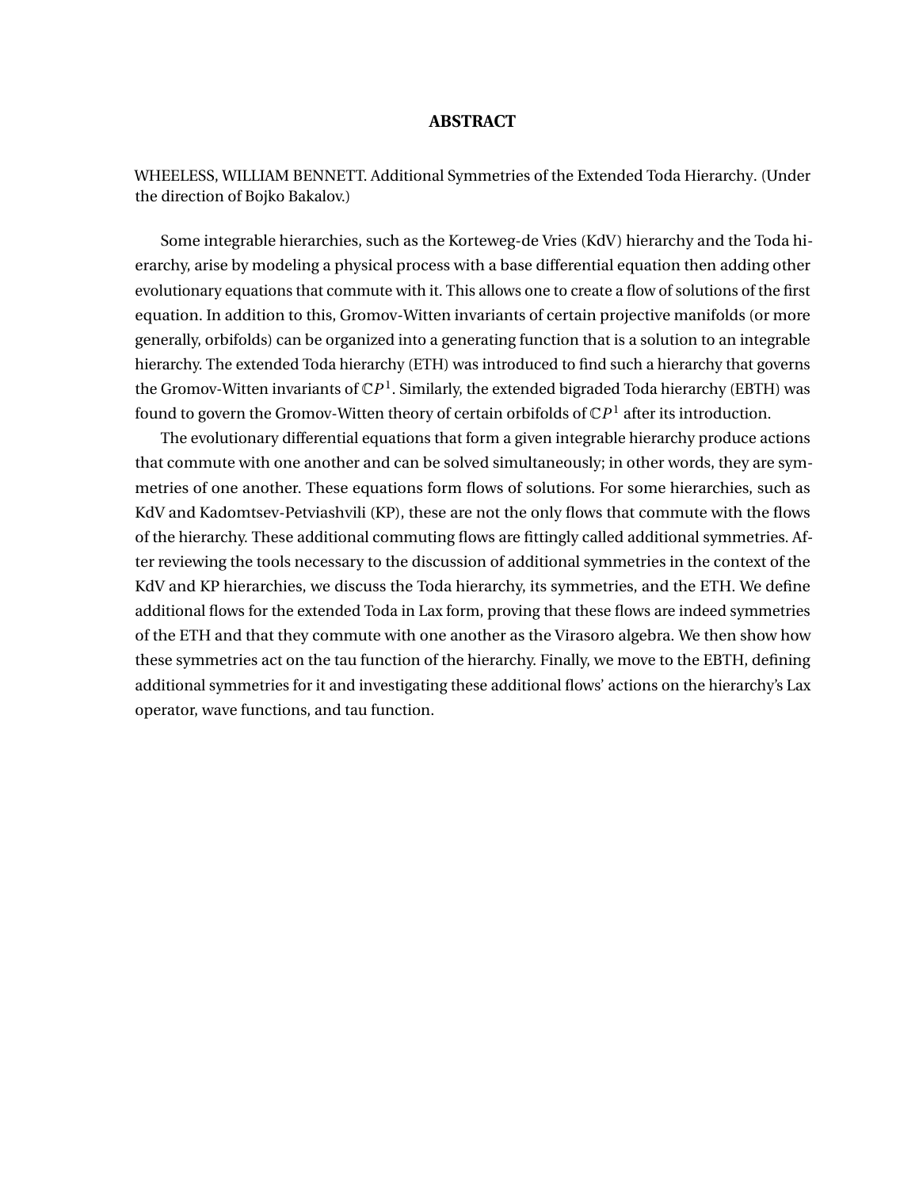# ABSTRACT

WHEELESS, WILLIAM BENNETT. Additional Symmetries of the Extended Toda Hierarchy. (Under the direction of Bojko Bakalov.)

Some integrable hierarchies, such as the Korteweg-de Vries (KdV) hierarchy and the Toda hierarchy, arise by modeling a physical process with a base differential equation then adding other evolutionary equations that commute with it. This allows one to create a flow of solutions of the first equation. In addition to this, Gromov-Witten invariants of certain projective manifolds (or more generally, orbifolds) can be organized into a generating function that is a solution to an integrable hierarchy. The extended Toda hierarchy (ETH) was introduced to find such a hierarchy that governs the Gromov-Witten invariants of $\mathbb{C}P^1$. Similarly, the extended bigraded Toda hierarchy (EBTH) was found to govern the Gromov-Witten theory of certain orbifolds of $\mathbb{C}P^1$ after its introduction.

The evolutionary differential equations that form a given integrable hierarchy produce actions that commute with one another and can be solved simultaneously; in other words, they are symmetries of one another. These equations form flows of solutions. For some hierarchies, such as KdV and Kadomtsev-Petviashvili (KP), these are not the only flows that commute with the flows of the hierarchy. These additional commuting flows are fittingly called additional symmetries. After reviewing the tools necessary to the discussion of additional symmetries in the context of the KdV and KP hierarchies, we discuss the Toda hierarchy, its symmetries, and the ETH. We define additional flows for the extended Toda in Lax form, proving that these flows are indeed symmetries of the ETH and that they commute with one another as the Virasoro algebra. We then show how these symmetries act on the tau function of the hierarchy. Finally, we move to the EBTH, defining additional symmetries for it and investigating these additional flows' actions on the hierarchy's Lax operator, wave functions, and tau function.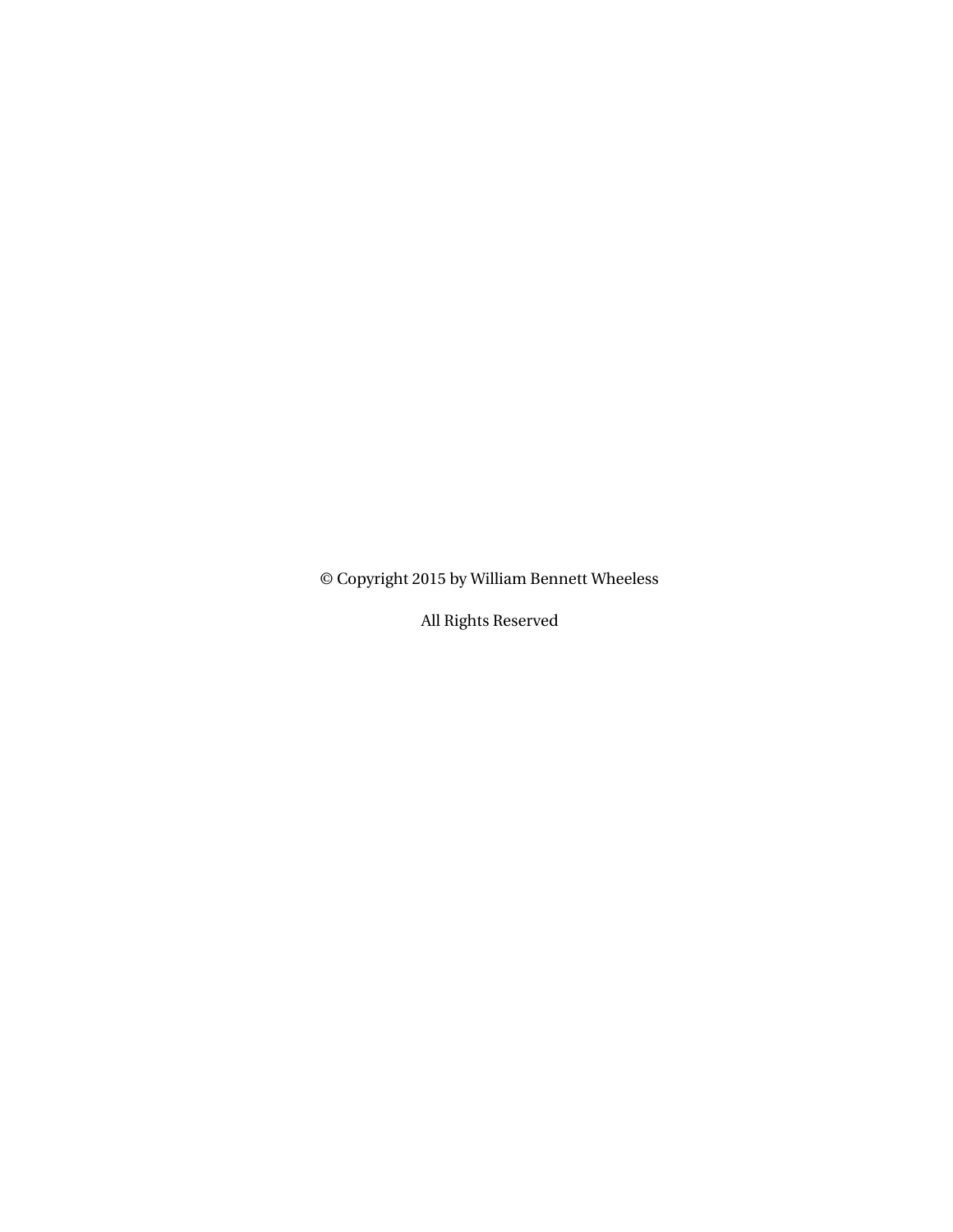© Copyright 2015 by William Bennett Wheeless

All Rights Reserved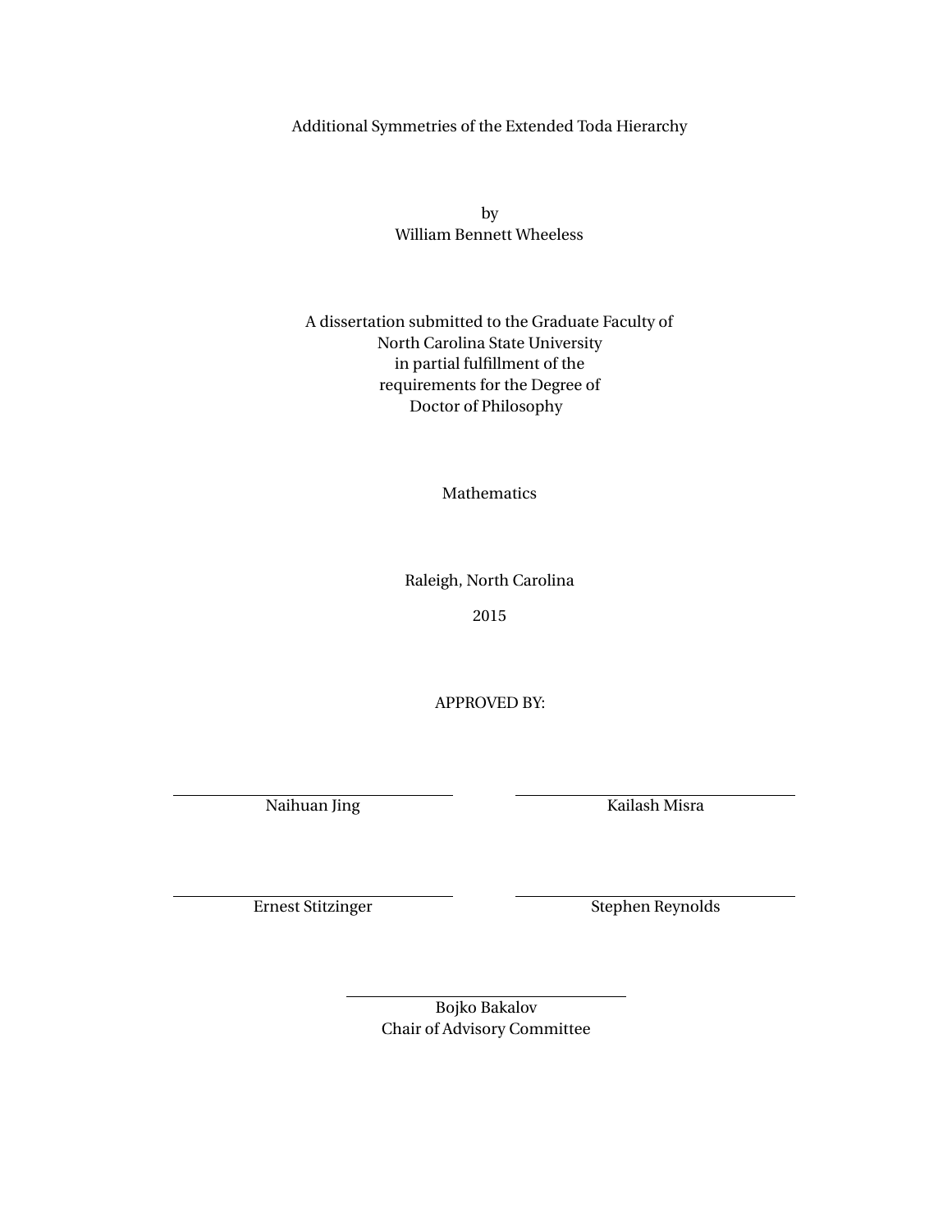Additional Symmetries of the Extended Toda Hierarchy

by
William Bennett Wheeless

A dissertation submitted to the Graduate Faculty of
North Carolina State University
in partial fulfillment of the
requirements for the Degree of
Doctor of Philosophy

Mathematics

Raleigh, North Carolina

2015

APPROVED BY:

Naihuan Jing

Kailash Misra

Ernest Stitzinger

Stephen Reynolds

Bojko Bakalov
Chair of Advisory Committee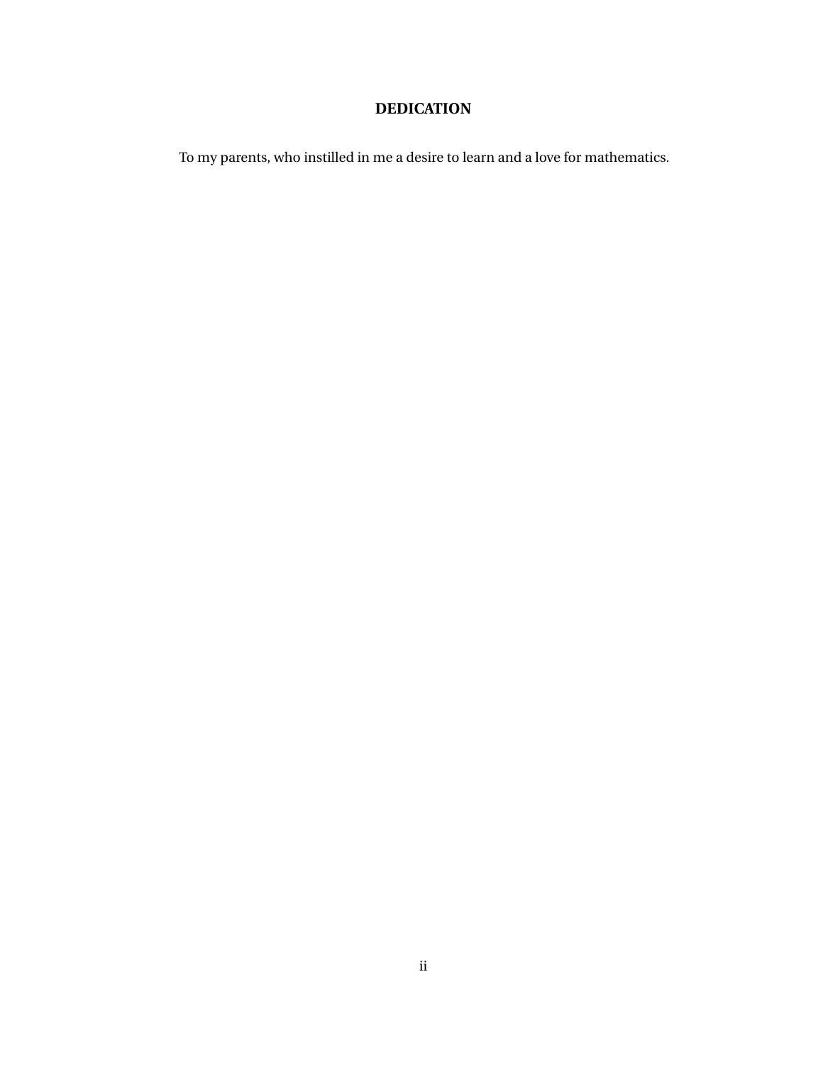# DEDICATION

To my parents, who instilled in me a desire to learn and a love for mathematics.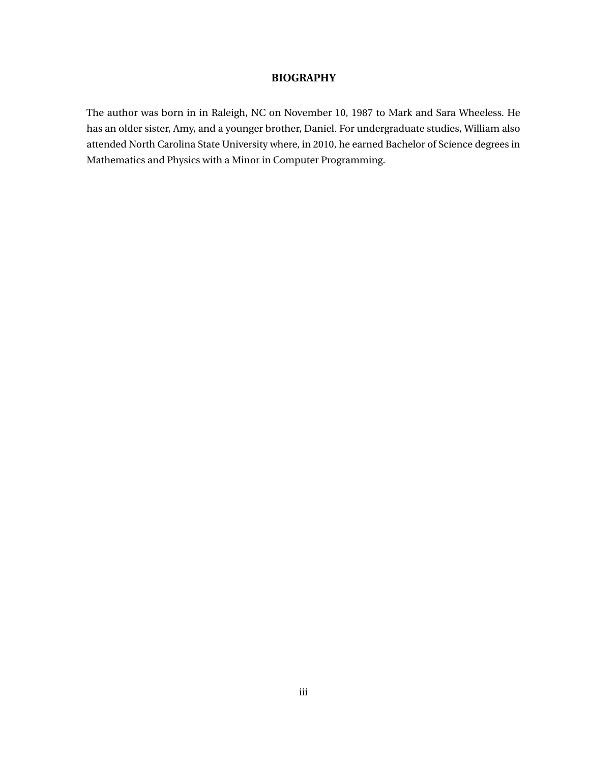# BIOGRAPHY

The author was born in in Raleigh, NC on November 10, 1987 to Mark and Sara Wheeless. He has an older sister, Amy, and a younger brother, Daniel. For undergraduate studies, William also attended North Carolina State University where, in 2010, he earned Bachelor of Science degrees in Mathematics and Physics with a Minor in Computer Programming.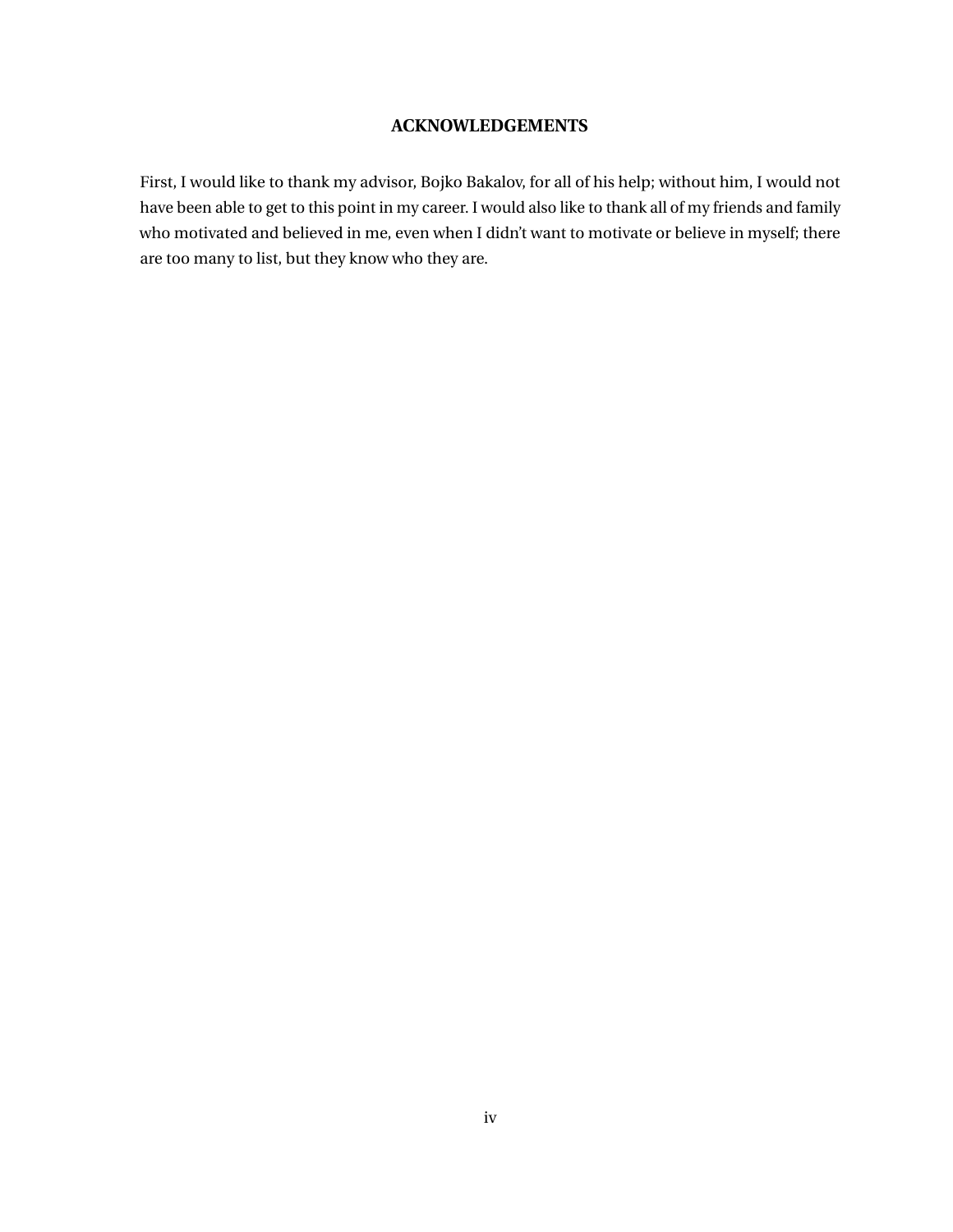## ACKNOWLEDGEMENTS

First, I would like to thank my advisor, Bojko Bakalov, for all of his help; without him, I would not have been able to get to this point in my career. I would also like to thank all of my friends and family who motivated and believed in me, even when I didn't want to motivate or believe in myself; there are too many to list, but they know who they are.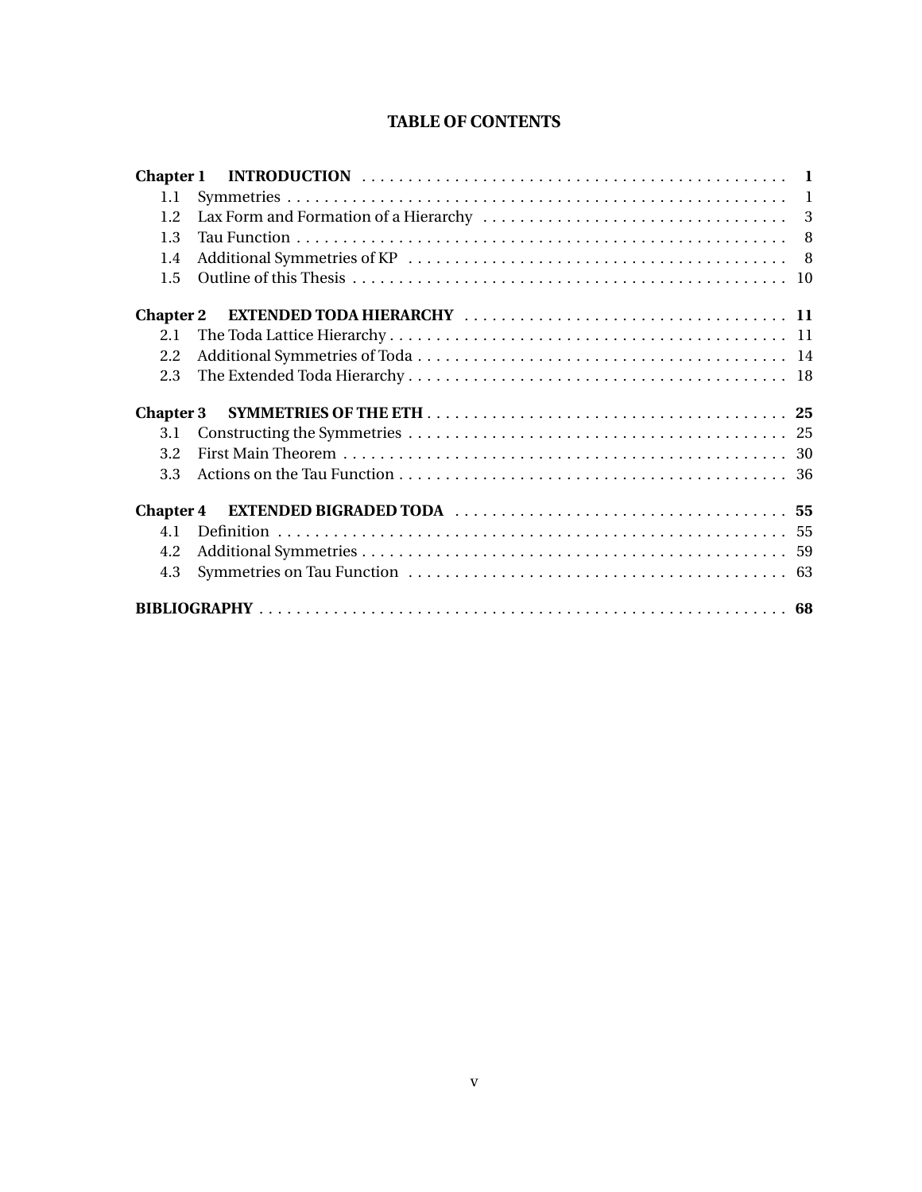# TABLE OF CONTENTS

| | | |
|---|---|---|
| **Chapter 1** | **INTRODUCTION** | **1** |
| 1.1 | Symmetries | 1 |
| 1.2 | Lax Form and Formation of a Hierarchy | 3 |
| 1.3 | Tau Function | 8 |
| 1.4 | Additional Symmetries of KP | 8 |
| 1.5 | Outline of this Thesis | 10 |
| **Chapter 2** | **EXTENDED TODA HIERARCHY** | **11** |
| 2.1 | The Toda Lattice Hierarchy | 11 |
| 2.2 | Additional Symmetries of Toda | 14 |
| 2.3 | The Extended Toda Hierarchy | 18 |
| **Chapter 3** | **SYMMETRIES OF THE ETH** | **25** |
| 3.1 | Constructing the Symmetries | 25 |
| 3.2 | First Main Theorem | 30 |
| 3.3 | Actions on the Tau Function | 36 |
| **Chapter 4** | **EXTENDED BIGRADED TODA** | **55** |
| 4.1 | Definition | 55 |
| 4.2 | Additional Symmetries | 59 |
| 4.3 | Symmetries on Tau Function | 63 |
| **BIBLIOGRAPHY** | | **68** |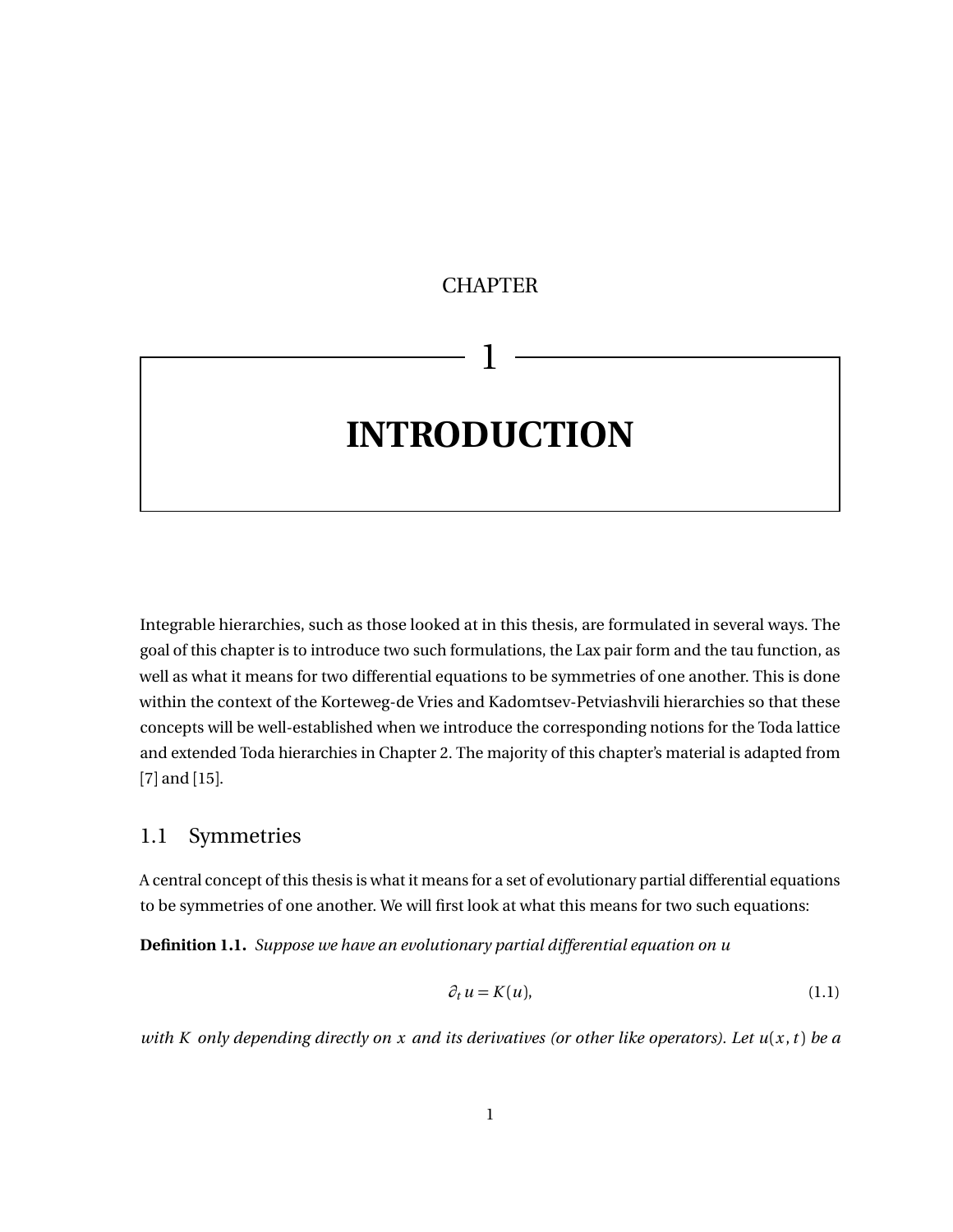# CHAPTER 1

# INTRODUCTION

Integrable hierarchies, such as those looked at in this thesis, are formulated in several ways. The goal of this chapter is to introduce two such formulations, the Lax pair form and the tau function, as well as what it means for two differential equations to be symmetries of one another. This is done within the context of the Korteweg-de Vries and Kadomtsev-Petviashvili hierarchies so that these concepts will be well-established when we introduce the corresponding notions for the Toda lattice and extended Toda hierarchies in Chapter 2. The majority of this chapter's material is adapted from [7] and [15].

## 1.1 Symmetries

A central concept of this thesis is what it means for a set of evolutionary partial differential equations to be symmetries of one another. We will first look at what this means for two such equations:

**Definition 1.1.** *Suppose we have an evolutionary partial differential equation on $u$*

$$\partial_t u = K(u), \tag{1.1}$$

*with $K$ only depending directly on $x$ and its derivatives (or other like operators). Let $u(x,t)$ be a*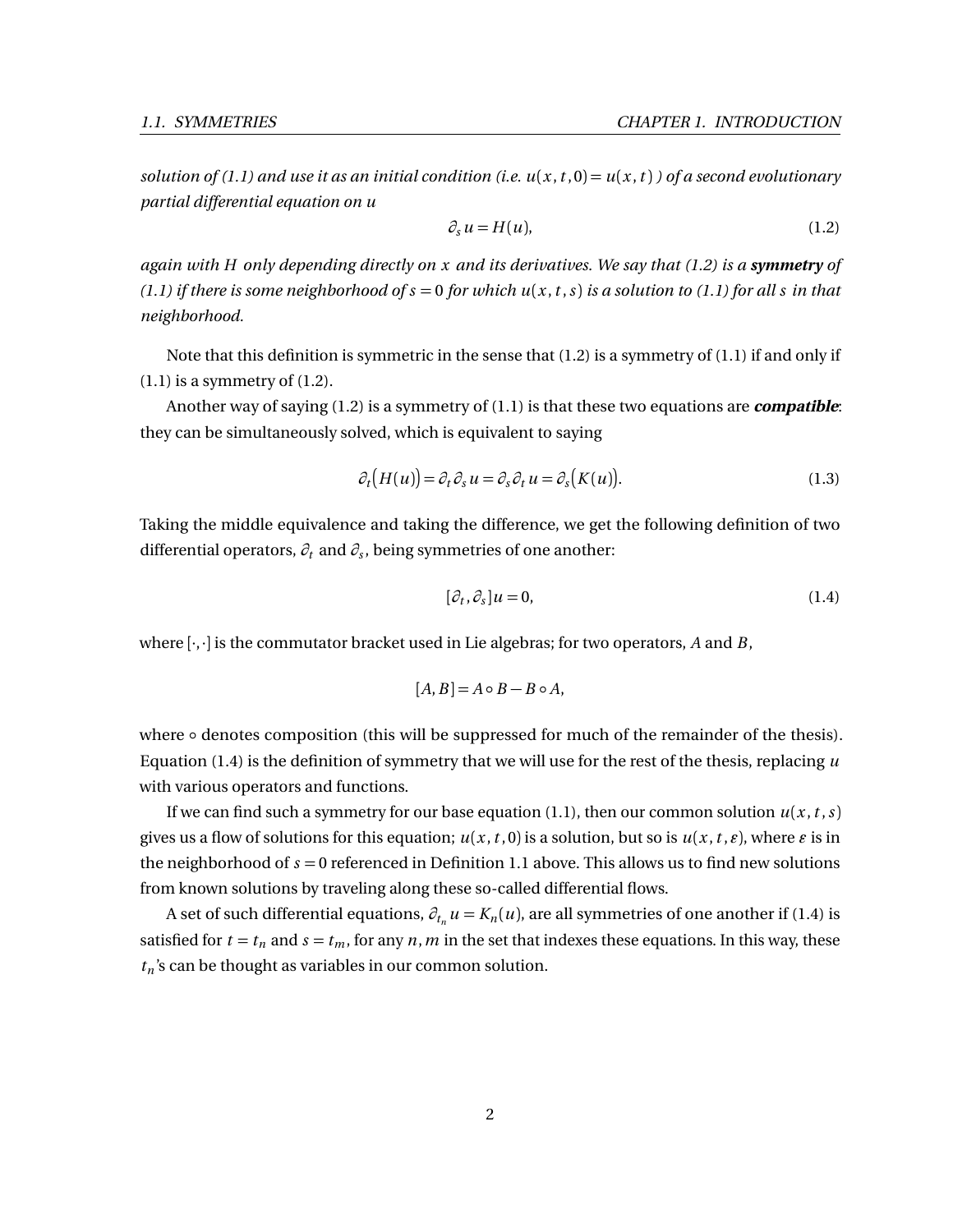*solution of (1.1) and use it as an initial condition (i.e. $u(x,t,0) = u(x,t)$ ) of a second evolutionary partial differential equation on $u$*

$$\partial_s u = H(u), \tag{1.2}$$

*again with $H$ only depending directly on $x$ and its derivatives. We say that (1.2) is a **symmetry** of (1.1) if there is some neighborhood of $s = 0$ for which $u(x,t,s)$ is a solution to (1.1) for all $s$ in that neighborhood.*

Note that this definition is symmetric in the sense that (1.2) is a symmetry of (1.1) if and only if (1.1) is a symmetry of (1.2).

Another way of saying (1.2) is a symmetry of (1.1) is that these two equations are ***compatible***: they can be simultaneously solved, which is equivalent to saying

$$\partial_t\big(H(u)\big) = \partial_t \partial_s u = \partial_s \partial_t u = \partial_s\big(K(u)\big). \tag{1.3}$$

Taking the middle equivalence and taking the difference, we get the following definition of two differential operators, $\partial_t$ and $\partial_s$, being symmetries of one another:

$$[\partial_t, \partial_s]u = 0, \tag{1.4}$$

where $[\cdot,\cdot]$ is the commutator bracket used in Lie algebras; for two operators, $A$ and $B$,

$$[A,B] = A \circ B - B \circ A,$$

where $\circ$ denotes composition (this will be suppressed for much of the remainder of the thesis). Equation (1.4) is the definition of symmetry that we will use for the rest of the thesis, replacing $u$ with various operators and functions.

If we can find such a symmetry for our base equation (1.1), then our common solution $u(x,t,s)$ gives us a flow of solutions for this equation; $u(x,t,0)$ is a solution, but so is $u(x,t,\varepsilon)$, where $\varepsilon$ is in the neighborhood of $s = 0$ referenced in Definition 1.1 above. This allows us to find new solutions from known solutions by traveling along these so-called differential flows.

A set of such differential equations, $\partial_{t_n} u = K_n(u)$, are all symmetries of one another if (1.4) is satisfied for $t = t_n$ and $s = t_m$, for any $n, m$ in the set that indexes these equations. In this way, these $t_n$'s can be thought as variables in our common solution.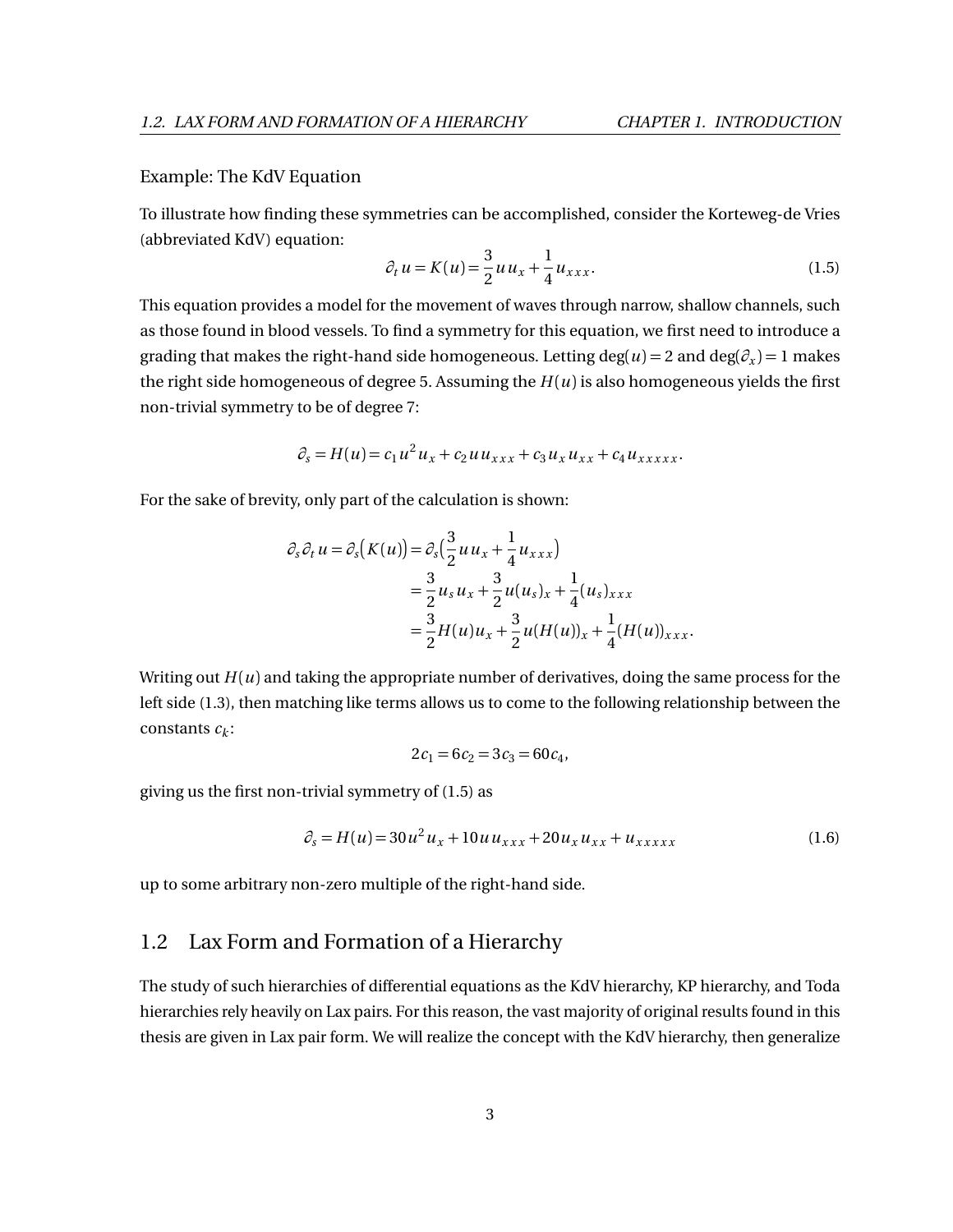Example: The KdV Equation

To illustrate how finding these symmetries can be accomplished, consider the Korteweg-de Vries (abbreviated KdV) equation:

$$\partial_t u = K(u) = \frac{3}{2} u u_x + \frac{1}{4} u_{xxx}. \tag{1.5}$$

This equation provides a model for the movement of waves through narrow, shallow channels, such as those found in blood vessels. To find a symmetry for this equation, we first need to introduce a grading that makes the right-hand side homogeneous. Letting $\deg(u) = 2$ and $\deg(\partial_x) = 1$ makes the right side homogeneous of degree 5. Assuming the $H(u)$ is also homogeneous yields the first non-trivial symmetry to be of degree 7:

$$\partial_s = H(u) = c_1 u^2 u_x + c_2 u u_{xxx} + c_3 u_x u_{xx} + c_4 u_{xxxxx}.$$

For the sake of brevity, only part of the calculation is shown:

$$\begin{aligned}
\partial_s \partial_t u = \partial_s\big(K(u)\big) = \partial_s\big(\frac{3}{2} u u_x + \frac{1}{4} u_{xxx}\big) \\
&= \frac{3}{2} u_s u_x + \frac{3}{2} u (u_s)_x + \frac{1}{4} (u_s)_{xxx} \\
&= \frac{3}{2} H(u) u_x + \frac{3}{2} u (H(u))_x + \frac{1}{4} (H(u))_{xxx}.
\end{aligned}$$

Writing out $H(u)$ and taking the appropriate number of derivatives, doing the same process for the left side (1.3), then matching like terms allows us to come to the following relationship between the constants $c_k$:

$$2c_1 = 6c_2 = 3c_3 = 60c_4,$$

giving us the first non-trivial symmetry of (1.5) as

$$\partial_s = H(u) = 30u^2 u_x + 10 u u_{xxx} + 20 u_x u_{xx} + u_{xxxxx} \tag{1.6}$$

up to some arbitrary non-zero multiple of the right-hand side.

## 1.2 Lax Form and Formation of a Hierarchy

The study of such hierarchies of differential equations as the KdV hierarchy, KP hierarchy, and Toda hierarchies rely heavily on Lax pairs. For this reason, the vast majority of original results found in this thesis are given in Lax pair form. We will realize the concept with the KdV hierarchy, then generalize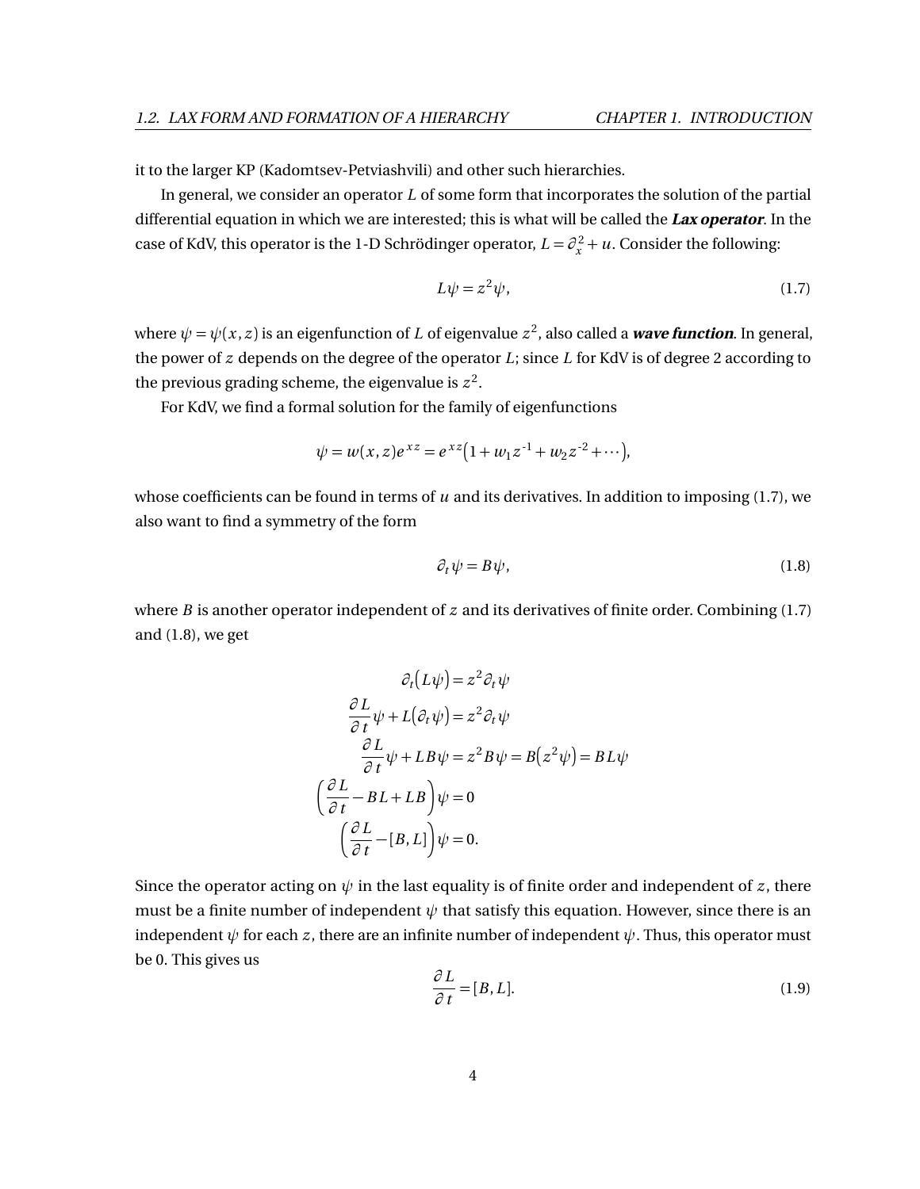it to the larger KP (Kadomtsev-Petviashvili) and other such hierarchies.

In general, we consider an operator $L$ of some form that incorporates the solution of the partial differential equation in which we are interested; this is what will be called the ***Lax operator***. In the case of KdV, this operator is the 1-D Schrödinger operator, $L = \partial_x^2 + u$. Consider the following:

$$L\psi = z^2\psi, \tag{1.7}$$

where $\psi = \psi(x, z)$ is an eigenfunction of $L$ of eigenvalue $z^2$, also called a ***wave function***. In general, the power of $z$ depends on the degree of the operator $L$; since $L$ for KdV is of degree 2 according to the previous grading scheme, the eigenvalue is $z^2$.

For KdV, we find a formal solution for the family of eigenfunctions

$$\psi = w(x,z)e^{xz} = e^{xz}\big(1 + w_1 z^{-1} + w_2 z^{-2} + \cdots\big),$$

whose coefficients can be found in terms of $u$ and its derivatives. In addition to imposing (1.7), we also want to find a symmetry of the form

$$\partial_t \psi = B\psi, \tag{1.8}$$

where $B$ is another operator independent of $z$ and its derivatives of finite order. Combining (1.7) and (1.8), we get

$$\begin{aligned}
\partial_t\big(L\psi\big) &= z^2 \partial_t \psi \\
\frac{\partial L}{\partial t}\psi + L\big(\partial_t \psi\big) &= z^2 \partial_t \psi \\
\frac{\partial L}{\partial t}\psi + LB\psi &= z^2 B\psi = B\big(z^2\psi\big) = BL\psi \\
\left(\frac{\partial L}{\partial t} - BL + LB\right)\psi &= 0 \\
\left(\frac{\partial L}{\partial t} - [B, L]\right)\psi &= 0.
\end{aligned}$$

Since the operator acting on $\psi$ in the last equality is of finite order and independent of $z$, there must be a finite number of independent $\psi$ that satisfy this equation. However, since there is an independent $\psi$ for each $z$, there are an infinite number of independent $\psi$. Thus, this operator must be 0. This gives us

$$\frac{\partial L}{\partial t} = [B, L]. \tag{1.9}$$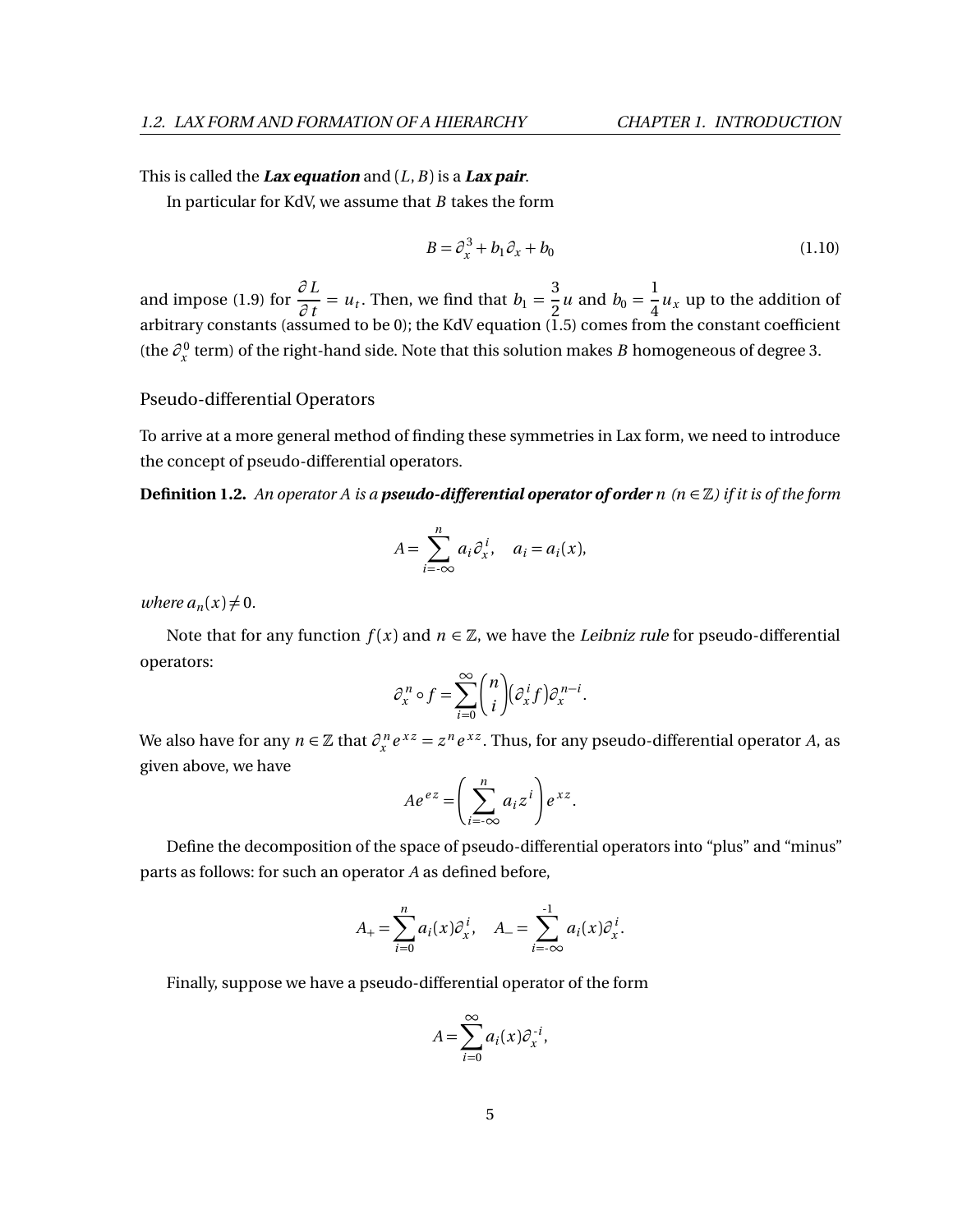This is called the ***Lax equation*** and $(L, B)$ is a ***Lax pair***.

In particular for KdV, we assume that $B$ takes the form

$$B = \partial_x^3 + b_1 \partial_x + b_0 \tag{1.10}$$

and impose (1.9) for $\dfrac{\partial L}{\partial t} = u_t$. Then, we find that $b_1 = \dfrac{3}{2}u$ and $b_0 = \dfrac{1}{4}u_x$ up to the addition of arbitrary constants (assumed to be 0); the KdV equation (1.5) comes from the constant coefficient (the $\partial_x^0$ term) of the right-hand side. Note that this solution makes $B$ homogeneous of degree 3.

### Pseudo-differential Operators

To arrive at a more general method of finding these symmetries in Lax form, we need to introduce the concept of pseudo-differential operators.

**Definition 1.2.** *An operator $A$ is a **pseudo-differential operator of order** $n$ ($n \in \mathbb{Z}$) if it is of the form*

$$A = \sum_{i=-\infty}^{n} a_i \partial_x^i, \quad a_i = a_i(x),$$

*where $a_n(x) \neq 0$.*

Note that for any function $f(x)$ and $n \in \mathbb{Z}$, we have the *Leibniz rule* for pseudo-differential operators:

$$\partial_x^n \circ f = \sum_{i=0}^{\infty} \binom{n}{i} \left(\partial_x^i f\right) \partial_x^{n-i}.$$

We also have for any $n \in \mathbb{Z}$ that $\partial_x^n e^{xz} = z^n e^{xz}$. Thus, for any pseudo-differential operator $A$, as given above, we have

$$A e^{ez} = \left( \sum_{i=-\infty}^{n} a_i z^i \right) e^{xz}.$$

Define the decomposition of the space of pseudo-differential operators into "plus" and "minus" parts as follows: for such an operator $A$ as defined before,

$$A_+ = \sum_{i=0}^{n} a_i(x) \partial_x^i, \quad A_- = \sum_{i=-\infty}^{-1} a_i(x) \partial_x^i.$$

Finally, suppose we have a pseudo-differential operator of the form

$$A = \sum_{i=0}^{\infty} a_i(x) \partial_x^{-i},$$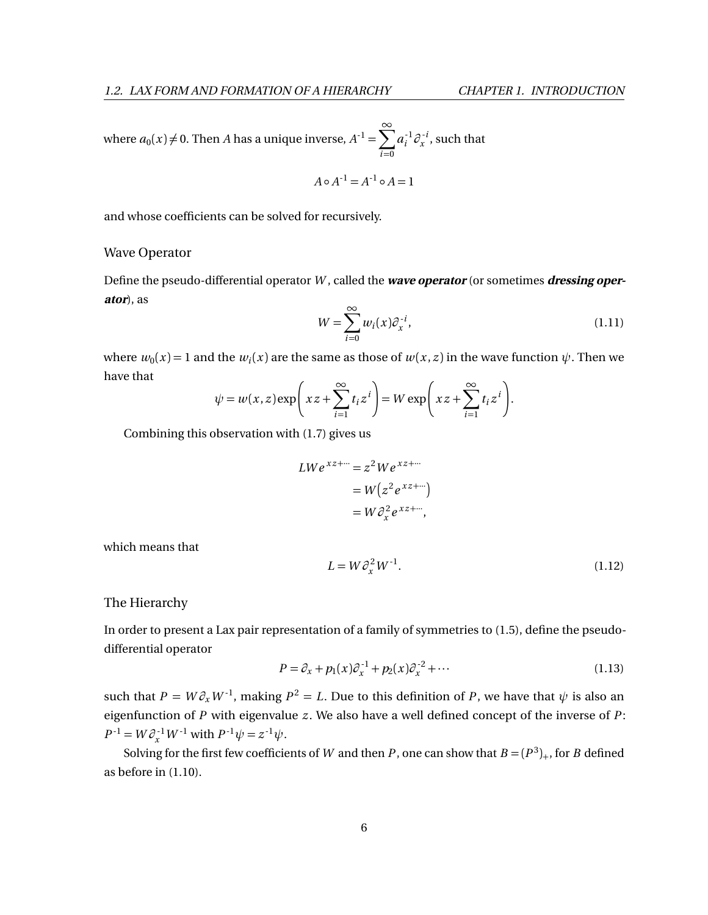where $a_0(x) \neq 0$. Then $A$ has a unique inverse, $A^{-1} = \sum_{i=0}^{\infty} a_i^{-1}\partial_x^{-i}$, such that

$$A \circ A^{-1} = A^{-1} \circ A = 1$$

and whose coefficients can be solved for recursively.

### Wave Operator

Define the pseudo-differential operator $W$, called the ***wave operator*** (or sometimes ***dressing operator***), as

$$W = \sum_{i=0}^{\infty} w_i(x)\partial_x^{-i}, \tag{1.11}$$

where $w_0(x) = 1$ and the $w_i(x)$ are the same as those of $w(x,z)$ in the wave function $\psi$. Then we have that

$$\psi = w(x,z)\exp\left(xz + \sum_{i=1}^{\infty} t_i z^i\right) = W\exp\left(xz + \sum_{i=1}^{\infty} t_i z^i\right).$$

Combining this observation with (1.7) gives us

$$\begin{aligned} LWe^{xz+\cdots} &= z^2 We^{xz+\cdots} \\ &= W\left(z^2 e^{xz+\cdots}\right) \\ &= W\partial_x^2 e^{xz+\cdots}, \end{aligned}$$

which means that

$$L = W\partial_x^2 W^{-1}. \tag{1.12}$$

### The Hierarchy

In order to present a Lax pair representation of a family of symmetries to (1.5), define the pseudo-differential operator

$$P = \partial_x + p_1(x)\partial_x^{-1} + p_2(x)\partial_x^{-2} + \cdots \tag{1.13}$$

such that $P = W\partial_x W^{-1}$, making $P^2 = L$. Due to this definition of $P$, we have that $\psi$ is also an eigenfunction of $P$ with eigenvalue $z$. We also have a well defined concept of the inverse of $P$: $P^{-1} = W\partial_x^{-1}W^{-1}$ with $P^{-1}\psi = z^{-1}\psi$.

Solving for the first few coefficients of $W$ and then $P$, one can show that $B = (P^3)_+$, for $B$ defined as before in (1.10).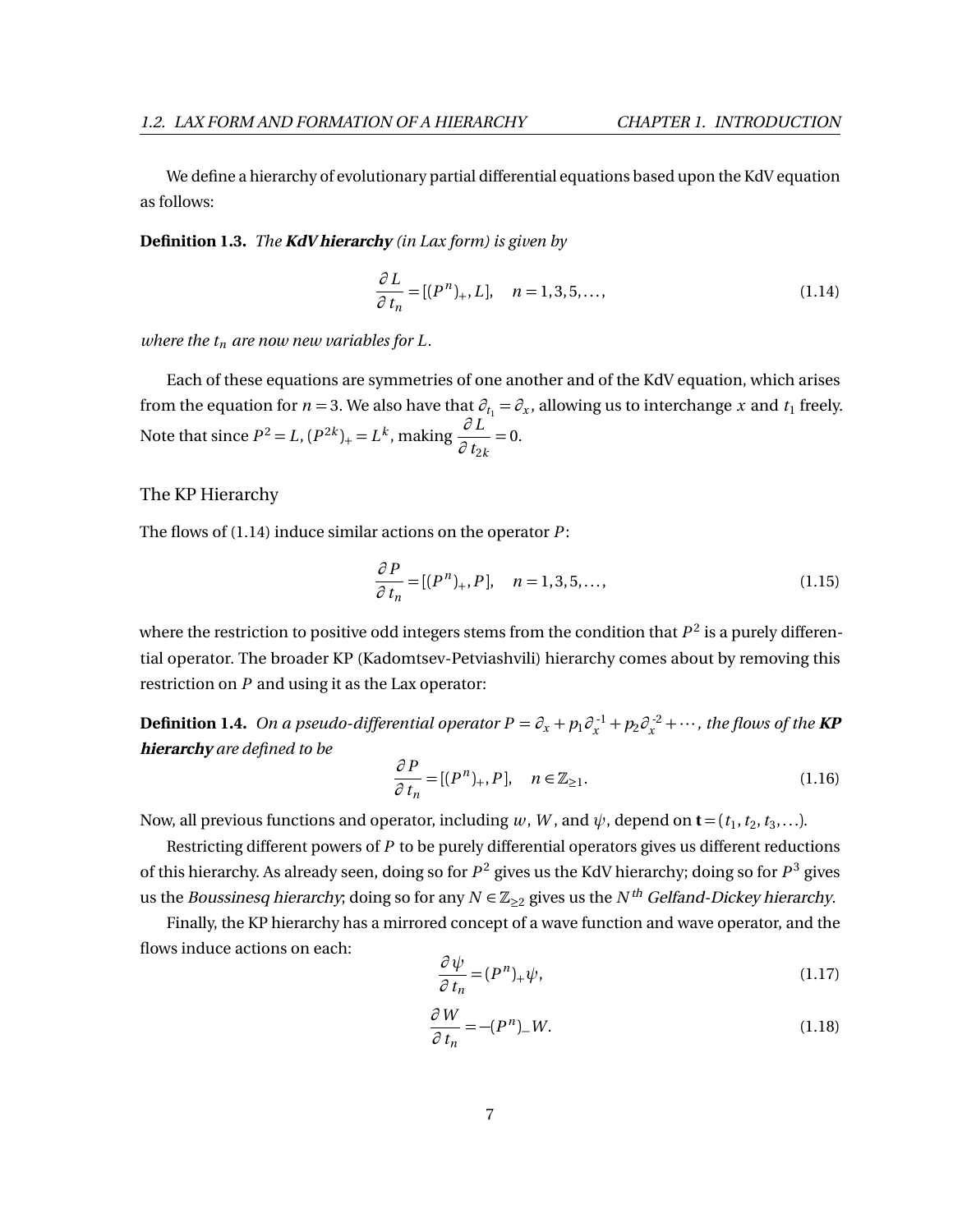We define a hierarchy of evolutionary partial differential equations based upon the KdV equation as follows:

**Definition 1.3.** *The **KdV hierarchy** (in Lax form) is given by*

$$\frac{\partial L}{\partial t_n} = [(P^n)_+, L], \quad n = 1, 3, 5, \ldots, \tag{1.14}$$

*where the $t_n$ are now new variables for $L$.*

Each of these equations are symmetries of one another and of the KdV equation, which arises from the equation for $n = 3$. We also have that $\partial_{t_1} = \partial_x$, allowing us to interchange $x$ and $t_1$ freely. Note that since $P^2 = L$, $(P^{2k})_+ = L^k$, making $\dfrac{\partial L}{\partial t_{2k}} = 0$.

## The KP Hierarchy

The flows of (1.14) induce similar actions on the operator $P$:

$$\frac{\partial P}{\partial t_n} = [(P^n)_+, P], \quad n = 1, 3, 5, \ldots, \tag{1.15}$$

where the restriction to positive odd integers stems from the condition that $P^2$ is a purely differential operator. The broader KP (Kadomtsev-Petviashvili) hierarchy comes about by removing this restriction on $P$ and using it as the Lax operator:

**Definition 1.4.** *On a pseudo-differential operator $P = \partial_x + p_1 \partial_x^{-1} + p_2 \partial_x^{-2} + \cdots$, the flows of the **KP hierarchy** are defined to be*

$$\frac{\partial P}{\partial t_n} = [(P^n)_+, P], \quad n \in \mathbb{Z}_{\geq 1}. \tag{1.16}$$

Now, all previous functions and operator, including $w$, $W$, and $\psi$, depend on $\mathbf{t} = (t_1, t_2, t_3, \ldots)$.

Restricting different powers of $P$ to be purely differential operators gives us different reductions of this hierarchy. As already seen, doing so for $P^2$ gives us the KdV hierarchy; doing so for $P^3$ gives us the *Boussinesq hierarchy*; doing so for any $N \in \mathbb{Z}_{\geq 2}$ gives us the $N^{th}$ *Gelfand-Dickey hierarchy*.

Finally, the KP hierarchy has a mirrored concept of a wave function and wave operator, and the flows induce actions on each:

$$\frac{\partial \psi}{\partial t_n} = (P^n)_+ \psi, \tag{1.17}$$

$$\frac{\partial W}{\partial t_n} = -(P^n)_- W. \tag{1.18}$$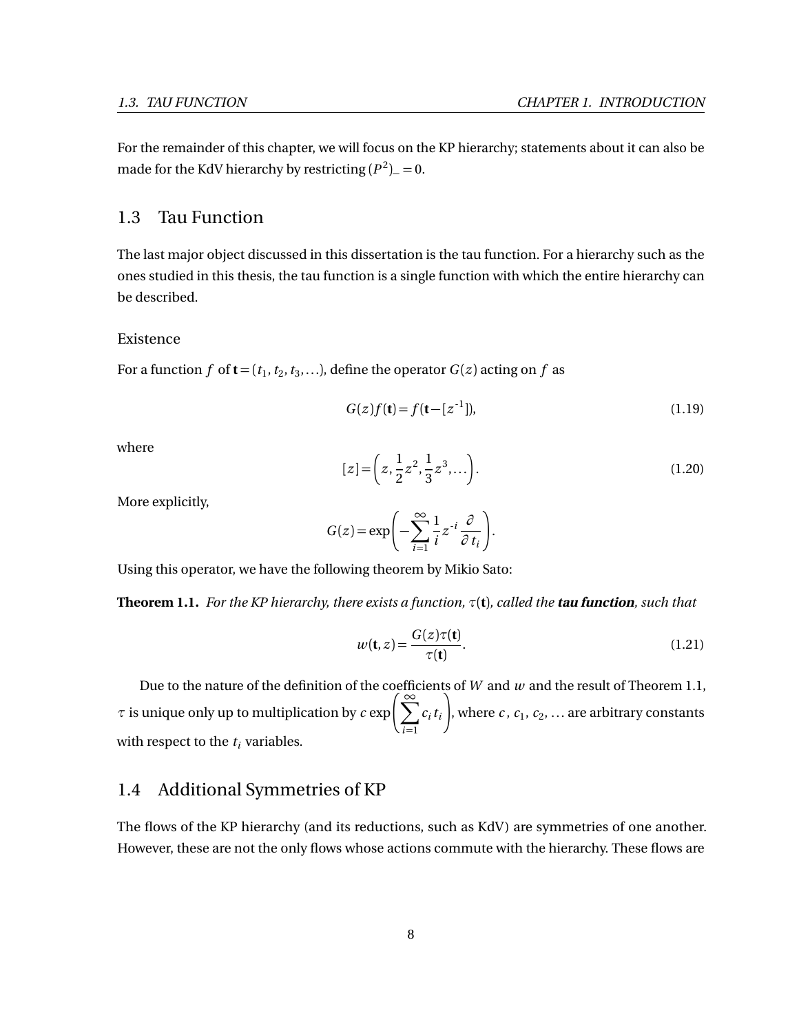For the remainder of this chapter, we will focus on the KP hierarchy; statements about it can also be made for the KdV hierarchy by restricting $(P^2)_- = 0$.

## 1.3 Tau Function

The last major object discussed in this dissertation is the tau function. For a hierarchy such as the ones studied in this thesis, the tau function is a single function with which the entire hierarchy can be described.

### Existence

For a function $f$ of $\mathbf{t} = (t_1, t_2, t_3, \ldots)$, define the operator $G(z)$ acting on $f$ as

$$G(z) f(\mathbf{t}) = f(\mathbf{t} - [z^{-1}]), \tag{1.19}$$

where

$$[z] = \left( z, \frac{1}{2} z^2, \frac{1}{3} z^3, \ldots \right). \tag{1.20}$$

More explicitly,

$$G(z) = \exp\left( -\sum_{i=1}^{\infty} \frac{1}{i} z^{-i} \frac{\partial}{\partial t_i} \right).$$

Using this operator, we have the following theorem by Mikio Sato:

**Theorem 1.1.** *For the KP hierarchy, there exists a function, $\tau(\mathbf{t})$, called the **tau function**, such that*

$$w(\mathbf{t}, z) = \frac{G(z)\tau(\mathbf{t})}{\tau(\mathbf{t})}. \tag{1.21}$$

Due to the nature of the definition of the coefficients of $W$ and $w$ and the result of Theorem 1.1, $\tau$ is unique only up to multiplication by $c \exp\left( \sum_{i=1}^{\infty} c_i t_i \right)$, where $c$, $c_1$, $c_2$, $\ldots$ are arbitrary constants with respect to the $t_i$ variables.

## 1.4 Additional Symmetries of KP

The flows of the KP hierarchy (and its reductions, such as KdV) are symmetries of one another. However, these are not the only flows whose actions commute with the hierarchy. These flows are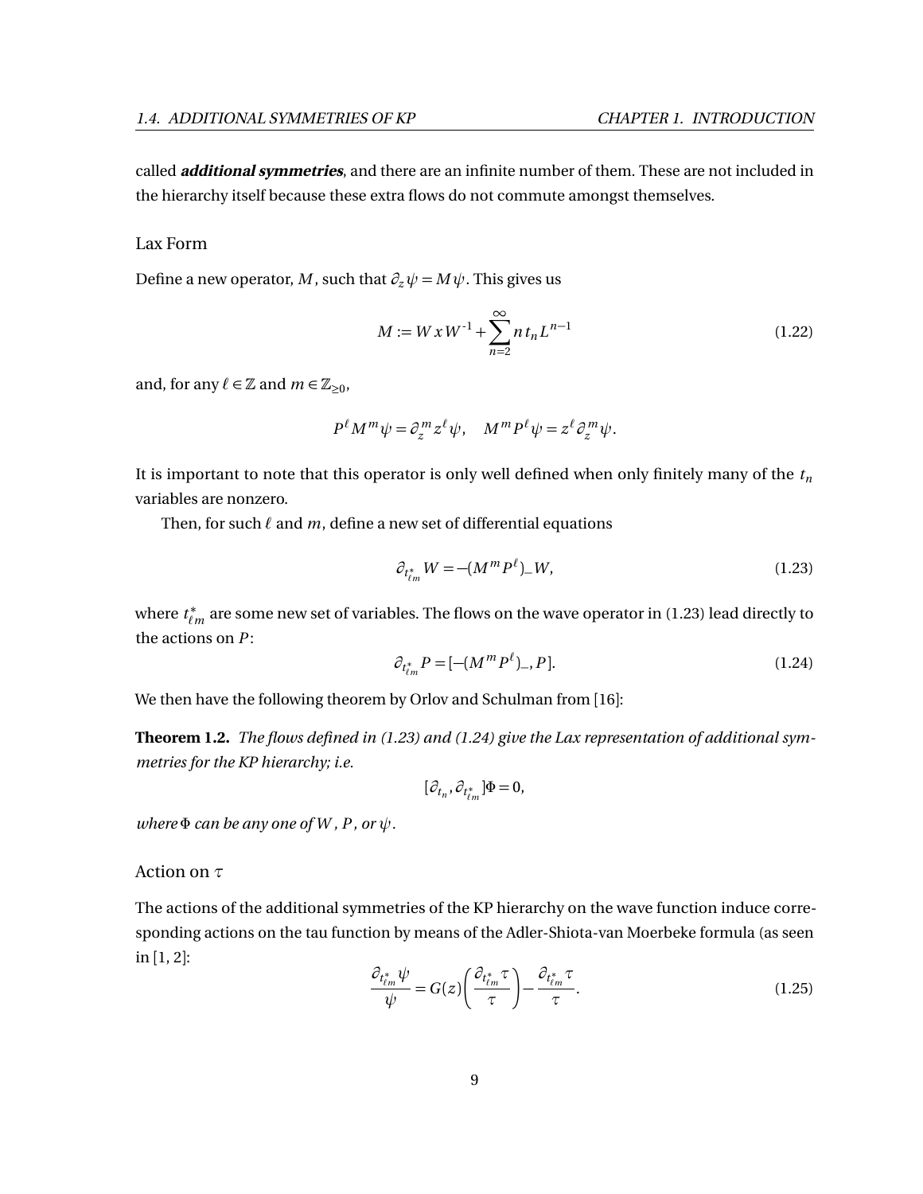called ***additional symmetries***, and there are an infinite number of them. These are not included in the hierarchy itself because these extra flows do not commute amongst themselves.

### Lax Form

Define a new operator, $M$, such that $\partial_z \psi = M\psi$. This gives us

$$M := W\,x\,W^{-1} + \sum_{n=2}^{\infty} n\,t_n L^{n-1} \tag{1.22}$$

and, for any $\ell \in \mathbb{Z}$ and $m \in \mathbb{Z}_{\geq 0}$,

$$P^\ell M^m \psi = \partial_z^m z^\ell \psi, \quad M^m P^\ell \psi = z^\ell \partial_z^m \psi.$$

It is important to note that this operator is only well defined when only finitely many of the $t_n$ variables are nonzero.

Then, for such $\ell$ and $m$, define a new set of differential equations

$$\partial_{t^*_{\ell m}} W = -(M^m P^\ell)_- W, \tag{1.23}$$

where $t^*_{\ell m}$ are some new set of variables. The flows on the wave operator in (1.23) lead directly to the actions on $P$:

$$\partial_{t^*_{\ell m}} P = [-(M^m P^\ell)_-, P]. \tag{1.24}$$

We then have the following theorem by Orlov and Schulman from [16]:

**Theorem 1.2.** *The flows defined in (1.23) and (1.24) give the Lax representation of additional symmetries for the KP hierarchy; i.e.*

$$[\partial_{t_n}, \partial_{t^*_{\ell m}}]\Phi = 0,$$

*where $\Phi$ can be any one of $W$, $P$, or $\psi$.*

### Action on $\tau$

The actions of the additional symmetries of the KP hierarchy on the wave function induce corresponding actions on the tau function by means of the Adler-Shiota-van Moerbeke formula (as seen in [1, 2]:

$$\frac{\partial_{t^*_{\ell m}} \psi}{\psi} = G(z)\left(\frac{\partial_{t^*_{\ell m}} \tau}{\tau}\right) - \frac{\partial_{t^*_{\ell m}} \tau}{\tau}. \tag{1.25}$$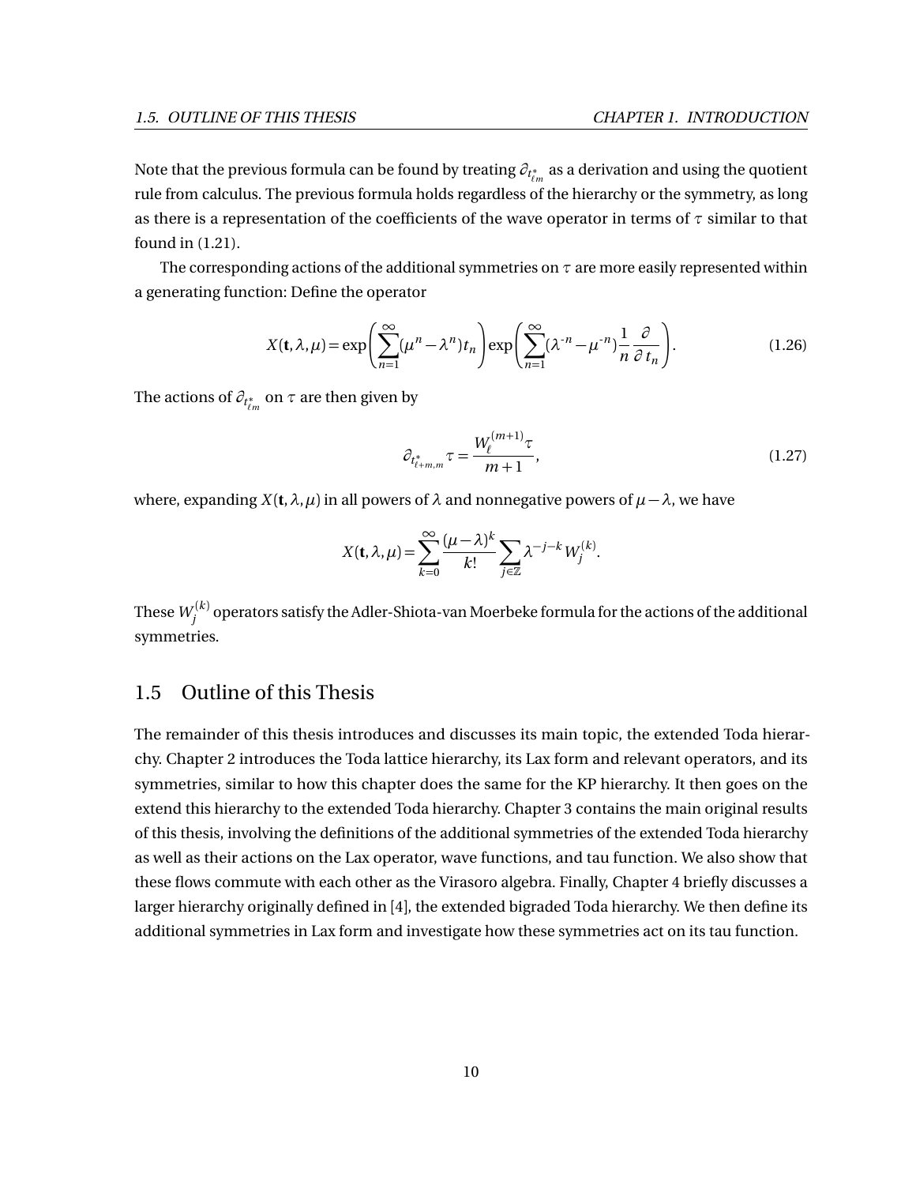Note that the previous formula can be found by treating $\partial_{t^*_{\ell m}}$ as a derivation and using the quotient rule from calculus. The previous formula holds regardless of the hierarchy or the symmetry, as long as there is a representation of the coefficients of the wave operator in terms of $\tau$ similar to that found in (1.21).

The corresponding actions of the additional symmetries on $\tau$ are more easily represented within a generating function: Define the operator

$$X(\mathbf{t},\lambda,\mu) = \exp\left(\sum_{n=1}^{\infty}(\mu^n - \lambda^n)t_n\right)\exp\left(\sum_{n=1}^{\infty}(\lambda^{-n} - \mu^{-n})\frac{1}{n}\frac{\partial}{\partial t_n}\right). \tag{1.26}$$

The actions of $\partial_{t^*_{\ell m}}$ on $\tau$ are then given by

$$\partial_{t^*_{\ell+m,m}}\tau = \frac{W_\ell^{(m+1)}\tau}{m+1}, \tag{1.27}$$

where, expanding $X(\mathbf{t},\lambda,\mu)$ in all powers of $\lambda$ and nonnegative powers of $\mu - \lambda$, we have

$$X(\mathbf{t},\lambda,\mu) = \sum_{k=0}^{\infty}\frac{(\mu-\lambda)^k}{k!}\sum_{j\in\mathbb{Z}}\lambda^{-j-k}W_j^{(k)}.$$

These $W_j^{(k)}$ operators satisfy the Adler-Shiota-van Moerbeke formula for the actions of the additional symmetries.

## 1.5 Outline of this Thesis

The remainder of this thesis introduces and discusses its main topic, the extended Toda hierarchy. Chapter 2 introduces the Toda lattice hierarchy, its Lax form and relevant operators, and its symmetries, similar to how this chapter does the same for the KP hierarchy. It then goes on the extend this hierarchy to the extended Toda hierarchy. Chapter 3 contains the main original results of this thesis, involving the definitions of the additional symmetries of the extended Toda hierarchy as well as their actions on the Lax operator, wave functions, and tau function. We also show that these flows commute with each other as the Virasoro algebra. Finally, Chapter 4 briefly discusses a larger hierarchy originally defined in [4], the extended bigraded Toda hierarchy. We then define its additional symmetries in Lax form and investigate how these symmetries act on its tau function.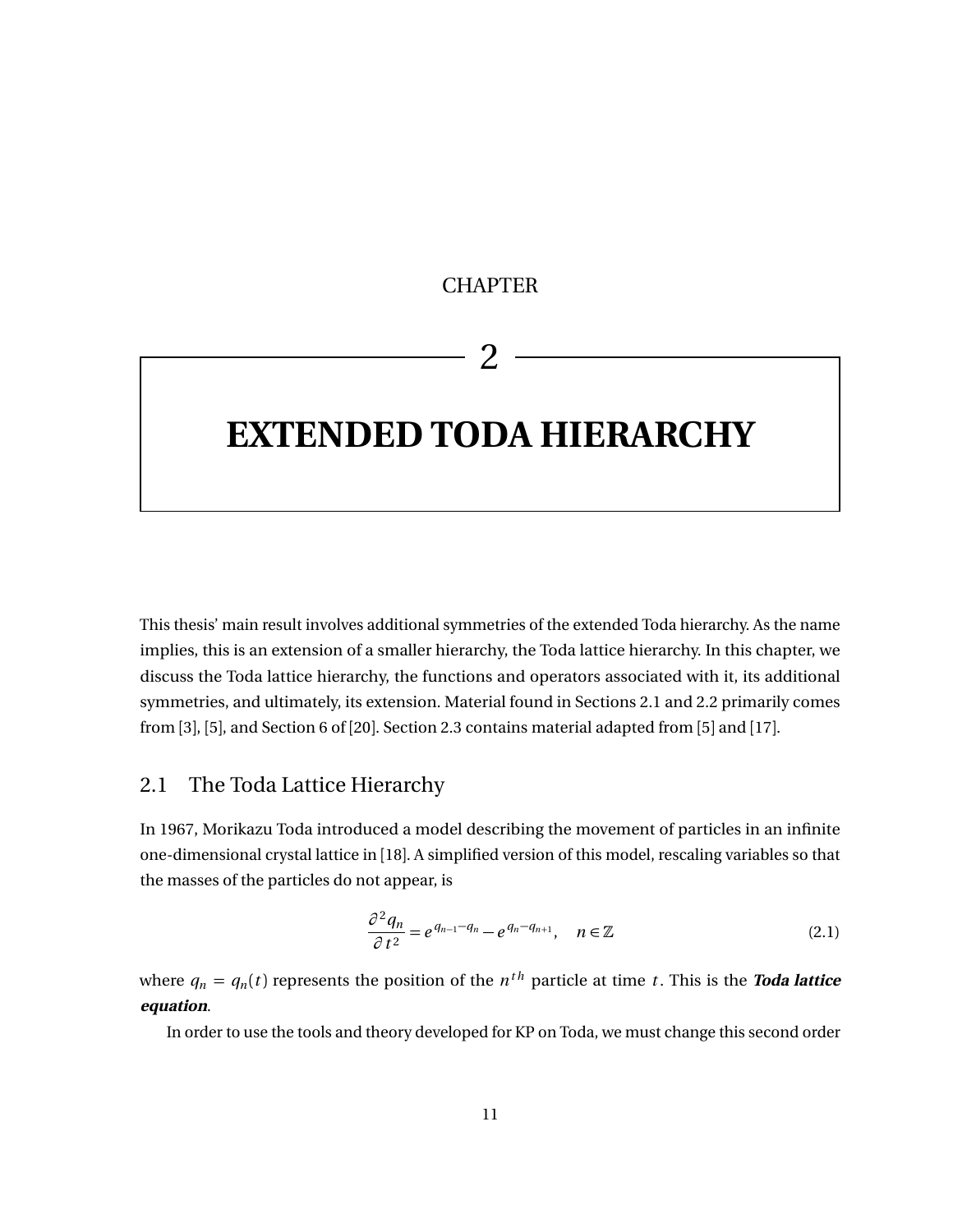# CHAPTER 2

# EXTENDED TODA HIERARCHY

This thesis' main result involves additional symmetries of the extended Toda hierarchy. As the name implies, this is an extension of a smaller hierarchy, the Toda lattice hierarchy. In this chapter, we discuss the Toda lattice hierarchy, the functions and operators associated with it, its additional symmetries, and ultimately, its extension. Material found in Sections 2.1 and 2.2 primarily comes from [3], [5], and Section 6 of [20]. Section 2.3 contains material adapted from [5] and [17].

## 2.1 The Toda Lattice Hierarchy

In 1967, Morikazu Toda introduced a model describing the movement of particles in an infinite one-dimensional crystal lattice in [18]. A simplified version of this model, rescaling variables so that the masses of the particles do not appear, is

$$\frac{\partial^2 q_n}{\partial t^2} = e^{q_{n-1}-q_n} - e^{q_n - q_{n+1}}, \quad n \in \mathbb{Z} \tag{2.1}$$

where $q_n = q_n(t)$ represents the position of the $n^{th}$ particle at time $t$. This is the ***Toda lattice equation***.

In order to use the tools and theory developed for KP on Toda, we must change this second order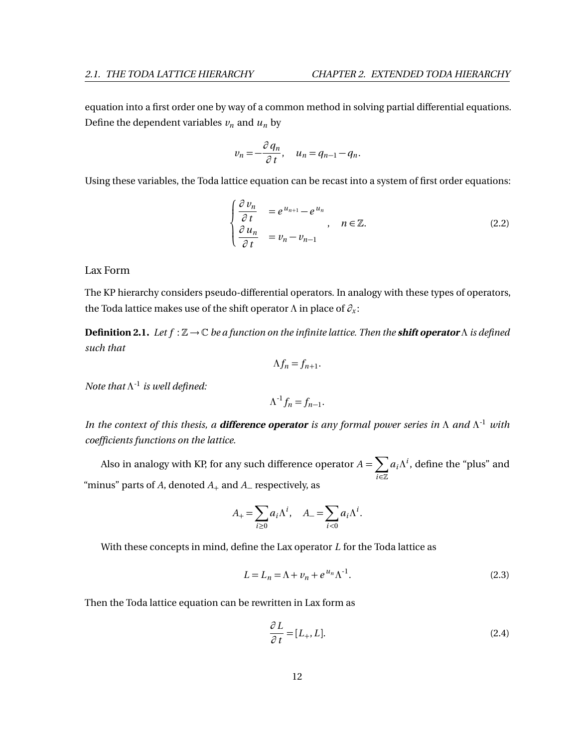equation into a first order one by way of a common method in solving partial differential equations. Define the dependent variables $v_n$ and $u_n$ by

$$v_n = -\frac{\partial q_n}{\partial t}, \quad u_n = q_{n-1} - q_n.$$

Using these variables, the Toda lattice equation can be recast into a system of first order equations:

$$\begin{cases} \dfrac{\partial v_n}{\partial t} &= e^{u_{n+1}} - e^{u_n} \\ \dfrac{\partial u_n}{\partial t} &= v_n - v_{n-1} \end{cases}, \quad n \in \mathbb{Z}. \tag{2.2}$$

### Lax Form

The KP hierarchy considers pseudo-differential operators. In analogy with these types of operators, the Toda lattice makes use of the shift operator $\Lambda$ in place of $\partial_x$:

**Definition 2.1.** *Let $f : \mathbb{Z} \to \mathbb{C}$ be a function on the infinite lattice. Then the **shift operator** $\Lambda$ is defined such that*

$$\Lambda f_n = f_{n+1}.$$

*Note that $\Lambda^{-1}$ is well defined:*

$$\Lambda^{-1} f_n = f_{n-1}.$$

*In the context of this thesis, a **difference operator** is any formal power series in $\Lambda$ and $\Lambda^{-1}$ with coefficients functions on the lattice.*

Also in analogy with KP, for any such difference operator $A = \sum_{i \in \mathbb{Z}} a_i \Lambda^i$, define the "plus" and "minus" parts of $A$, denoted $A_+$ and $A_-$ respectively, as

$$A_+ = \sum_{i \geq 0} a_i \Lambda^i, \quad A_- = \sum_{i < 0} a_i \Lambda^i.$$

With these concepts in mind, define the Lax operator $L$ for the Toda lattice as

$$L = L_n = \Lambda + v_n + e^{u_n} \Lambda^{-1}. \tag{2.3}$$

Then the Toda lattice equation can be rewritten in Lax form as

$$\frac{\partial L}{\partial t} = [L_+, L]. \tag{2.4}$$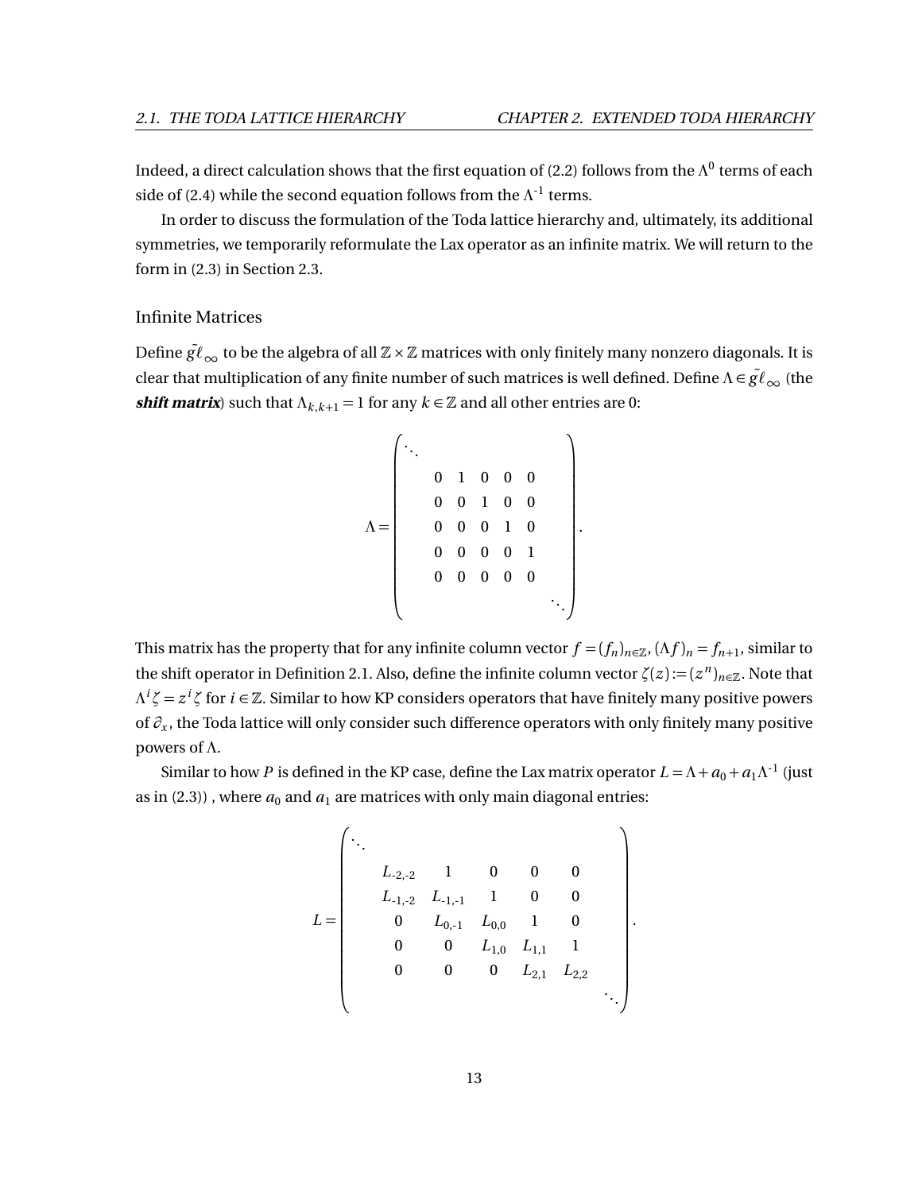Indeed, a direct calculation shows that the first equation of (2.2) follows from the $\Lambda^0$ terms of each side of (2.4) while the second equation follows from the $\Lambda^{-1}$ terms.

In order to discuss the formulation of the Toda lattice hierarchy and, ultimately, its additional symmetries, we temporarily reformulate the Lax operator as an infinite matrix. We will return to the form in (2.3) in Section 2.3.

### Infinite Matrices

Define $\tilde{g\ell}_\infty$ to be the algebra of all $\mathbb{Z}\times\mathbb{Z}$ matrices with only finitely many nonzero diagonals. It is clear that multiplication of any finite number of such matrices is well defined. Define $\Lambda \in \tilde{g\ell}_\infty$ (the ***shift matrix***) such that $\Lambda_{k,k+1} = 1$ for any $k \in \mathbb{Z}$ and all other entries are 0:

$$\Lambda = \begin{pmatrix} \ddots & & & & & & \\ & 0 & 1 & 0 & 0 & 0 & \\ & 0 & 0 & 1 & 0 & 0 & \\ & 0 & 0 & 0 & 1 & 0 & \\ & 0 & 0 & 0 & 0 & 1 & \\ & 0 & 0 & 0 & 0 & 0 & \\ & & & & & & \ddots \end{pmatrix}.$$

This matrix has the property that for any infinite column vector $f = (f_n)_{n\in\mathbb{Z}}$, $(\Lambda f)_n = f_{n+1}$, similar to the shift operator in Definition 2.1. Also, define the infinite column vector $\zeta(z) := (z^n)_{n\in\mathbb{Z}}$. Note that $\Lambda^i \zeta = z^i \zeta$ for $i \in \mathbb{Z}$. Similar to how KP considers operators that have finitely many positive powers of $\partial_x$, the Toda lattice will only consider such difference operators with only finitely many positive powers of $\Lambda$.

Similar to how $P$ is defined in the KP case, define the Lax matrix operator $L = \Lambda + a_0 + a_1\Lambda^{-1}$ (just as in (2.3)) , where $a_0$ and $a_1$ are matrices with only main diagonal entries:

$$L = \begin{pmatrix} \ddots & & & & & & \\ & L_{-2,-2} & 1 & 0 & 0 & 0 & \\ & L_{-1,-2} & L_{-1,-1} & 1 & 0 & 0 & \\ & 0 & L_{0,-1} & L_{0,0} & 1 & 0 & \\ & 0 & 0 & L_{1,0} & L_{1,1} & 1 & \\ & 0 & 0 & 0 & L_{2,1} & L_{2,2} & \\ & & & & & & \ddots \end{pmatrix}.$$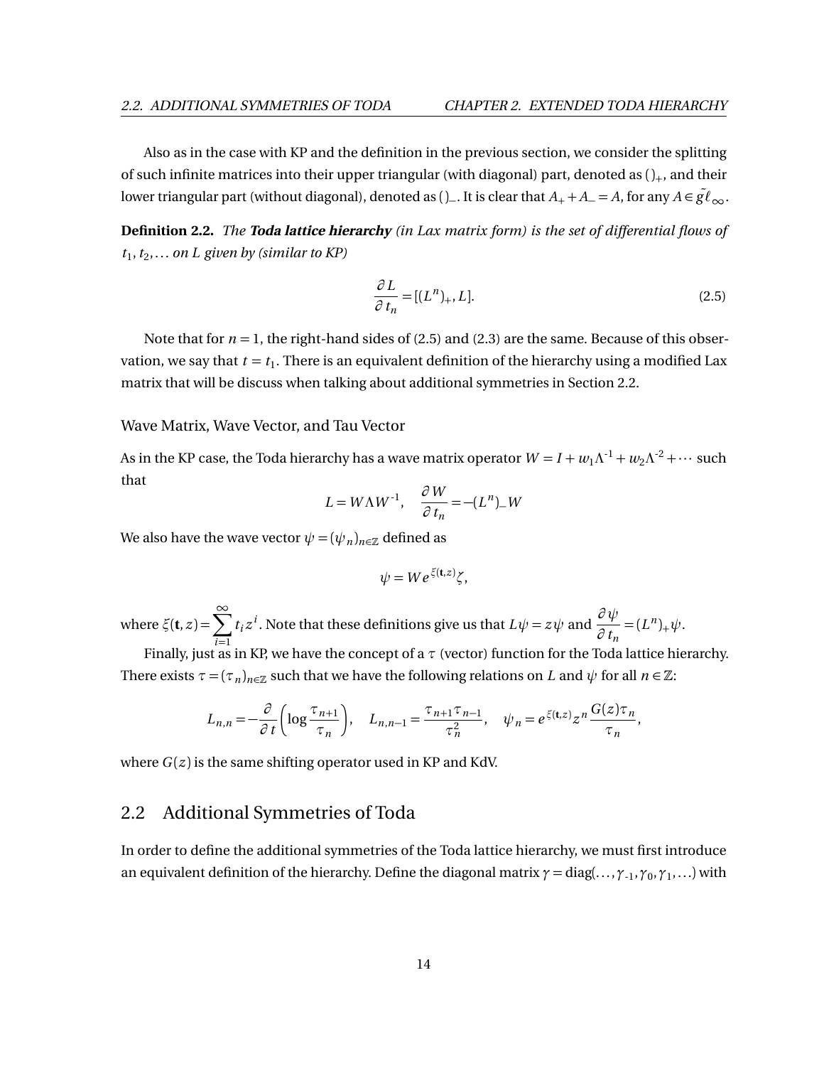Also as in the case with KP and the definition in the previous section, we consider the splitting of such infinite matrices into their upper triangular (with diagonal) part, denoted as $()_+$, and their lower triangular part (without diagonal), denoted as $()_-$. It is clear that $A_+ + A_- = A$, for any $A \in \tilde{g\ell}_\infty$.

**Definition 2.2.** *The* ***Toda lattice hierarchy*** *(in Lax matrix form) is the set of differential flows of $t_1, t_2, \ldots$ on $L$ given by (similar to KP)*

$$\frac{\partial L}{\partial t_n} = [(L^n)_+, L]. \tag{2.5}$$

Note that for $n = 1$, the right-hand sides of (2.5) and (2.3) are the same. Because of this observation, we say that $t = t_1$. There is an equivalent definition of the hierarchy using a modified Lax matrix that will be discuss when talking about additional symmetries in Section 2.2.

### Wave Matrix, Wave Vector, and Tau Vector

As in the KP case, the Toda hierarchy has a wave matrix operator $W = I + w_1\Lambda^{-1} + w_2\Lambda^{-2} + \cdots$ such that

$$L = W\Lambda W^{-1}, \quad \frac{\partial W}{\partial t_n} = -(L^n)_- W$$

We also have the wave vector $\psi = (\psi_n)_{n\in\mathbb{Z}}$ defined as

$$\psi = W e^{\xi(\mathbf{t},z)}\zeta,$$

where $\xi(\mathbf{t}, z) = \sum_{i=1}^{\infty} t_i z^i$. Note that these definitions give us that $L\psi = z\psi$ and $\frac{\partial \psi}{\partial t_n} = (L^n)_+\psi$.

Finally, just as in KP, we have the concept of a $\tau$ (vector) function for the Toda lattice hierarchy. There exists $\tau = (\tau_n)_{n\in\mathbb{Z}}$ such that we have the following relations on $L$ and $\psi$ for all $n \in \mathbb{Z}$:

$$L_{n,n} = -\frac{\partial}{\partial t}\left(\log \frac{\tau_{n+1}}{\tau_n}\right), \quad L_{n,n-1} = \frac{\tau_{n+1}\tau_{n-1}}{\tau_n^2}, \quad \psi_n = e^{\xi(\mathbf{t},z)} z^n \frac{G(z)\tau_n}{\tau_n},$$

where $G(z)$ is the same shifting operator used in KP and KdV.

## 2.2 Additional Symmetries of Toda

In order to define the additional symmetries of the Toda lattice hierarchy, we must first introduce an equivalent definition of the hierarchy. Define the diagonal matrix $\gamma = \operatorname{diag}(\ldots, \gamma_{-1}, \gamma_0, \gamma_1, \ldots)$ with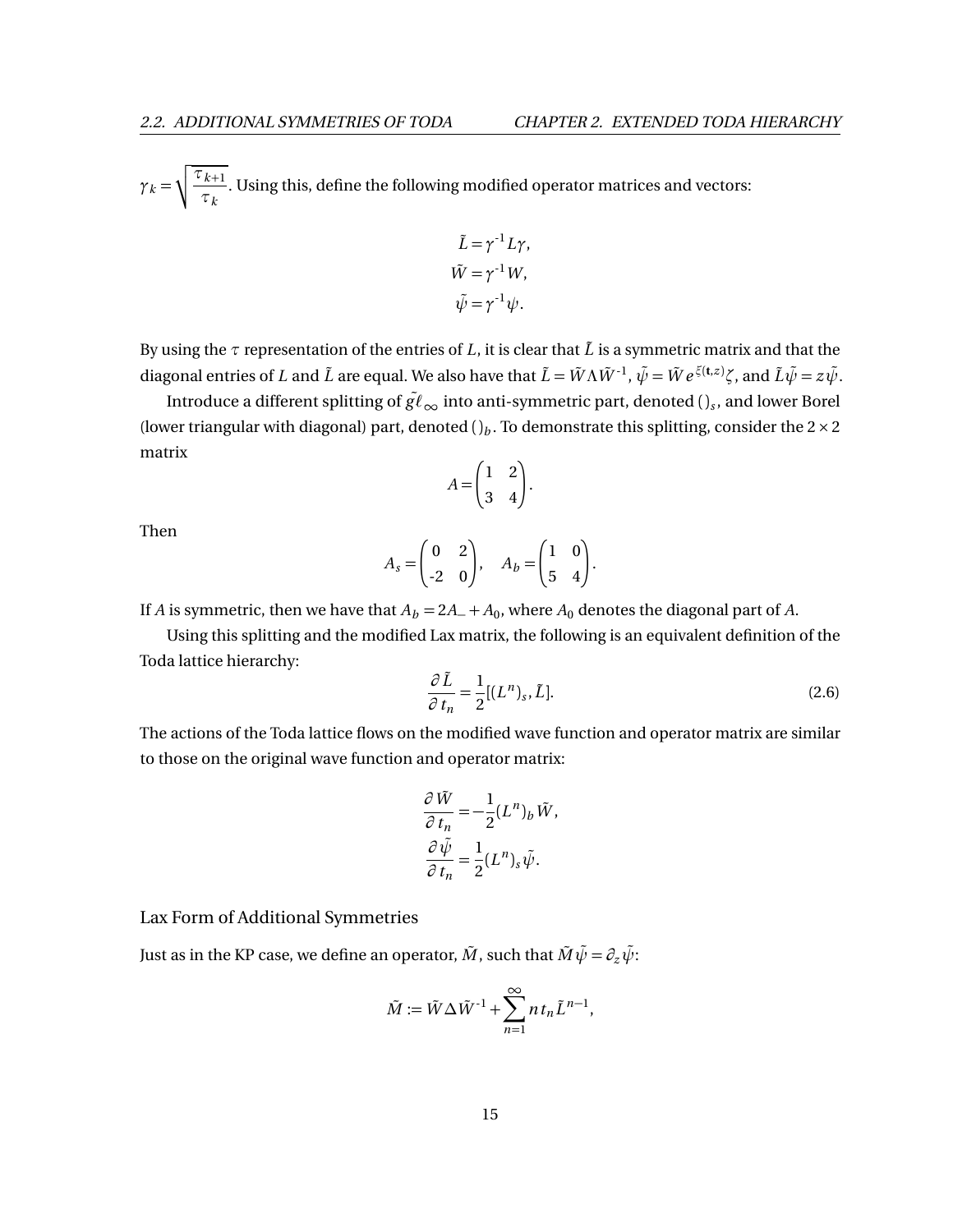$\gamma_k = \sqrt{\dfrac{\tau_{k+1}}{\tau_k}}$. Using this, define the following modified operator matrices and vectors:

$$\tilde{L} = \gamma^{-1} L \gamma,$$
$$\tilde{W} = \gamma^{-1} W,$$
$$\tilde{\psi} = \gamma^{-1} \psi.$$

By using the $\tau$ representation of the entries of $L$, it is clear that $\tilde{L}$ is a symmetric matrix and that the diagonal entries of $L$ and $\tilde{L}$ are equal. We also have that $\tilde{L} = \tilde{W} \Lambda \tilde{W}^{-1}$, $\tilde{\psi} = \tilde{W} e^{\xi(\mathbf{t},z)} \zeta$, and $\tilde{L}\tilde{\psi} = z\tilde{\psi}$.

Introduce a different splitting of $\tilde{g\ell}_\infty$ into anti-symmetric part, denoted $()_s$, and lower Borel (lower triangular with diagonal) part, denoted $()_b$. To demonstrate this splitting, consider the $2 \times 2$ matrix

$$A = \begin{pmatrix} 1 & 2 \\ 3 & 4 \end{pmatrix}.$$

Then

$$A_s = \begin{pmatrix} 0 & 2 \\ -2 & 0 \end{pmatrix}, \quad A_b = \begin{pmatrix} 1 & 0 \\ 5 & 4 \end{pmatrix}.$$

If $A$ is symmetric, then we have that $A_b = 2A_- + A_0$, where $A_0$ denotes the diagonal part of $A$.

Using this splitting and the modified Lax matrix, the following is an equivalent definition of the Toda lattice hierarchy:

$$\frac{\partial \tilde{L}}{\partial t_n} = \frac{1}{2}[(L^n)_s, \tilde{L}]. \tag{2.6}$$

The actions of the Toda lattice flows on the modified wave function and operator matrix are similar to those on the original wave function and operator matrix:

$$\frac{\partial \tilde{W}}{\partial t_n} = -\frac{1}{2}(L^n)_b \tilde{W},$$
$$\frac{\partial \tilde{\psi}}{\partial t_n} = \frac{1}{2}(L^n)_s \tilde{\psi}.$$

### Lax Form of Additional Symmetries

Just as in the KP case, we define an operator, $\tilde{M}$, such that $\tilde{M}\tilde{\psi} = \partial_z \tilde{\psi}$:

$$\tilde{M} := \tilde{W} \Delta \tilde{W}^{-1} + \sum_{n=1}^{\infty} n t_n \tilde{L}^{n-1},$$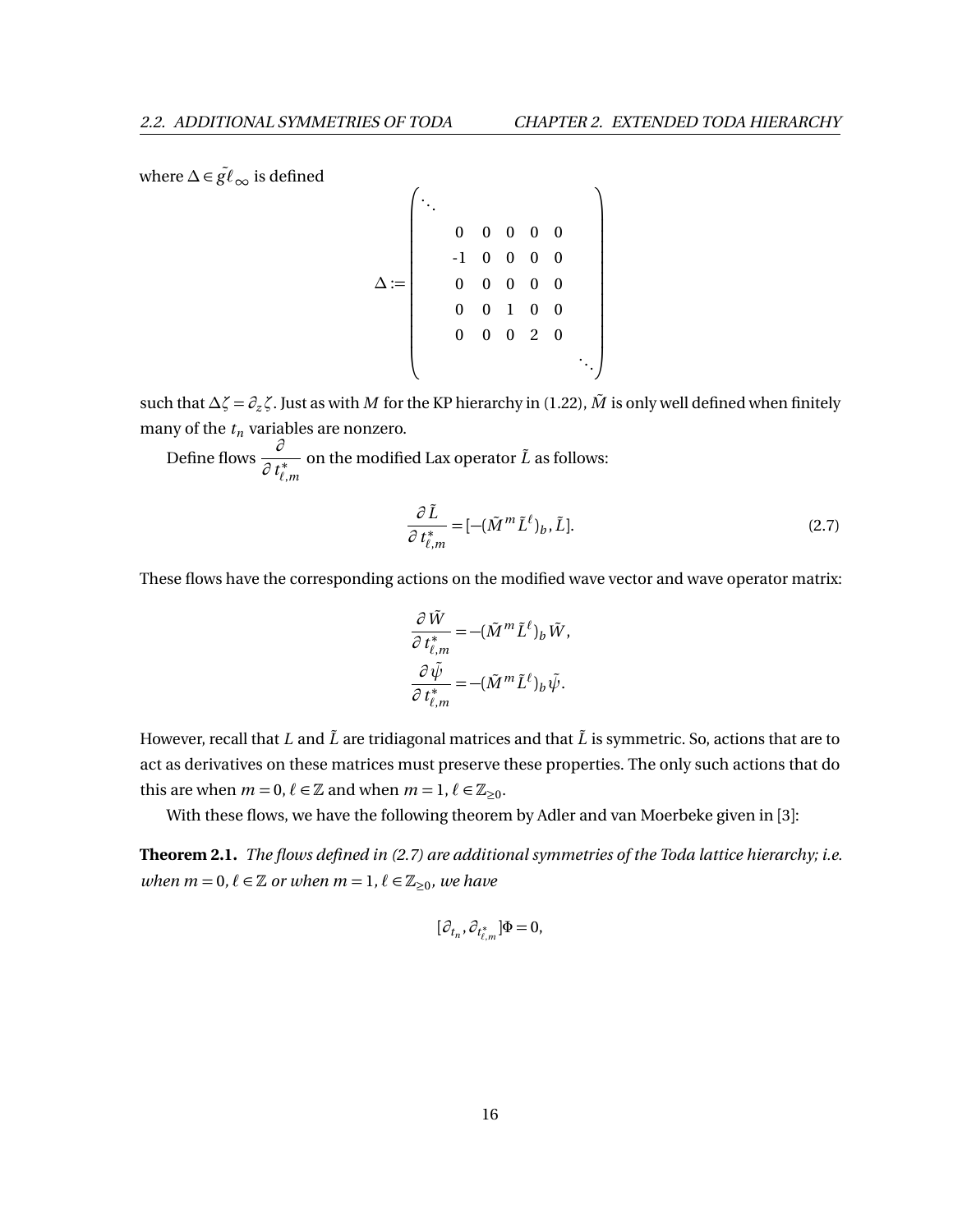where $\Delta \in \tilde{g\ell}_\infty$ is defined

$$
\Delta := \begin{pmatrix} \ddots & & & & & & \\ & 0 & 0 & 0 & 0 & 0 & \\ & -1 & 0 & 0 & 0 & 0 & \\ & 0 & 0 & 0 & 0 & 0 & \\ & 0 & 0 & 1 & 0 & 0 & \\ & 0 & 0 & 0 & 2 & 0 & \\ & & & & & & \ddots \end{pmatrix}
$$

such that $\Delta\zeta = \partial_z \zeta$. Just as with $M$ for the KP hierarchy in (1.22), $\tilde{M}$ is only well defined when finitely many of the $t_n$ variables are nonzero.

Define flows $\dfrac{\partial}{\partial t^*_{\ell,m}}$ on the modified Lax operator $\tilde{L}$ as follows:

$$
\frac{\partial \tilde{L}}{\partial t^*_{\ell,m}} = [-(\tilde{M}^m \tilde{L}^\ell)_b, \tilde{L}]. \tag{2.7}
$$

These flows have the corresponding actions on the modified wave vector and wave operator matrix:

$$
\frac{\partial \tilde{W}}{\partial t^*_{\ell,m}} = -(\tilde{M}^m \tilde{L}^\ell)_b \tilde{W},
$$
$$
\frac{\partial \tilde{\psi}}{\partial t^*_{\ell,m}} = -(\tilde{M}^m \tilde{L}^\ell)_b \tilde{\psi}.
$$

However, recall that $L$ and $\tilde{L}$ are tridiagonal matrices and that $\tilde{L}$ is symmetric. So, actions that are to act as derivatives on these matrices must preserve these properties. The only such actions that do this are when $m = 0$, $\ell \in \mathbb{Z}$ and when $m = 1$, $\ell \in \mathbb{Z}_{\geq 0}$.

With these flows, we have the following theorem by Adler and van Moerbeke given in [3]:

**Theorem 2.1.** *The flows defined in (2.7) are additional symmetries of the Toda lattice hierarchy; i.e. when $m = 0$, $\ell \in \mathbb{Z}$ or when $m = 1$, $\ell \in \mathbb{Z}_{\geq 0}$, we have*

$$
[\partial_{t_n}, \partial_{t^*_{\ell,m}}]\Phi = 0,
$$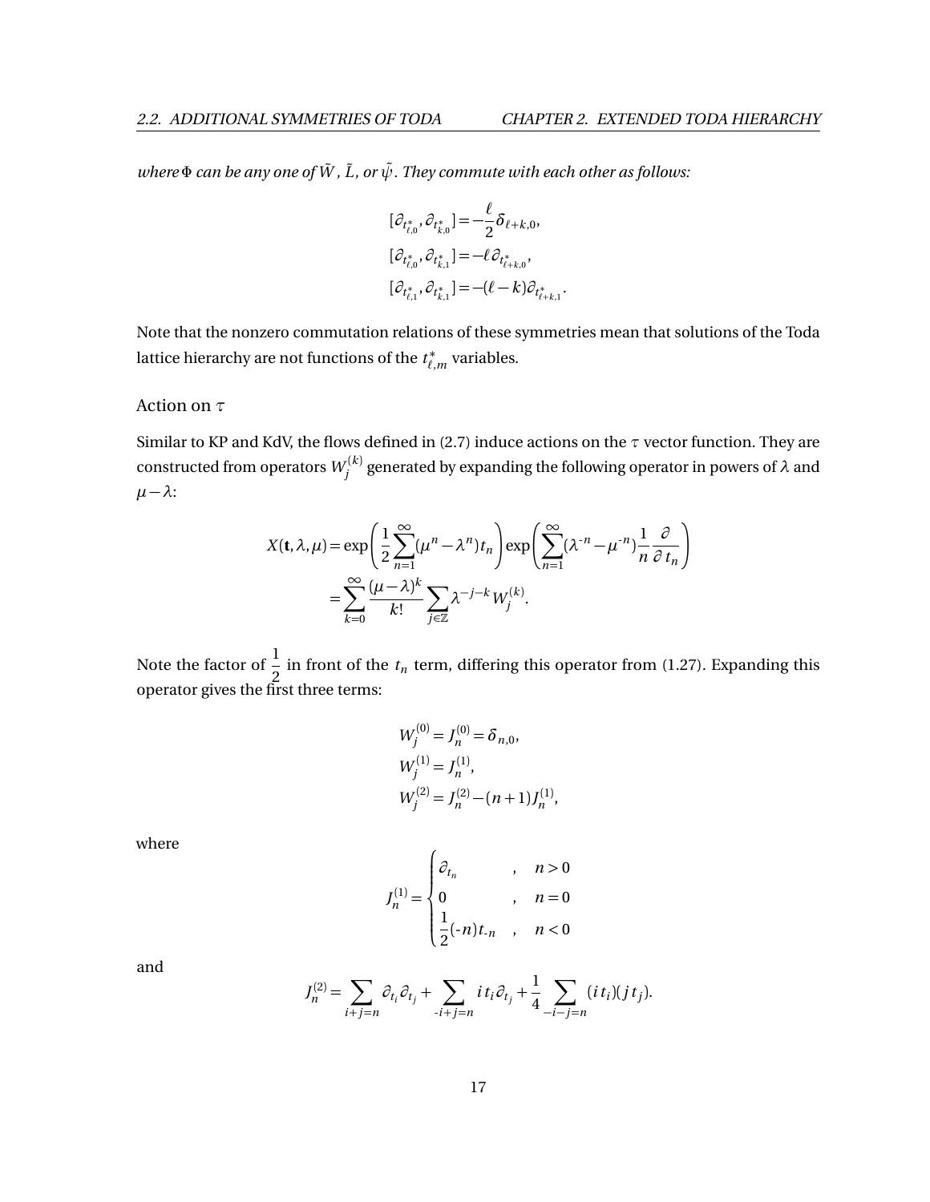*where* $\Phi$ *can be any one of* $\tilde{W}$*,* $\tilde{L}$*, or* $\tilde{\psi}$*. They commute with each other as follows:*

$$
\begin{aligned}
[\partial_{t^*_{\ell,0}}, \partial_{t^*_{k,0}}] &= -\frac{\ell}{2}\delta_{\ell+k,0}, \\
[\partial_{t^*_{\ell,0}}, \partial_{t^*_{k,1}}] &= -\ell\,\partial_{t^*_{\ell+k,0}}, \\
[\partial_{t^*_{\ell,1}}, \partial_{t^*_{k,1}}] &= -(\ell-k)\partial_{t^*_{\ell+k,1}}.
\end{aligned}
$$

Note that the nonzero commutation relations of these symmetries mean that solutions of the Toda lattice hierarchy are not functions of the $t^*_{\ell,m}$ variables.

### Action on $\tau$

Similar to KP and KdV, the flows defined in (2.7) induce actions on the $\tau$ vector function. They are constructed from operators $W^{(k)}_j$ generated by expanding the following operator in powers of $\lambda$ and $\mu - \lambda$:

$$
\begin{aligned}
X(\mathbf{t},\lambda,\mu) &= \exp\left(\frac{1}{2}\sum_{n=1}^{\infty}(\mu^n-\lambda^n)t_n\right)\exp\left(\sum_{n=1}^{\infty}(\lambda^{-n}-\mu^{-n})\frac{1}{n}\frac{\partial}{\partial t_n}\right) \\
&= \sum_{k=0}^{\infty}\frac{(\mu-\lambda)^k}{k!}\sum_{j\in\mathbb{Z}}\lambda^{-j-k}W^{(k)}_j.
\end{aligned}
$$

Note the factor of $\frac{1}{2}$ in front of the $t_n$ term, differing this operator from (1.27). Expanding this operator gives the first three terms:

$$
\begin{aligned}
W^{(0)}_j &= J^{(0)}_n = \delta_{n,0}, \\
W^{(1)}_j &= J^{(1)}_n, \\
W^{(2)}_j &= J^{(2)}_n - (n+1)J^{(1)}_n,
\end{aligned}
$$

where

$$
J^{(1)}_n = \begin{cases} \partial_{t_n} & , \quad n>0 \\ 0 & , \quad n=0 \\ \frac{1}{2}(-n)t_{-n} & , \quad n<0 \end{cases}
$$

and

$$
J^{(2)}_n = \sum_{i+j=n}\partial_{t_i}\partial_{t_j} + \sum_{-i+j=n} i\,t_i\partial_{t_j} + \frac{1}{4}\sum_{-i-j=n}(i\,t_i)(j\,t_j).
$$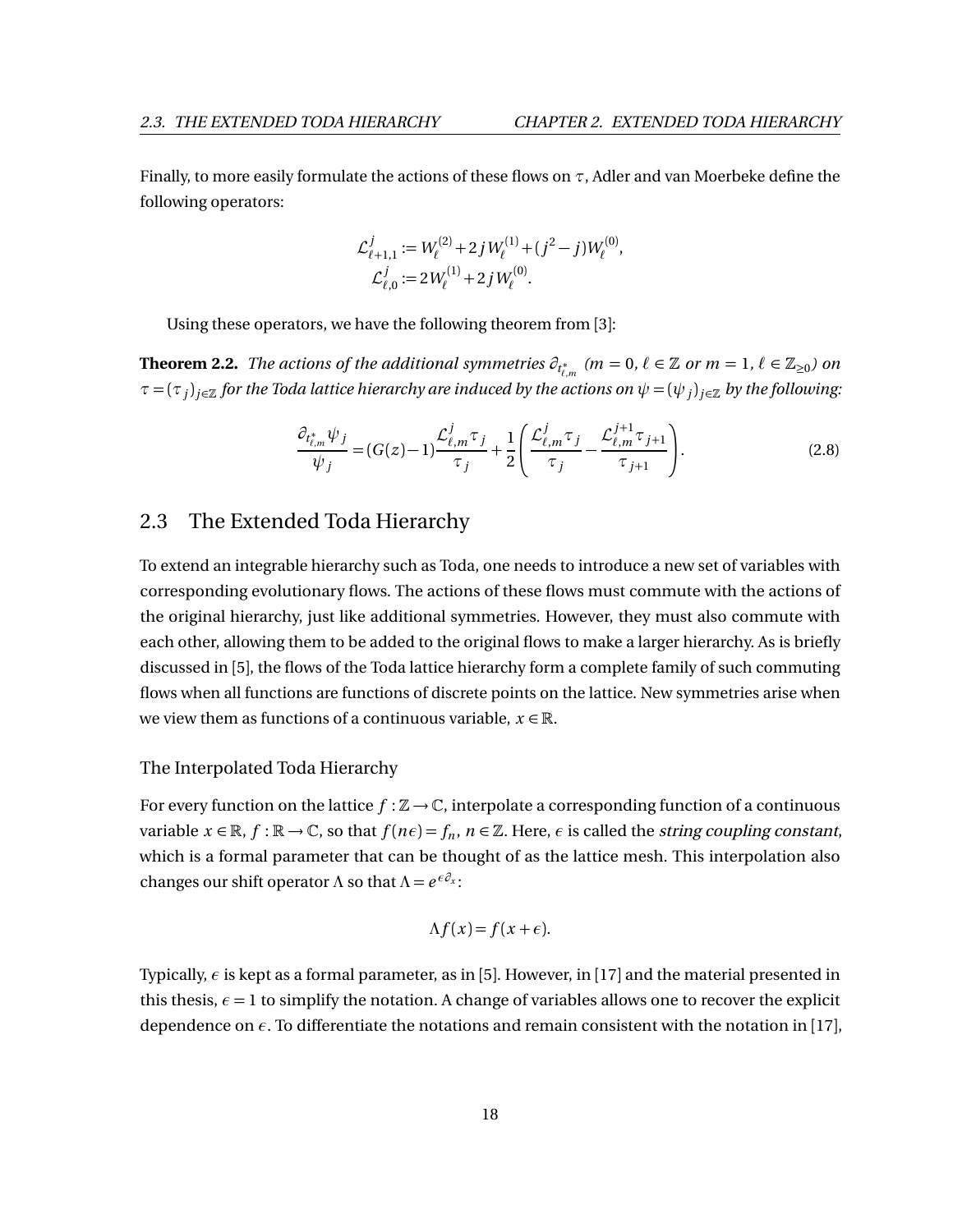Finally, to more easily formulate the actions of these flows on $\tau$, Adler and van Moerbeke define the following operators:

$$
\begin{aligned}
\mathcal{L}^{j}_{\ell+1,1} &:= W^{(2)}_{\ell} + 2jW^{(1)}_{\ell} + (j^2 - j)W^{(0)}_{\ell}, \\
\mathcal{L}^{j}_{\ell,0} &:= 2W^{(1)}_{\ell} + 2jW^{(0)}_{\ell}.
\end{aligned}
$$

Using these operators, we have the following theorem from [3]:

**Theorem 2.2.** *The actions of the additional symmetries $\partial_{t^*_{\ell,m}}$ ($m = 0$, $\ell \in \mathbb{Z}$ or $m = 1$, $\ell \in \mathbb{Z}_{\geq 0}$) on $\tau = (\tau_j)_{j\in\mathbb{Z}}$ for the Toda lattice hierarchy are induced by the actions on $\psi = (\psi_j)_{j\in\mathbb{Z}}$ by the following:*

$$
\frac{\partial_{t^*_{\ell,m}} \psi_j}{\psi_j} = (G(z) - 1)\frac{\mathcal{L}^{j}_{\ell,m}\tau_j}{\tau_j} + \frac{1}{2}\left(\frac{\mathcal{L}^{j}_{\ell,m}\tau_j}{\tau_j} - \frac{\mathcal{L}^{j+1}_{\ell,m}\tau_{j+1}}{\tau_{j+1}}\right). \tag{2.8}
$$

## 2.3 The Extended Toda Hierarchy

To extend an integrable hierarchy such as Toda, one needs to introduce a new set of variables with corresponding evolutionary flows. The actions of these flows must commute with the actions of the original hierarchy, just like additional symmetries. However, they must also commute with each other, allowing them to be added to the original flows to make a larger hierarchy. As is briefly discussed in [5], the flows of the Toda lattice hierarchy form a complete family of such commuting flows when all functions are functions of discrete points on the lattice. New symmetries arise when we view them as functions of a continuous variable, $x \in \mathbb{R}$.

### The Interpolated Toda Hierarchy

For every function on the lattice $f : \mathbb{Z} \to \mathbb{C}$, interpolate a corresponding function of a continuous variable $x \in \mathbb{R}$, $f : \mathbb{R} \to \mathbb{C}$, so that $f(n\epsilon) = f_n$, $n \in \mathbb{Z}$. Here, $\epsilon$ is called the *string coupling constant*, which is a formal parameter that can be thought of as the lattice mesh. This interpolation also changes our shift operator $\Lambda$ so that $\Lambda = e^{\epsilon\partial_x}$:

$$
\Lambda f(x) = f(x + \epsilon).
$$

Typically, $\epsilon$ is kept as a formal parameter, as in [5]. However, in [17] and the material presented in this thesis, $\epsilon = 1$ to simplify the notation. A change of variables allows one to recover the explicit dependence on $\epsilon$. To differentiate the notations and remain consistent with the notation in [17],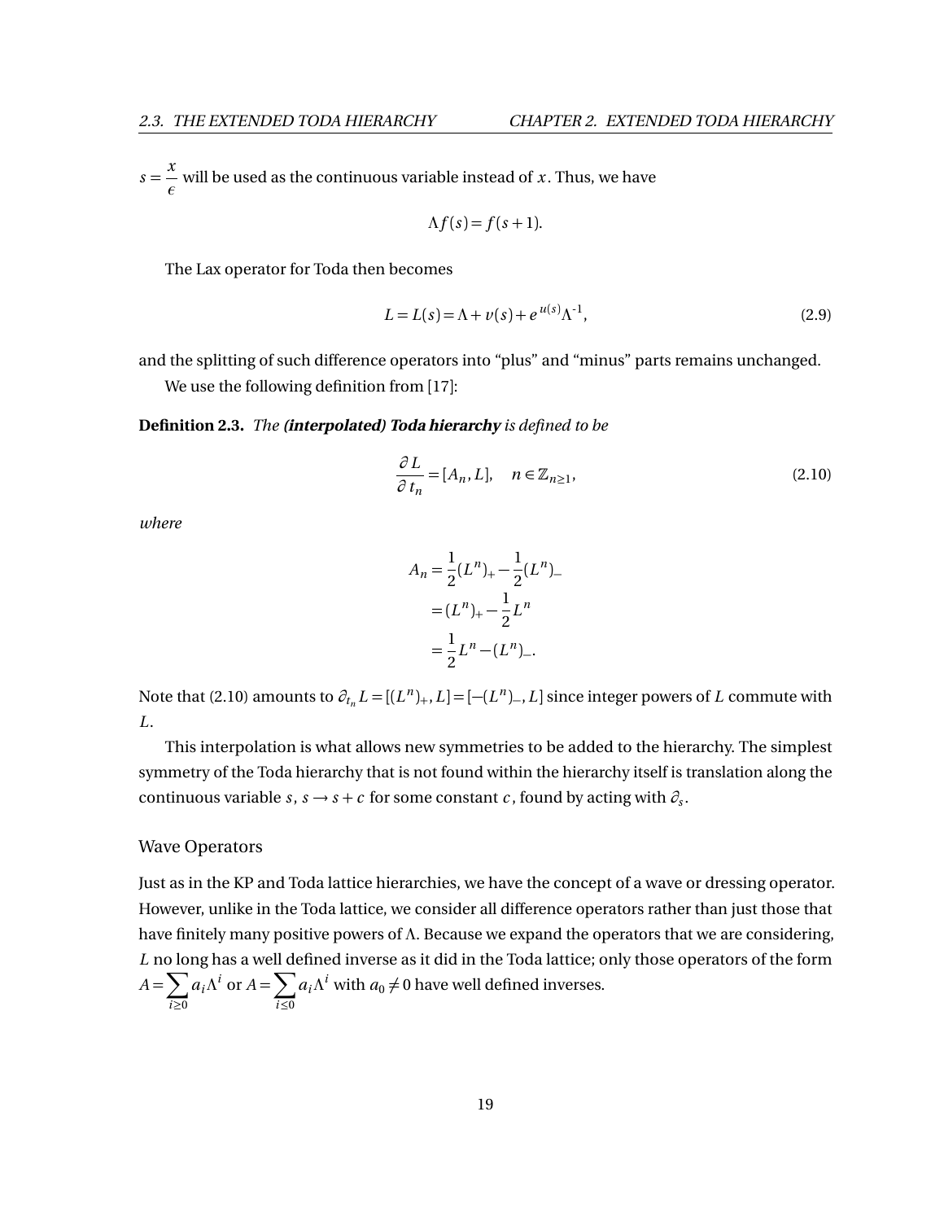$s = \dfrac{x}{\epsilon}$ will be used as the continuous variable instead of $x$. Thus, we have

$$\Lambda f(s) = f(s+1).$$

The Lax operator for Toda then becomes

$$L = L(s) = \Lambda + v(s) + e^{u(s)}\Lambda^{-1}, \tag{2.9}$$

and the splitting of such difference operators into "plus" and "minus" parts remains unchanged.

We use the following definition from [17]:

**Definition 2.3.** *The* ***(interpolated) Toda hierarchy*** *is defined to be*

$$\frac{\partial L}{\partial t_n} = [A_n, L], \quad n \in \mathbb{Z}_{n\geq 1}, \tag{2.10}$$

*where*

$$\begin{aligned} A_n &= \frac{1}{2}(L^n)_+ - \frac{1}{2}(L^n)_- \\ &= (L^n)_+ - \frac{1}{2}L^n \\ &= \frac{1}{2}L^n - (L^n)_-. \end{aligned}$$

Note that (2.10) amounts to $\partial_{t_n} L = [(L^n)_+, L] = [-(L^n)_-, L]$ since integer powers of $L$ commute with $L$.

This interpolation is what allows new symmetries to be added to the hierarchy. The simplest symmetry of the Toda hierarchy that is not found within the hierarchy itself is translation along the continuous variable $s$, $s \to s + c$ for some constant $c$, found by acting with $\partial_s$.

### Wave Operators

Just as in the KP and Toda lattice hierarchies, we have the concept of a wave or dressing operator. However, unlike in the Toda lattice, we consider all difference operators rather than just those that have finitely many positive powers of $\Lambda$. Because we expand the operators that we are considering, $L$ no long has a well defined inverse as it did in the Toda lattice; only those operators of the form $A = \sum_{i\geq 0} a_i \Lambda^i$ or $A = \sum_{i\leq 0} a_i \Lambda^i$ with $a_0 \neq 0$ have well defined inverses.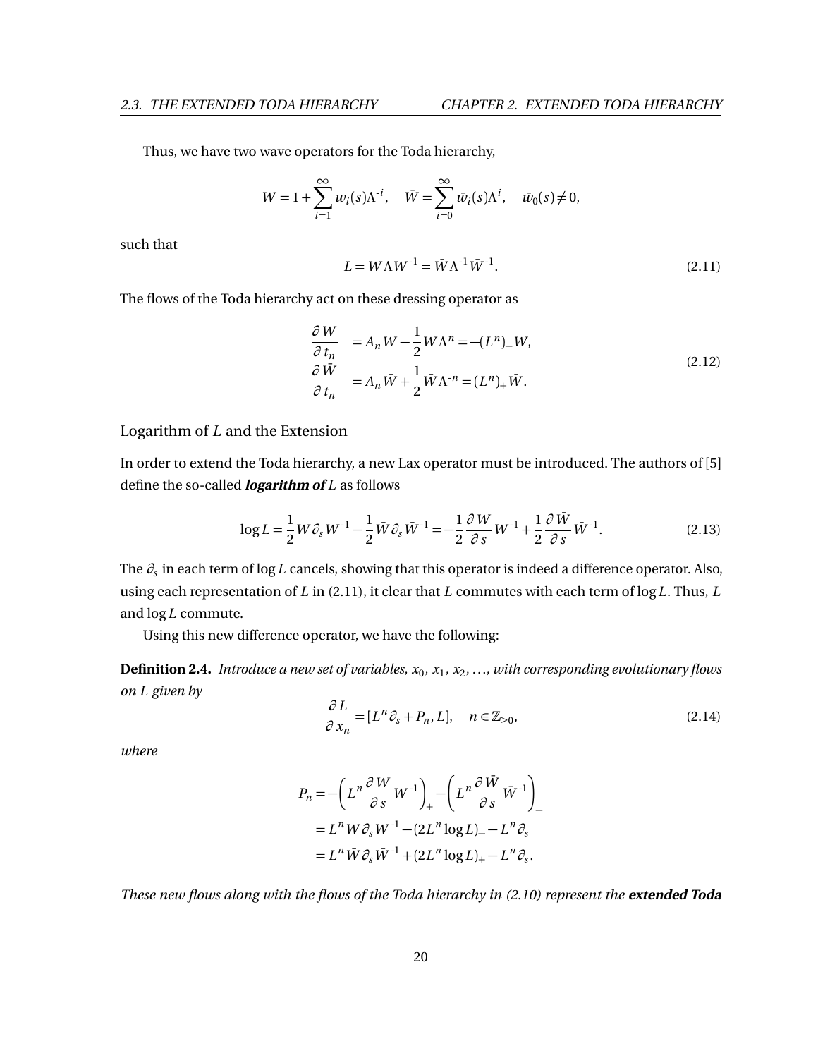Thus, we have two wave operators for the Toda hierarchy,

$$W = 1 + \sum_{i=1}^{\infty} w_i(s)\Lambda^{-i}, \quad \bar{W} = \sum_{i=0}^{\infty} \bar{w}_i(s)\Lambda^{i}, \quad \bar{w}_0(s) \neq 0,$$

such that

$$L = W\Lambda W^{-1} = \bar{W}\Lambda^{-1}\bar{W}^{-1}. \tag{2.11}$$

The flows of the Toda hierarchy act on these dressing operator as

$$\begin{aligned} \frac{\partial W}{\partial t_n} &= A_n W - \frac{1}{2} W\Lambda^n = -(L^n)_- W, \\ \frac{\partial \bar{W}}{\partial t_n} &= A_n \bar{W} + \frac{1}{2}\bar{W}\Lambda^{-n} = (L^n)_+ \bar{W}. \end{aligned} \tag{2.12}$$

## Logarithm of $L$ and the Extension

In order to extend the Toda hierarchy, a new Lax operator must be introduced. The authors of [5] define the so-called ***logarithm of*** $L$ as follows

$$\log L = \frac{1}{2} W\partial_s W^{-1} - \frac{1}{2}\bar{W}\partial_s \bar{W}^{-1} = -\frac{1}{2}\frac{\partial W}{\partial s}W^{-1} + \frac{1}{2}\frac{\partial \bar{W}}{\partial s}\bar{W}^{-1}. \tag{2.13}$$

The $\partial_s$ in each term of $\log L$ cancels, showing that this operator is indeed a difference operator. Also, using each representation of $L$ in (2.11), it clear that $L$ commutes with each term of $\log L$. Thus, $L$ and $\log L$ commute.

Using this new difference operator, we have the following:

**Definition 2.4.** *Introduce a new set of variables, $x_0$, $x_1$, $x_2$, ..., with corresponding evolutionary flows on $L$ given by*

$$\frac{\partial L}{\partial x_n} = [L^n\partial_s + P_n, L], \quad n \in \mathbb{Z}_{\geq 0}, \tag{2.14}$$

*where*

$$\begin{aligned} P_n &= -\left(L^n \frac{\partial W}{\partial s}W^{-1}\right)_+ - \left(L^n \frac{\partial \bar{W}}{\partial s}\bar{W}^{-1}\right)_- \\ &= L^n W\partial_s W^{-1} - (2L^n \log L)_- - L^n\partial_s \\ &= L^n \bar{W}\partial_s \bar{W}^{-1} + (2L^n \log L)_+ - L^n\partial_s. \end{aligned}$$

*These new flows along with the flows of the Toda hierarchy in (2.10) represent the* ***extended Toda***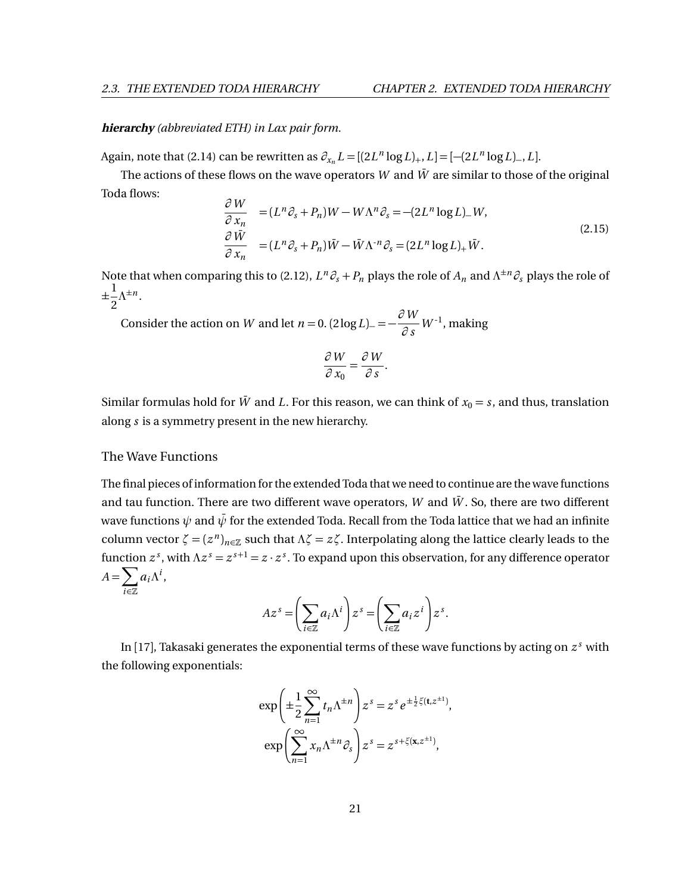***hierarchy*** *(abbreviated ETH) in Lax pair form.*

Again, note that (2.14) can be rewritten as $\partial_{x_n} L = [(2L^n \log L)_+, L] = [-(2L^n \log L)_-, L]$.

The actions of these flows on the wave operators $W$ and $\bar{W}$ are similar to those of the original Toda flows:

$$
\begin{aligned}
\frac{\partial W}{\partial x_n} &= (L^n \partial_s + P_n) W - W \Lambda^n \partial_s = -(2L^n \log L)_- W, \\
\frac{\partial \bar{W}}{\partial x_n} &= (L^n \partial_s + P_n) \bar{W} - \bar{W} \Lambda^{-n} \partial_s = (2L^n \log L)_+ \bar{W}.
\end{aligned}
\tag{2.15}
$$

Note that when comparing this to (2.12), $L^n \partial_s + P_n$ plays the role of $A_n$ and $\Lambda^{\pm n} \partial_s$ plays the role of $\pm \frac{1}{2} \Lambda^{\pm n}$.

Consider the action on $W$ and let $n = 0$. $(2 \log L)_- = -\frac{\partial W}{\partial s} W^{-1}$, making

$$
\frac{\partial W}{\partial x_0} = \frac{\partial W}{\partial s}.
$$

Similar formulas hold for $\bar{W}$ and $L$. For this reason, we can think of $x_0 = s$, and thus, translation along $s$ is a symmetry present in the new hierarchy.

### The Wave Functions

The final pieces of information for the extended Toda that we need to continue are the wave functions and tau function. There are two different wave operators, $W$ and $\bar{W}$. So, there are two different wave functions $\psi$ and $\bar{\psi}$ for the extended Toda. Recall from the Toda lattice that we had an infinite column vector $\zeta = (z^n)_{n \in \mathbb{Z}}$ such that $\Lambda \zeta = z \zeta$. Interpolating along the lattice clearly leads to the function $z^s$, with $\Lambda z^s = z^{s+1} = z \cdot z^s$. To expand upon this observation, for any difference operator $A = \sum_{i \in \mathbb{Z}} a_i \Lambda^i$,

$$
A z^s = \left( \sum_{i \in \mathbb{Z}} a_i \Lambda^i \right) z^s = \left( \sum_{i \in \mathbb{Z}} a_i z^i \right) z^s.
$$

In [17], Takasaki generates the exponential terms of these wave functions by acting on $z^s$ with the following exponentials:

$$
\exp\left( \pm \frac{1}{2} \sum_{n=1}^{\infty} t_n \Lambda^{\pm n} \right) z^s = z^s e^{\pm \frac{1}{2} \xi(\mathbf{t}, z^{\pm 1})},
$$

$$
\exp\left( \sum_{n=1}^{\infty} x_n \Lambda^{\pm n} \partial_s \right) z^s = z^{s + \xi(\mathbf{x}, z^{\pm 1})},
$$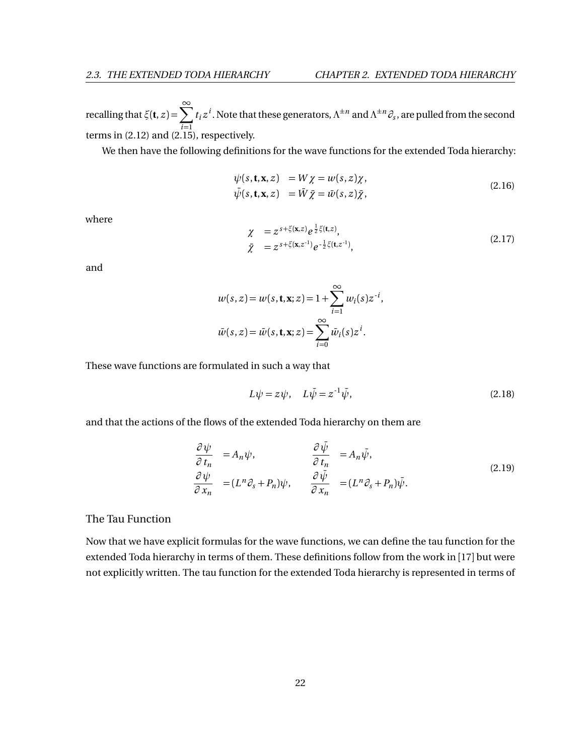recalling that $\xi(\mathbf{t}, z) = \sum_{i=1}^{\infty} t_i z^i$. Note that these generators, $\Lambda^{\pm n}$ and $\Lambda^{\pm n}\partial_s$, are pulled from the second terms in (2.12) and (2.15), respectively.

We then have the following definitions for the wave functions for the extended Toda hierarchy:

$$
\begin{aligned}
\psi(s,\mathbf{t},\mathbf{x},z) &= W\chi = w(s,z)\chi, \\
\bar{\psi}(s,\mathbf{t},\mathbf{x},z) &= \bar{W}\bar{\chi} = \bar{w}(s,z)\bar{\chi},
\end{aligned}
\tag{2.16}
$$

where

$$
\begin{aligned}
\chi &= z^{s+\xi(\mathbf{x},z)} e^{\frac{1}{2}\xi(\mathbf{t},z)}, \\
\bar{\chi} &= z^{s+\xi(\mathbf{x},z^{-1})} e^{-\frac{1}{2}\xi(\mathbf{t},z^{-1})},
\end{aligned}
\tag{2.17}
$$

and

$$
w(s,z) = w(s,\mathbf{t},\mathbf{x};z) = 1 + \sum_{i=1}^{\infty} w_i(s) z^{-i},
$$

$$
\bar{w}(s,z) = \bar{w}(s,\mathbf{t},\mathbf{x};z) = \sum_{i=0}^{\infty} \bar{w}_i(s) z^{i}.
$$

These wave functions are formulated in such a way that

$$
L\psi = z\psi, \quad L\bar{\psi} = z^{-1}\bar{\psi},
\tag{2.18}
$$

and that the actions of the flows of the extended Toda hierarchy on them are

$$
\begin{aligned}
\frac{\partial \psi}{\partial t_n} &= A_n\psi, & \frac{\partial \bar{\psi}}{\partial t_n} &= A_n\bar{\psi}, \\
\frac{\partial \psi}{\partial x_n} &= (L^n\partial_s + P_n)\psi, & \frac{\partial \bar{\psi}}{\partial x_n} &= (L^n\partial_s + P_n)\bar{\psi}.
\end{aligned}
\tag{2.19}
$$

### The Tau Function

Now that we have explicit formulas for the wave functions, we can define the tau function for the extended Toda hierarchy in terms of them. These definitions follow from the work in [17] but were not explicitly written. The tau function for the extended Toda hierarchy is represented in terms of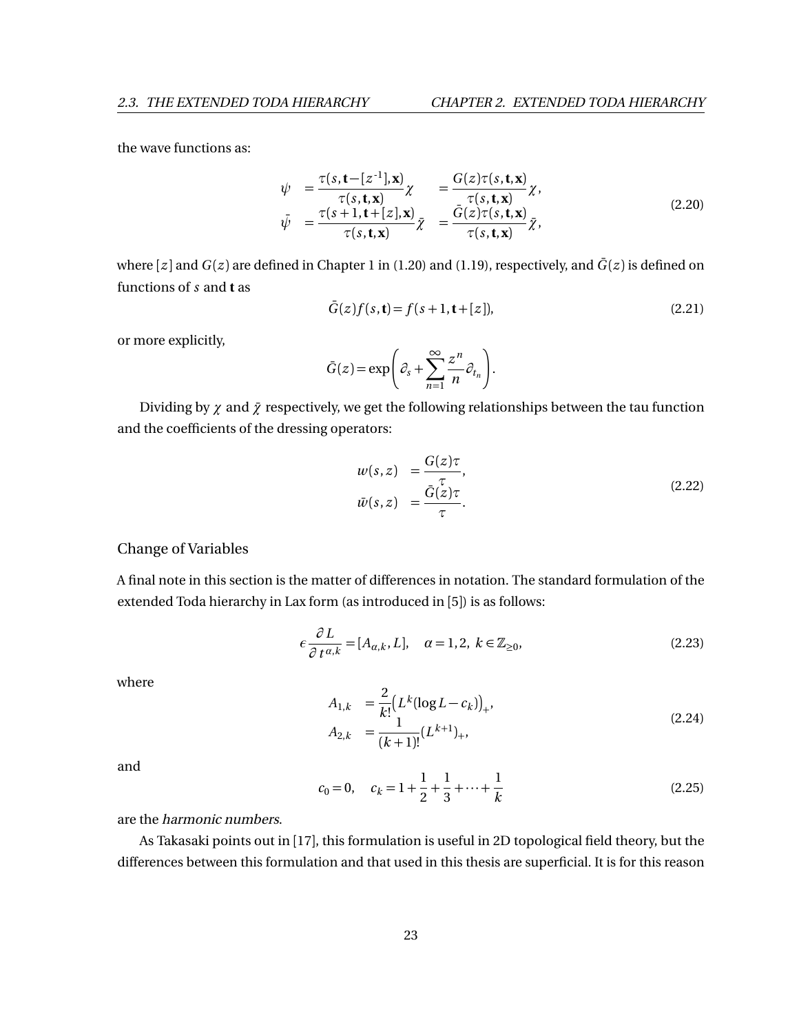the wave functions as:

$$
\begin{aligned}
\psi &= \frac{\tau(s, \mathbf{t} - [z^{-1}], \mathbf{x})}{\tau(s, \mathbf{t}, \mathbf{x})}\chi &= \frac{G(z)\tau(s, \mathbf{t}, \mathbf{x})}{\tau(s, \mathbf{t}, \mathbf{x})}\chi, \\
\bar{\psi} &= \frac{\tau(s+1, \mathbf{t} + [z], \mathbf{x})}{\tau(s, \mathbf{t}, \mathbf{x})}\bar{\chi} &= \frac{\bar{G}(z)\tau(s, \mathbf{t}, \mathbf{x})}{\tau(s, \mathbf{t}, \mathbf{x})}\bar{\chi},
\end{aligned}
\tag{2.20}
$$

where $[z]$ and $G(z)$ are defined in Chapter 1 in (1.20) and (1.19), respectively, and $\bar{G}(z)$ is defined on functions of $s$ and $\mathbf{t}$ as

$$
\bar{G}(z) f(s, \mathbf{t}) = f(s+1, \mathbf{t} + [z]), \tag{2.21}
$$

or more explicitly,

$$
\bar{G}(z) = \exp\left(\partial_s + \sum_{n=1}^{\infty} \frac{z^n}{n} \partial_{t_n}\right).
$$

Dividing by $\chi$ and $\bar{\chi}$ respectively, we get the following relationships between the tau function and the coefficients of the dressing operators:

$$
\begin{aligned}
w(s, z) &= \frac{G(z)\tau}{\tau}, \\
\bar{w}(s, z) &= \frac{\bar{G}(z)\tau}{\tau}.
\end{aligned}
\tag{2.22}
$$

### Change of Variables

A final note in this section is the matter of differences in notation. The standard formulation of the extended Toda hierarchy in Lax form (as introduced in [5]) is as follows:

$$
\epsilon \frac{\partial L}{\partial t^{\alpha,k}} = [A_{\alpha,k}, L], \quad \alpha = 1, 2, \ k \in \mathbb{Z}_{\geq 0}, \tag{2.23}
$$

where

$$
\begin{aligned}
A_{1,k} &= \frac{2}{k!}\big(L^k(\log L - c_k)\big)_+, \\
A_{2,k} &= \frac{1}{(k+1)!}(L^{k+1})_+,
\end{aligned}
\tag{2.24}
$$

and

$$
c_0 = 0, \quad c_k = 1 + \frac{1}{2} + \frac{1}{3} + \cdots + \frac{1}{k} \tag{2.25}
$$

are the *harmonic numbers*.

As Takasaki points out in [17], this formulation is useful in 2D topological field theory, but the differences between this formulation and that used in this thesis are superficial. It is for this reason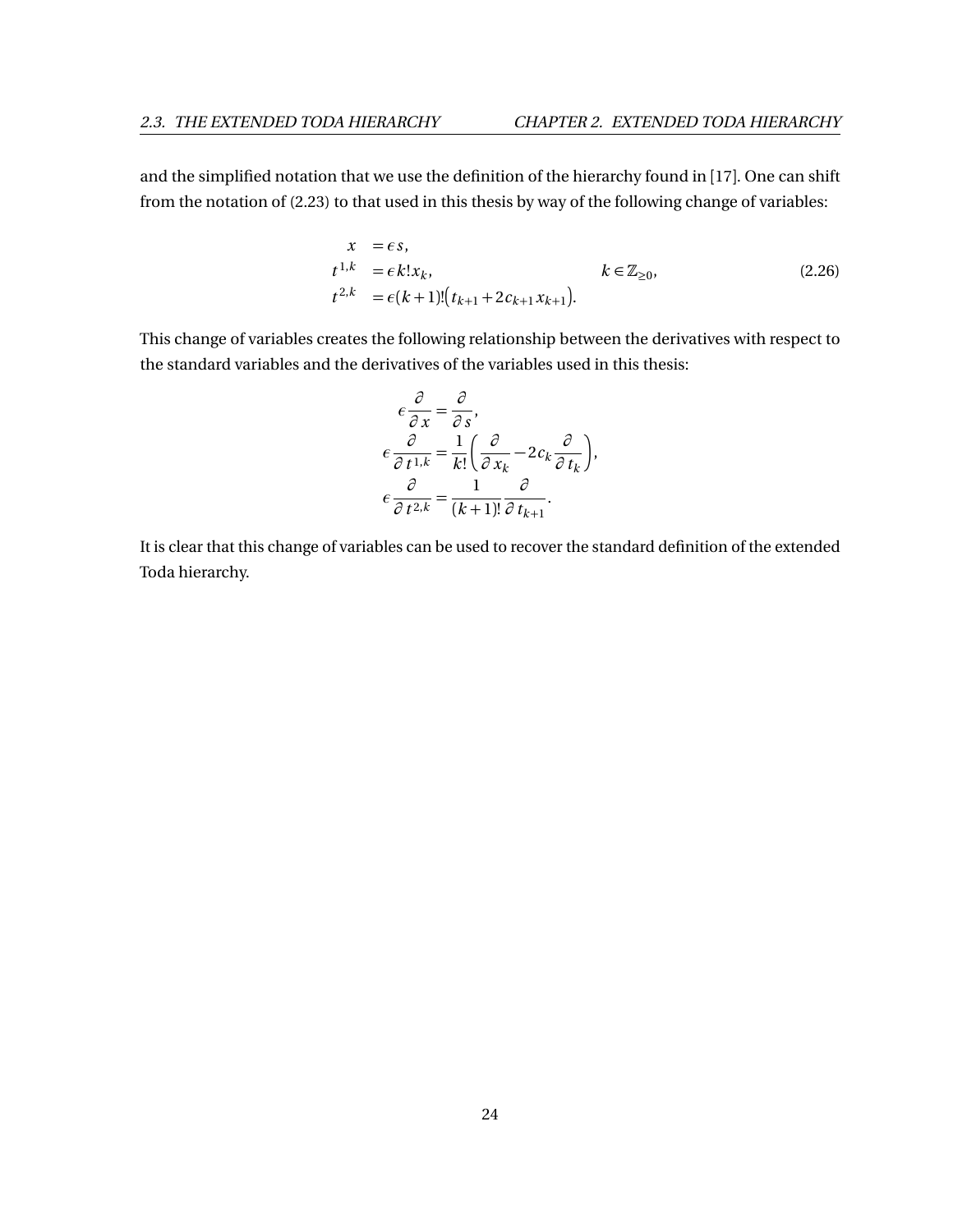and the simplified notation that we use the definition of the hierarchy found in [17]. One can shift from the notation of (2.23) to that used in this thesis by way of the following change of variables:

$$
\begin{aligned}
x &= \epsilon s, \\
t^{1,k} &= \epsilon k! x_k, \qquad\qquad k \in \mathbb{Z}_{\geq 0}, \\
t^{2,k} &= \epsilon (k+1)! \big( t_{k+1} + 2 c_{k+1} x_{k+1} \big).
\end{aligned}
\tag{2.26}
$$

This change of variables creates the following relationship between the derivatives with respect to the standard variables and the derivatives of the variables used in this thesis:

$$
\begin{aligned}
\epsilon \frac{\partial}{\partial x} &= \frac{\partial}{\partial s}, \\
\epsilon \frac{\partial}{\partial t^{1,k}} &= \frac{1}{k!} \left( \frac{\partial}{\partial x_k} - 2 c_k \frac{\partial}{\partial t_k} \right), \\
\epsilon \frac{\partial}{\partial t^{2,k}} &= \frac{1}{(k+1)!} \frac{\partial}{\partial t_{k+1}}.
\end{aligned}
$$

It is clear that this change of variables can be used to recover the standard definition of the extended Toda hierarchy.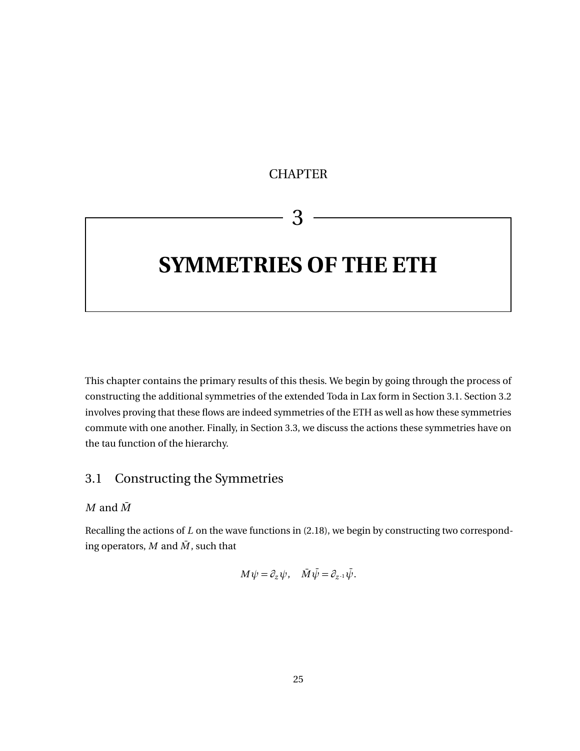CHAPTER

# 3

# SYMMETRIES OF THE ETH

This chapter contains the primary results of this thesis. We begin by going through the process of constructing the additional symmetries of the extended Toda in Lax form in Section 3.1. Section 3.2 involves proving that these flows are indeed symmetries of the ETH as well as how these symmetries commute with one another. Finally, in Section 3.3, we discuss the actions these symmetries have on the tau function of the hierarchy.

## 3.1 Constructing the Symmetries

### $M$ and $\bar{M}$

Recalling the actions of $L$ on the wave functions in (2.18), we begin by constructing two corresponding operators, $M$ and $\bar{M}$, such that

$$M\psi = \partial_z \psi, \quad \bar{M}\bar{\psi} = \partial_{z^{-1}}\bar{\psi}.$$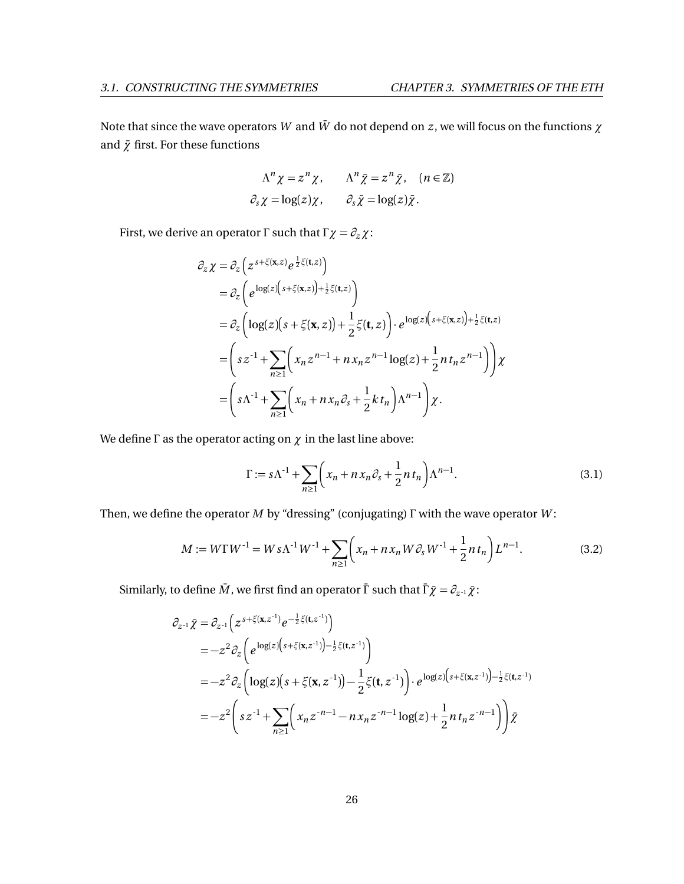Note that since the wave operators $W$ and $\bar{W}$ do not depend on $z$, we will focus on the functions $\chi$ and $\bar{\chi}$ first. For these functions

$$
\Lambda^n \chi = z^n \chi, \qquad \Lambda^n \bar{\chi} = z^n \bar{\chi}, \quad (n \in \mathbb{Z})
$$
$$
\partial_s \chi = \log(z)\chi, \qquad \partial_s \bar{\chi} = \log(z)\bar{\chi}.
$$

First, we derive an operator $\Gamma$ such that $\Gamma\chi = \partial_z \chi$:

$$
\begin{aligned}
\partial_z \chi &= \partial_z \left( z^{s+\xi(\mathbf{x},z)} e^{\frac{1}{2}\xi(\mathbf{t},z)} \right) \\
&= \partial_z \left( e^{\log(z)\left(s+\xi(\mathbf{x},z)\right)+\frac{1}{2}\xi(\mathbf{t},z)} \right) \\
&= \partial_z \left( \log(z)\big(s+\xi(\mathbf{x},z)\big) + \frac{1}{2}\xi(\mathbf{t},z) \right) \cdot e^{\log(z)\left(s+\xi(\mathbf{x},z)\right)+\frac{1}{2}\xi(\mathbf{t},z)} \\
&= \left( s z^{-1} + \sum_{n\geq 1} \left( x_n z^{n-1} + n x_n z^{n-1} \log(z) + \frac{1}{2} n t_n z^{n-1} \right) \right) \chi \\
&= \left( s\Lambda^{-1} + \sum_{n\geq 1} \left( x_n + n x_n \partial_s + \frac{1}{2} k t_n \right) \Lambda^{n-1} \right) \chi .
\end{aligned}
$$

We define $\Gamma$ as the operator acting on $\chi$ in the last line above:

$$
\Gamma := s\Lambda^{-1} + \sum_{n\geq 1} \left( x_n + n x_n \partial_s + \frac{1}{2} n t_n \right) \Lambda^{n-1}. \tag{3.1}
$$

Then, we define the operator $M$ by "dressing" (conjugating) $\Gamma$ with the wave operator $W$:

$$
M := W\Gamma W^{-1} = W s \Lambda^{-1} W^{-1} + \sum_{n\geq 1} \left( x_n + n x_n W \partial_s W^{-1} + \frac{1}{2} n t_n \right) L^{n-1}. \tag{3.2}
$$

Similarly, to define $\bar{M}$, we first find an operator $\bar{\Gamma}$ such that $\bar{\Gamma}\bar{\chi} = \partial_{z^{-1}} \bar{\chi}$:

$$
\begin{aligned}
\partial_{z^{-1}} \bar{\chi} &= \partial_{z^{-1}} \left( z^{s+\xi(\mathbf{x},z^{-1})} e^{-\frac{1}{2}\xi(\mathbf{t},z^{-1})} \right) \\
&= -z^2 \partial_z \left( e^{\log(z)\left(s+\xi(\mathbf{x},z^{-1})\right)-\frac{1}{2}\xi(\mathbf{t},z^{-1})} \right) \\
&= -z^2 \partial_z \left( \log(z)\big(s+\xi(\mathbf{x},z^{-1})\big) - \frac{1}{2}\xi(\mathbf{t},z^{-1}) \right) \cdot e^{\log(z)\left(s+\xi(\mathbf{x},z^{-1})\right)-\frac{1}{2}\xi(\mathbf{t},z^{-1})} \\
&= -z^2 \left( s z^{-1} + \sum_{n\geq 1} \left( x_n z^{-n-1} - n x_n z^{-n-1} \log(z) + \frac{1}{2} n t_n z^{-n-1} \right) \right) \bar{\chi}
\end{aligned}
$$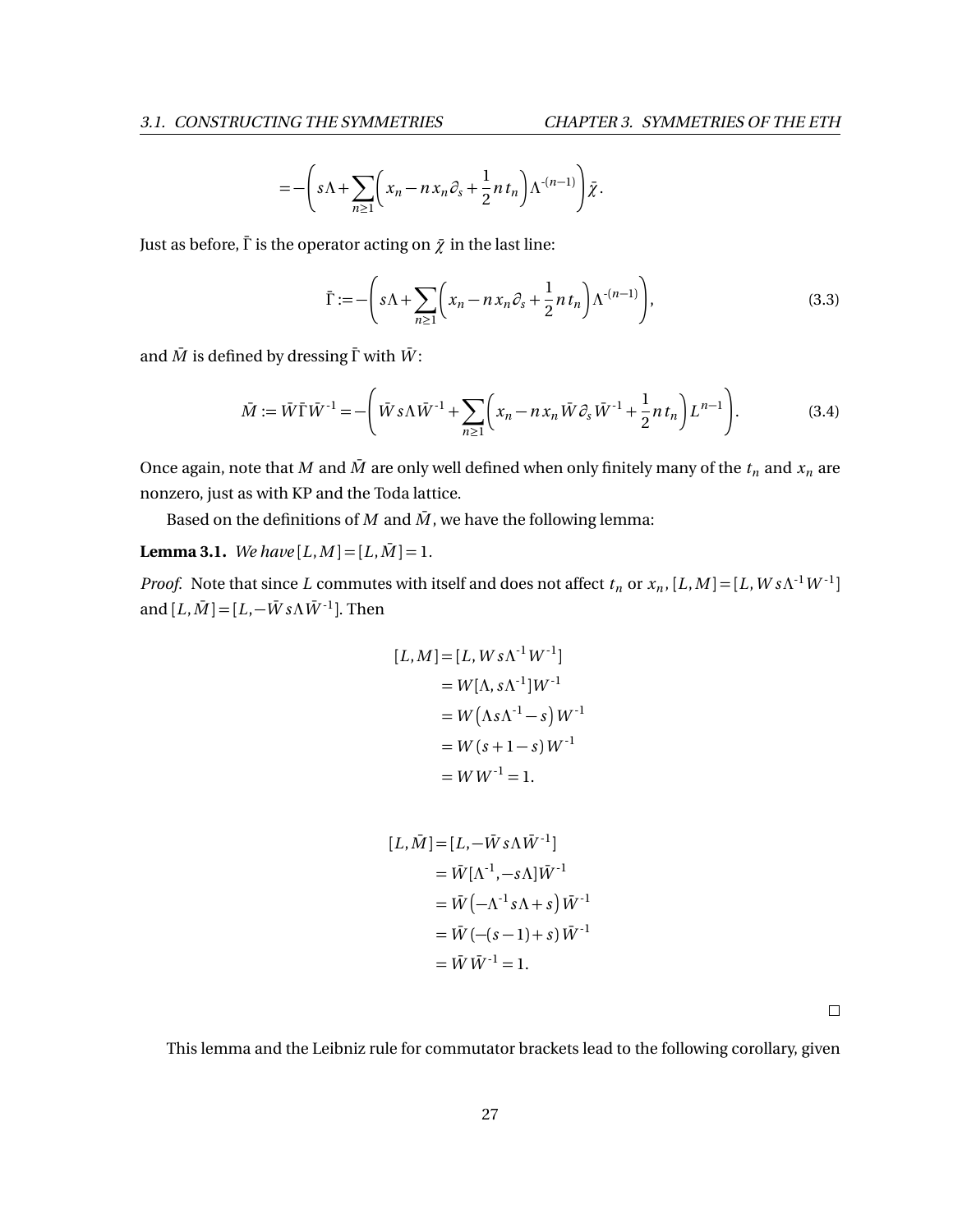$$= -\left( s\Lambda + \sum_{n\geq 1} \left( x_n - n\, x_n \partial_s + \frac{1}{2} n\, t_n \right) \Lambda^{-(n-1)} \right) \bar{\chi}.$$

Just as before, $\bar{\Gamma}$ is the operator acting on $\bar{\chi}$ in the last line:

$$\bar{\Gamma} := -\left( s\Lambda + \sum_{n\geq 1} \left( x_n - n\, x_n \partial_s + \frac{1}{2} n\, t_n \right) \Lambda^{-(n-1)} \right), \tag{3.3}$$

and $\bar{M}$ is defined by dressing $\bar{\Gamma}$ with $\bar{W}$:

$$\bar{M} := \bar{W} \bar{\Gamma} \bar{W}^{-1} = -\left( \bar{W} s \Lambda \bar{W}^{-1} + \sum_{n\geq 1} \left( x_n - n\, x_n \bar{W} \partial_s \bar{W}^{-1} + \frac{1}{2} n\, t_n \right) L^{n-1} \right). \tag{3.4}$$

Once again, note that $M$ and $\bar{M}$ are only well defined when only finitely many of the $t_n$ and $x_n$ are nonzero, just as with KP and the Toda lattice.

Based on the definitions of $M$ and $\bar{M}$, we have the following lemma:

**Lemma 3.1.** *We have* $[L, M] = [L, \bar{M}] = 1$.

*Proof.* Note that since $L$ commutes with itself and does not affect $t_n$ or $x_n$, $[L, M] = [L, W s \Lambda^{-1} W^{-1}]$ and $[L, \bar{M}] = [L, -\bar{W} s \Lambda \bar{W}^{-1}]$. Then

$$\begin{aligned}
[L, M] &= [L, W s \Lambda^{-1} W^{-1}] \\
&= W [\Lambda, s\Lambda^{-1}] W^{-1} \\
&= W \left( \Lambda s \Lambda^{-1} - s \right) W^{-1} \\
&= W \left( s + 1 - s \right) W^{-1} \\
&= W W^{-1} = 1.
\end{aligned}$$

$$\begin{aligned}
[L, \bar{M}] &= [L, -\bar{W} s \Lambda \bar{W}^{-1}] \\
&= \bar{W} [\Lambda^{-1}, -s\Lambda] \bar{W}^{-1} \\
&= \bar{W} \left( -\Lambda^{-1} s \Lambda + s \right) \bar{W}^{-1} \\
&= \bar{W} \left( -(s-1) + s \right) \bar{W}^{-1} \\
&= \bar{W} \bar{W}^{-1} = 1.
\end{aligned}$$

$\square$

This lemma and the Leibniz rule for commutator brackets lead to the following corollary, given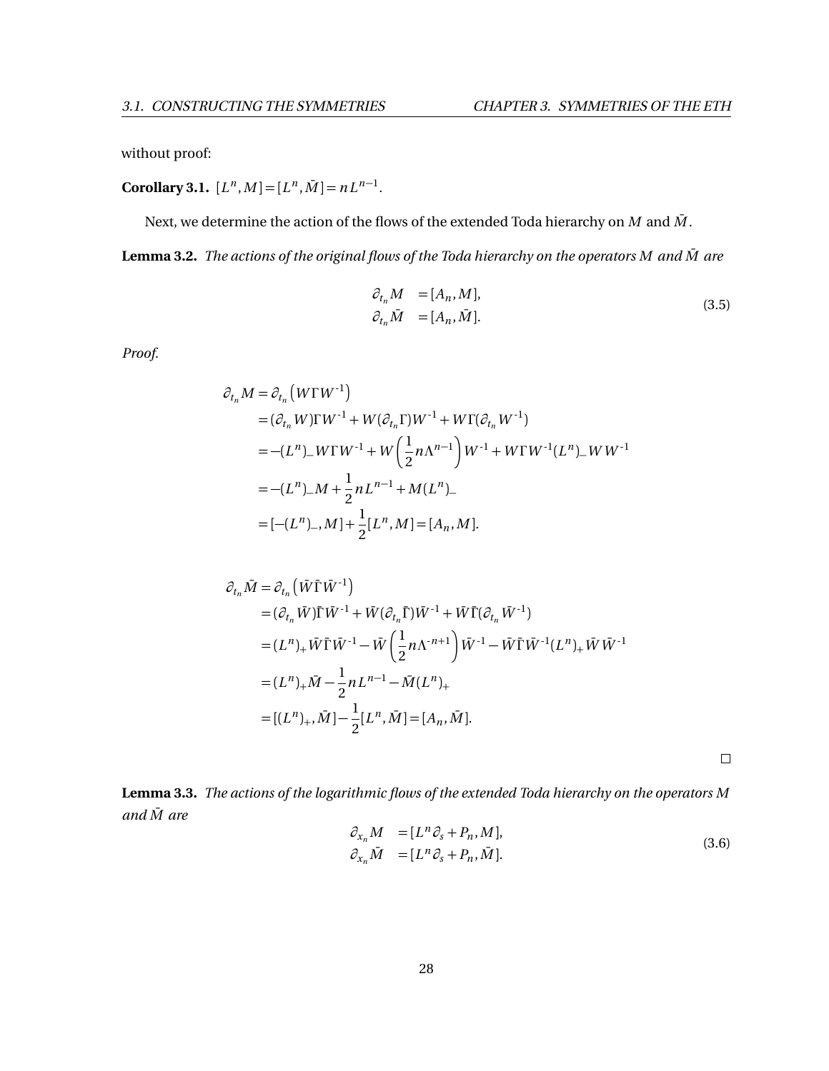without proof:

**Corollary 3.1.** $[L^n, M] = [L^n, \bar{M}] = nL^{n-1}$.

Next, we determine the action of the flows of the extended Toda hierarchy on $M$ and $\bar{M}$.

**Lemma 3.2.** *The actions of the original flows of the Toda hierarchy on the operators $M$ and $\bar{M}$ are*

$$
\begin{aligned}
\partial_{t_n} M &= [A_n, M], \\
\partial_{t_n} \bar{M} &= [A_n, \bar{M}].
\end{aligned}
\tag{3.5}
$$

*Proof.*

$$
\begin{aligned}
\partial_{t_n} M &= \partial_{t_n}\left(W\Gamma W^{-1}\right) \\
&= (\partial_{t_n} W)\Gamma W^{-1} + W(\partial_{t_n}\Gamma)W^{-1} + W\Gamma(\partial_{t_n} W^{-1}) \\
&= -(L^n)_- W\Gamma W^{-1} + W\left(\frac{1}{2}n\Lambda^{n-1}\right)W^{-1} + W\Gamma W^{-1}(L^n)_- W W^{-1} \\
&= -(L^n)_- M + \frac{1}{2}nL^{n-1} + M(L^n)_- \\
&= [-(L^n)_-, M] + \frac{1}{2}[L^n, M] = [A_n, M].
\end{aligned}
$$

$$
\begin{aligned}
\partial_{t_n} \bar{M} &= \partial_{t_n}\left(\bar{W}\bar{\Gamma}\bar{W}^{-1}\right) \\
&= (\partial_{t_n} \bar{W})\bar{\Gamma}\bar{W}^{-1} + \bar{W}(\partial_{t_n}\bar{\Gamma})\bar{W}^{-1} + \bar{W}\bar{\Gamma}(\partial_{t_n} \bar{W}^{-1}) \\
&= (L^n)_+ \bar{W}\bar{\Gamma}\bar{W}^{-1} - \bar{W}\left(\frac{1}{2}n\Lambda^{-n+1}\right)\bar{W}^{-1} - \bar{W}\bar{\Gamma}\bar{W}^{-1}(L^n)_+ \bar{W}\bar{W}^{-1} \\
&= (L^n)_+ \bar{M} - \frac{1}{2}nL^{n-1} - \bar{M}(L^n)_+ \\
&= [(L^n)_+, \bar{M}] - \frac{1}{2}[L^n, \bar{M}] = [A_n, \bar{M}].
\end{aligned}
$$

□

**Lemma 3.3.** *The actions of the logarithmic flows of the extended Toda hierarchy on the operators $M$ and $\bar{M}$ are*

$$
\begin{aligned}
\partial_{x_n} M &= [L^n\partial_s + P_n, M], \\
\partial_{x_n} \bar{M} &= [L^n\partial_s + P_n, \bar{M}].
\end{aligned}
\tag{3.6}
$$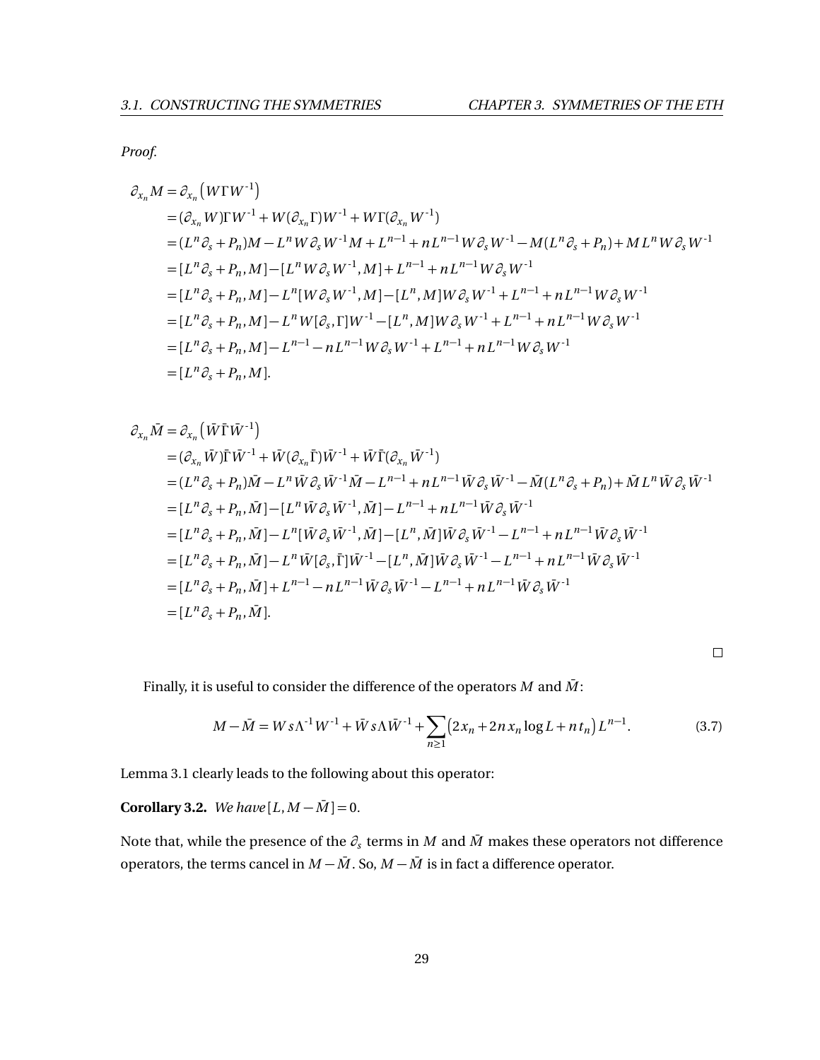*Proof.*

$$
\begin{aligned}
\partial_{x_n} M &= \partial_{x_n}\left(W\Gamma W^{-1}\right)\\
&= (\partial_{x_n} W)\Gamma W^{-1} + W(\partial_{x_n}\Gamma)W^{-1} + W\Gamma(\partial_{x_n} W^{-1})\\
&= (L^n\partial_s + P_n)M - L^n W\partial_s W^{-1}M + L^{n-1} + nL^{n-1}W\partial_s W^{-1} - M(L^n\partial_s + P_n) + ML^n W\partial_s W^{-1}\\
&= [L^n\partial_s + P_n, M] - [L^n W\partial_s W^{-1}, M] + L^{n-1} + nL^{n-1}W\partial_s W^{-1}\\
&= [L^n\partial_s + P_n, M] - L^n[W\partial_s W^{-1}, M] - [L^n, M]W\partial_s W^{-1} + L^{n-1} + nL^{n-1}W\partial_s W^{-1}\\
&= [L^n\partial_s + P_n, M] - L^n W[\partial_s, \Gamma]W^{-1} - [L^n, M]W\partial_s W^{-1} + L^{n-1} + nL^{n-1}W\partial_s W^{-1}\\
&= [L^n\partial_s + P_n, M] - L^{n-1} - nL^{n-1}W\partial_s W^{-1} + L^{n-1} + nL^{n-1}W\partial_s W^{-1}\\
&= [L^n\partial_s + P_n, M].
\end{aligned}
$$

$$
\begin{aligned}
\partial_{x_n} \bar{M} &= \partial_{x_n}\left(\bar{W}\bar{\Gamma}\bar{W}^{-1}\right)\\
&= (\partial_{x_n} \bar{W})\bar{\Gamma}\bar{W}^{-1} + \bar{W}(\partial_{x_n}\bar{\Gamma})\bar{W}^{-1} + \bar{W}\bar{\Gamma}(\partial_{x_n} \bar{W}^{-1})\\
&= (L^n\partial_s + P_n)\bar{M} - L^n \bar{W}\partial_s \bar{W}^{-1}\bar{M} - L^{n-1} + nL^{n-1}\bar{W}\partial_s \bar{W}^{-1} - \bar{M}(L^n\partial_s + P_n) + \bar{M}L^n \bar{W}\partial_s \bar{W}^{-1}\\
&= [L^n\partial_s + P_n, \bar{M}] - [L^n \bar{W}\partial_s \bar{W}^{-1}, \bar{M}] - L^{n-1} + nL^{n-1}\bar{W}\partial_s \bar{W}^{-1}\\
&= [L^n\partial_s + P_n, \bar{M}] - L^n[\bar{W}\partial_s \bar{W}^{-1}, \bar{M}] - [L^n, \bar{M}]\bar{W}\partial_s \bar{W}^{-1} - L^{n-1} + nL^{n-1}\bar{W}\partial_s \bar{W}^{-1}\\
&= [L^n\partial_s + P_n, \bar{M}] - L^n \bar{W}[\partial_s, \bar{\Gamma}]\bar{W}^{-1} - [L^n, \bar{M}]\bar{W}\partial_s \bar{W}^{-1} - L^{n-1} + nL^{n-1}\bar{W}\partial_s \bar{W}^{-1}\\
&= [L^n\partial_s + P_n, \bar{M}] + L^{n-1} - nL^{n-1}\bar{W}\partial_s \bar{W}^{-1} - L^{n-1} + nL^{n-1}\bar{W}\partial_s \bar{W}^{-1}\\
&= [L^n\partial_s + P_n, \bar{M}].
\end{aligned}
$$

□

Finally, it is useful to consider the difference of the operators $M$ and $\bar{M}$:

$$
M - \bar{M} = Ws\Lambda^{-1}W^{-1} + \bar{W}s\Lambda\bar{W}^{-1} + \sum_{n\geq 1}\left(2x_n + 2nx_n\log L + nt_n\right)L^{n-1}. \tag{3.7}
$$

Lemma 3.1 clearly leads to the following about this operator:

**Corollary 3.2.** *We have* $[L, M - \bar{M}] = 0$.

Note that, while the presence of the $\partial_s$ terms in $M$ and $\bar{M}$ makes these operators not difference operators, the terms cancel in $M - \bar{M}$. So, $M - \bar{M}$ is in fact a difference operator.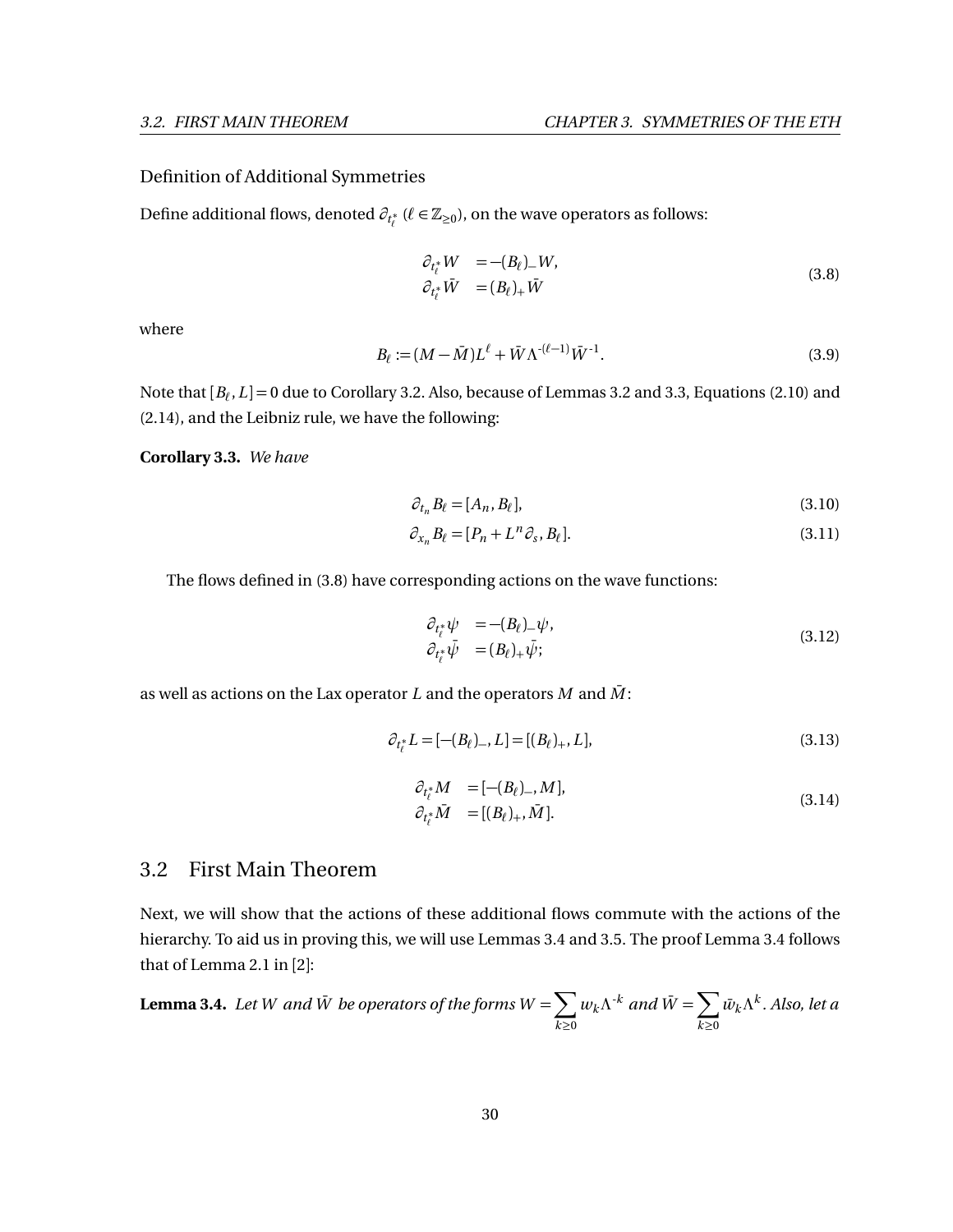### Definition of Additional Symmetries

Define additional flows, denoted $\partial_{t^*_\ell}$ ($\ell \in \mathbb{Z}_{\geq 0}$), on the wave operators as follows:

$$
\begin{aligned}
\partial_{t^*_\ell} W &= -(B_\ell)_- W, \\
\partial_{t^*_\ell} \bar{W} &= (B_\ell)_+ \bar{W}
\end{aligned}
\tag{3.8}
$$

where

$$
B_\ell := (M - \bar{M}) L^\ell + \bar{W} \Lambda^{-(\ell-1)} \bar{W}^{-1}. \tag{3.9}
$$

Note that $[B_\ell, L] = 0$ due to Corollary 3.2. Also, because of Lemmas 3.2 and 3.3, Equations (2.10) and (2.14), and the Leibniz rule, we have the following:

**Corollary 3.3.** *We have*

$$
\partial_{t_n} B_\ell = [A_n, B_\ell], \tag{3.10}
$$

$$
\partial_{x_n} B_\ell = [P_n + L^n \partial_s, B_\ell]. \tag{3.11}
$$

The flows defined in (3.8) have corresponding actions on the wave functions:

$$
\begin{aligned}
\partial_{t^*_\ell} \psi &= -(B_\ell)_- \psi, \\
\partial_{t^*_\ell} \bar{\psi} &= (B_\ell)_+ \bar{\psi};
\end{aligned}
\tag{3.12}
$$

as well as actions on the Lax operator $L$ and the operators $M$ and $\bar{M}$:

$$
\partial_{t^*_\ell} L = [-(B_\ell)_-, L] = [(B_\ell)_+, L], \tag{3.13}
$$

$$
\begin{aligned}
\partial_{t^*_\ell} M &= [-(B_\ell)_-, M], \\
\partial_{t^*_\ell} \bar{M} &= [(B_\ell)_+, \bar{M}].
\end{aligned}
\tag{3.14}
$$

## 3.2 First Main Theorem

Next, we will show that the actions of these additional flows commute with the actions of the hierarchy. To aid us in proving this, we will use Lemmas 3.4 and 3.5. The proof Lemma 3.4 follows that of Lemma 2.1 in [2]:

**Lemma 3.4.** *Let $W$ and $\bar{W}$ be operators of the forms $W = \sum_{k \geq 0} w_k \Lambda^{-k}$ and $\bar{W} = \sum_{k \geq 0} \bar{w}_k \Lambda^k$. Also, let a*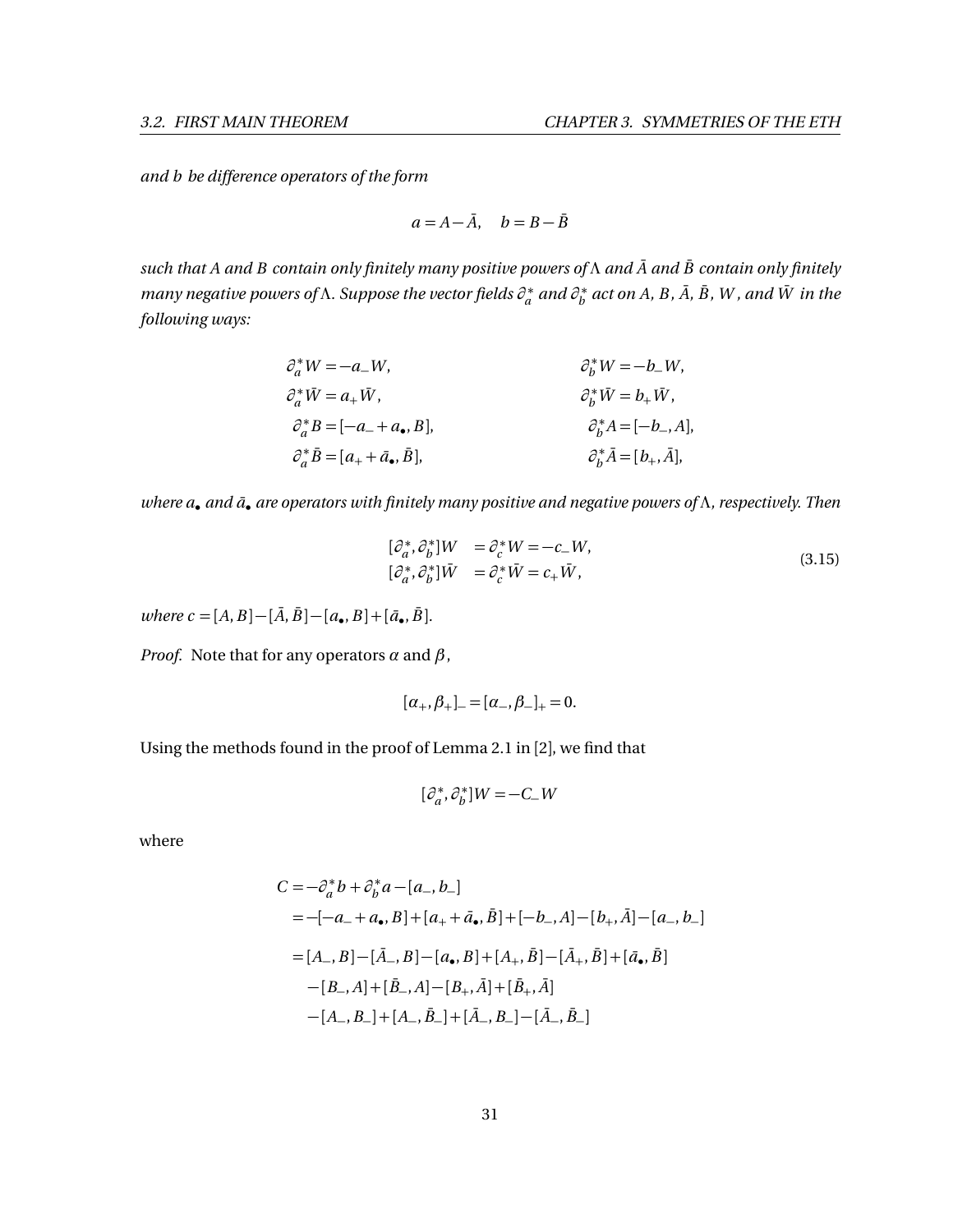*and $b$ be difference operators of the form*

$$a = A - \bar{A}, \quad b = B - \bar{B}$$

*such that $A$ and $B$ contain only finitely many positive powers of $\Lambda$ and $\bar{A}$ and $\bar{B}$ contain only finitely many negative powers of $\Lambda$. Suppose the vector fields $\partial_a^*$ and $\partial_b^*$ act on $A$, $B$, $\bar{A}$, $\bar{B}$, $W$, and $\bar{W}$ in the following ways:*

$$\begin{aligned}
\partial_a^* W &= -a_- W, & \partial_b^* W &= -b_- W,\\
\partial_a^* \bar{W} &= a_+ \bar{W}, & \partial_b^* \bar{W} &= b_+ \bar{W},\\
\partial_a^* B &= [-a_- + a_\bullet, B], & \partial_b^* A &= [-b_-, A],\\
\partial_a^* \bar{B} &= [a_+ + \bar{a}_\bullet, \bar{B}], & \partial_b^* \bar{A} &= [b_+, \bar{A}],
\end{aligned}$$

*where $a_\bullet$ and $\bar{a}_\bullet$ are operators with finitely many positive and negative powers of $\Lambda$, respectively. Then*

$$\begin{aligned}
[\partial_a^*, \partial_b^*] W &= \partial_c^* W = -c_- W,\\
[\partial_a^*, \partial_b^*] \bar{W} &= \partial_c^* \bar{W} = c_+ \bar{W},
\end{aligned} \tag{3.15}$$

*where $c = [A, B] - [\bar{A}, \bar{B}] - [a_\bullet, B] + [\bar{a}_\bullet, \bar{B}]$.*

*Proof.* Note that for any operators $\alpha$ and $\beta$,

$$[\alpha_+, \beta_+]_- = [\alpha_-, \beta_-]_+ = 0.$$

Using the methods found in the proof of Lemma 2.1 in [2], we find that

$$[\partial_a^*, \partial_b^*] W = -C_- W$$

where

$$\begin{aligned}
C &= -\partial_a^* b + \partial_b^* a - [a_-, b_-]\\
&= -[-a_- + a_\bullet, B] + [a_+ + \bar{a}_\bullet, \bar{B}] + [-b_-, A] - [b_+, \bar{A}] - [a_-, b_-]\\
&= [A_-, B] - [\bar{A}_-, B] - [a_\bullet, B] + [A_+, \bar{B}] - [\bar{A}_+, \bar{B}] + [\bar{a}_\bullet, \bar{B}]\\
&\quad - [B_-, A] + [\bar{B}_-, A] - [B_+, \bar{A}] + [\bar{B}_+, \bar{A}]\\
&\quad - [A_-, B_-] + [A_-, \bar{B}_-] + [\bar{A}_-, B_-] - [\bar{A}_-, \bar{B}_-]
\end{aligned}$$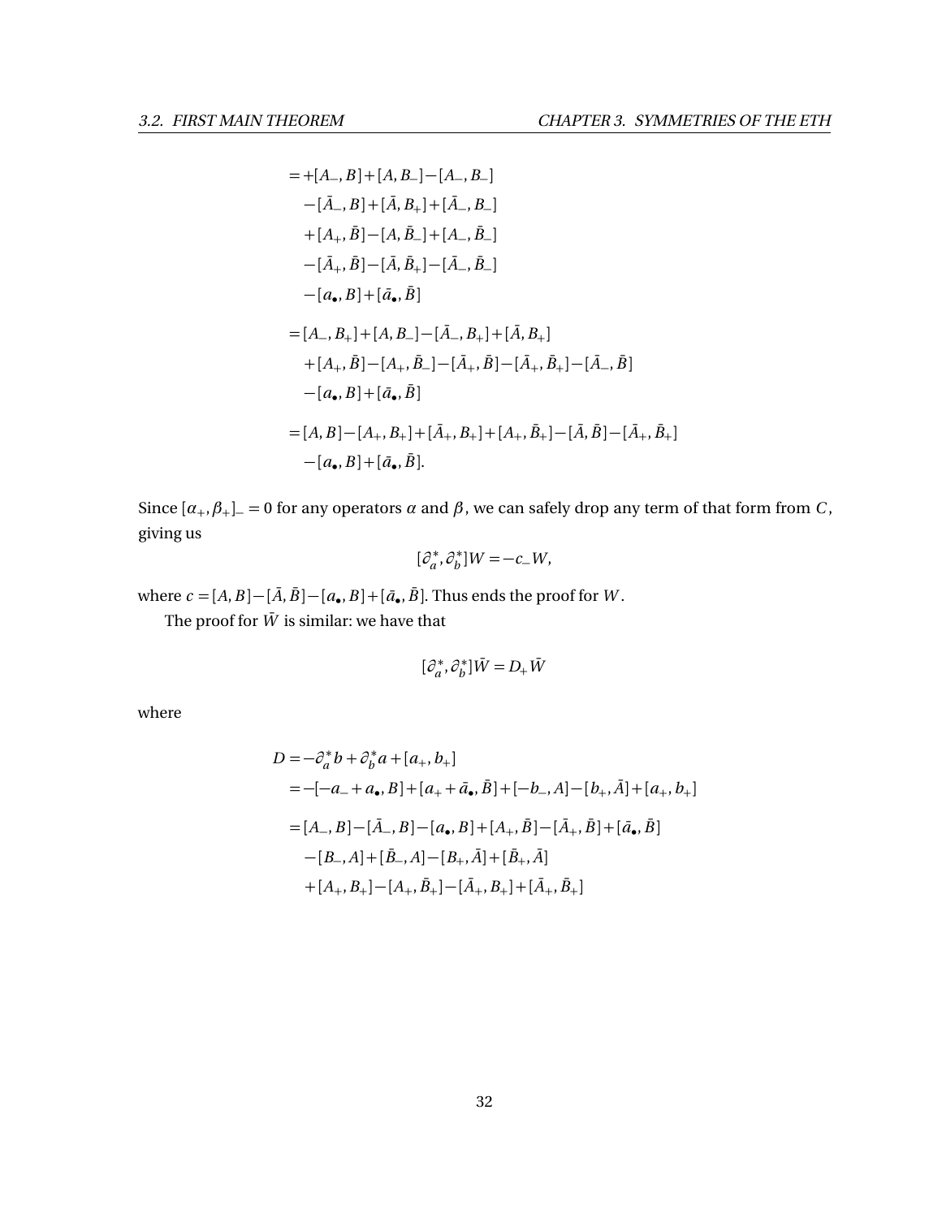$$
\begin{aligned}
&= +[A_-, B] + [A, B_-] - [A_-, B_-] \\
&\quad - [\bar{A}_-, B] + [\bar{A}, B_+] + [\bar{A}_-, B_-] \\
&\quad + [A_+, \bar{B}] - [A, \bar{B}_-] + [A_-, \bar{B}_-] \\
&\quad - [\bar{A}_+, \bar{B}] - [\bar{A}, \bar{B}_+] - [\bar{A}_-, \bar{B}_-] \\
&\quad - [a_\bullet, B] + [\bar{a}_\bullet, \bar{B}] \\
&= [A_-, B_+] + [A, B_-] - [\bar{A}_-, B_+] + [\bar{A}, B_+] \\
&\quad + [A_+, \bar{B}] - [A_+, \bar{B}_-] - [\bar{A}_+, \bar{B}] - [\bar{A}_+, \bar{B}_+] - [\bar{A}_-, \bar{B}] \\
&\quad - [a_\bullet, B] + [\bar{a}_\bullet, \bar{B}] \\
&= [A, B] - [A_+, B_+] + [\bar{A}_+, B_+] + [A_+, \bar{B}_+] - [\bar{A}, \bar{B}] - [\bar{A}_+, \bar{B}_+] \\
&\quad - [a_\bullet, B] + [\bar{a}_\bullet, \bar{B}].
\end{aligned}
$$

Since $[\alpha_+, \beta_+]_- = 0$ for any operators $\alpha$ and $\beta$, we can safely drop any term of that form from $C$, giving us

$$
[\partial_a^*, \partial_b^*]W = -c_- W,
$$

where $c = [A, B] - [\bar{A}, \bar{B}] - [a_\bullet, B] + [\bar{a}_\bullet, \bar{B}]$. Thus ends the proof for $W$.

The proof for $\bar{W}$ is similar: we have that

$$
[\partial_a^*, \partial_b^*]\bar{W} = D_+ \bar{W}
$$

where

$$
\begin{aligned}
D &= -\partial_a^* b + \partial_b^* a + [a_+, b_+] \\
&= -[-a_- + a_\bullet, B] + [a_+ + \bar{a}_\bullet, \bar{B}] + [-b_-, A] - [b_+, \bar{A}] + [a_+, b_+] \\
&= [A_-, B] - [\bar{A}_-, B] - [a_\bullet, B] + [A_+, \bar{B}] - [\bar{A}_+, \bar{B}] + [\bar{a}_\bullet, \bar{B}] \\
&\quad - [B_-, A] + [\bar{B}_-, A] - [B_+, \bar{A}] + [\bar{B}_+, \bar{A}] \\
&\quad + [A_+, B_+] - [A_+, \bar{B}_+] - [\bar{A}_+, B_+] + [\bar{A}_+, \bar{B}_+]
\end{aligned}
$$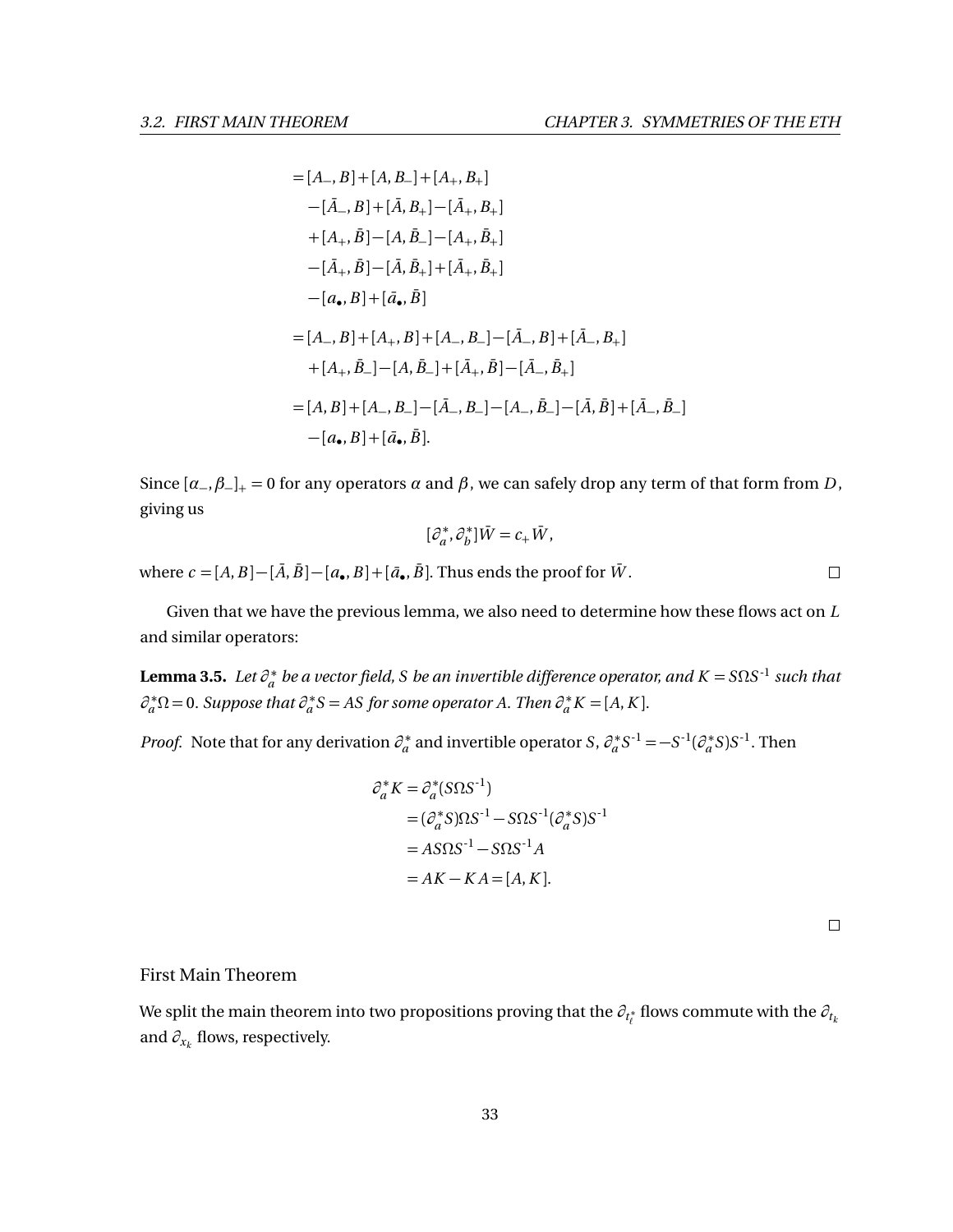$$
\begin{aligned}
&= [A_-, B] + [A, B_-] + [A_+, B_+] \\
&\quad - [\bar{A}_-, B] + [\bar{A}, B_+] - [\bar{A}_+, B_+] \\
&\quad + [A_+, \bar{B}] - [A, \bar{B}_-] - [A_+, \bar{B}_+] \\
&\quad - [\bar{A}_+, \bar{B}] - [\bar{A}, \bar{B}_+] + [\bar{A}_+, \bar{B}_+] \\
&\quad - [a_\bullet, B] + [\bar{a}_\bullet, \bar{B}] \\
&= [A_-, B] + [A_+, B] + [A_-, B_-] - [\bar{A}_-, B] + [\bar{A}_-, B_+] \\
&\quad + [A_+, \bar{B}_-] - [A, \bar{B}_-] + [\bar{A}_+, \bar{B}] - [\bar{A}_-, \bar{B}_+] \\
&= [A, B] + [A_-, B_-] - [\bar{A}_-, B_-] - [A_-, \bar{B}_-] - [\bar{A}, \bar{B}] + [\bar{A}_-, \bar{B}_-] \\
&\quad - [a_\bullet, B] + [\bar{a}_\bullet, \bar{B}].
\end{aligned}
$$

Since $[\alpha_-, \beta_-]_+ = 0$ for any operators $\alpha$ and $\beta$, we can safely drop any term of that form from $D$, giving us

$$
[\partial_a^*, \partial_b^*]\bar{W} = c_+ \bar{W},
$$

where $c = [A, B] - [\bar{A}, \bar{B}] - [a_\bullet, B] + [\bar{a}_\bullet, \bar{B}]$. Thus ends the proof for $\bar{W}$. □

Given that we have the previous lemma, we also need to determine how these flows act on $L$ and similar operators:

**Lemma 3.5.** *Let $\partial_a^*$ be a vector field, $S$ be an invertible difference operator, and $K = S\Omega S^{-1}$ such that $\partial_a^* \Omega = 0$. Suppose that $\partial_a^* S = AS$ for some operator $A$. Then $\partial_a^* K = [A, K]$.*

*Proof.* Note that for any derivation $\partial_a^*$ and invertible operator $S$, $\partial_a^* S^{-1} = -S^{-1}(\partial_a^* S)S^{-1}$. Then

$$
\begin{aligned}
\partial_a^* K &= \partial_a^*(S\Omega S^{-1}) \\
&= (\partial_a^* S)\Omega S^{-1} - S\Omega S^{-1}(\partial_a^* S)S^{-1} \\
&= AS\Omega S^{-1} - S\Omega S^{-1} A \\
&= AK - KA = [A, K].
\end{aligned}
$$

□

## First Main Theorem

We split the main theorem into two propositions proving that the $\partial_{t_\ell^*}$ flows commute with the $\partial_{t_k}$ and $\partial_{x_k}$ flows, respectively.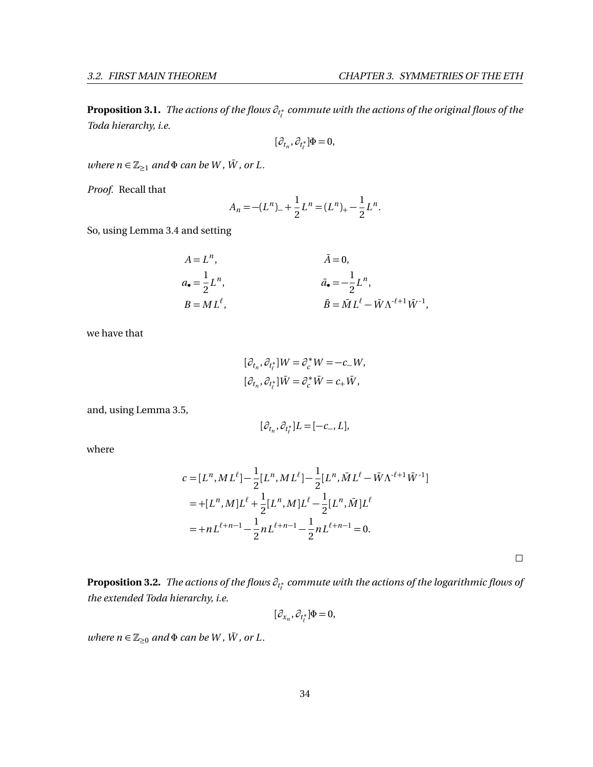**Proposition 3.1.** *The actions of the flows $\partial_{t_\ell^*}$ commute with the actions of the original flows of the Toda hierarchy, i.e.*

$$[\partial_{t_n}, \partial_{t_\ell^*}]\Phi = 0,$$

*where $n \in \mathbb{Z}_{\geq 1}$ and $\Phi$ can be $W$, $\bar{W}$, or $L$.*

*Proof.* Recall that

$$A_n = -(L^n)_- + \frac{1}{2}L^n = (L^n)_+ - \frac{1}{2}L^n.$$

So, using Lemma 3.4 and setting

$$\begin{aligned}
A &= L^n, & \bar{A} &= 0, \\
a_\bullet &= \frac{1}{2}L^n, & \bar{a}_\bullet &= -\frac{1}{2}L^n, \\
B &= ML^\ell, & \bar{B} &= \bar{M}L^\ell - \bar{W}\Lambda^{-\ell+1}\bar{W}^{-1},
\end{aligned}$$

we have that

$$\begin{aligned}
[\partial_{t_n}, \partial_{t_\ell^*}]W &= \partial_c^* W = -c_- W, \\
[\partial_{t_n}, \partial_{t_\ell^*}]\bar{W} &= \partial_c^* \bar{W} = c_+ \bar{W},
\end{aligned}$$

and, using Lemma 3.5,

$$[\partial_{t_n}, \partial_{t_\ell^*}]L = [-c_-, L],$$

where

$$\begin{aligned}
c &= [L^n, ML^\ell] - \frac{1}{2}[L^n, ML^\ell] - \frac{1}{2}[L^n, \bar{M}L^\ell - \bar{W}\Lambda^{-\ell+1}\bar{W}^{-1}] \\
&= +[L^n, M]L^\ell + \frac{1}{2}[L^n, M]L^\ell - \frac{1}{2}[L^n, \bar{M}]L^\ell \\
&= +nL^{\ell+n-1} - \frac{1}{2}nL^{\ell+n-1} - \frac{1}{2}nL^{\ell+n-1} = 0.
\end{aligned}$$

□

**Proposition 3.2.** *The actions of the flows $\partial_{t_\ell^*}$ commute with the actions of the logarithmic flows of the extended Toda hierarchy, i.e.*

$$[\partial_{x_n}, \partial_{t_\ell^*}]\Phi = 0,$$

*where $n \in \mathbb{Z}_{\geq 0}$ and $\Phi$ can be $W$, $\bar{W}$, or $L$.*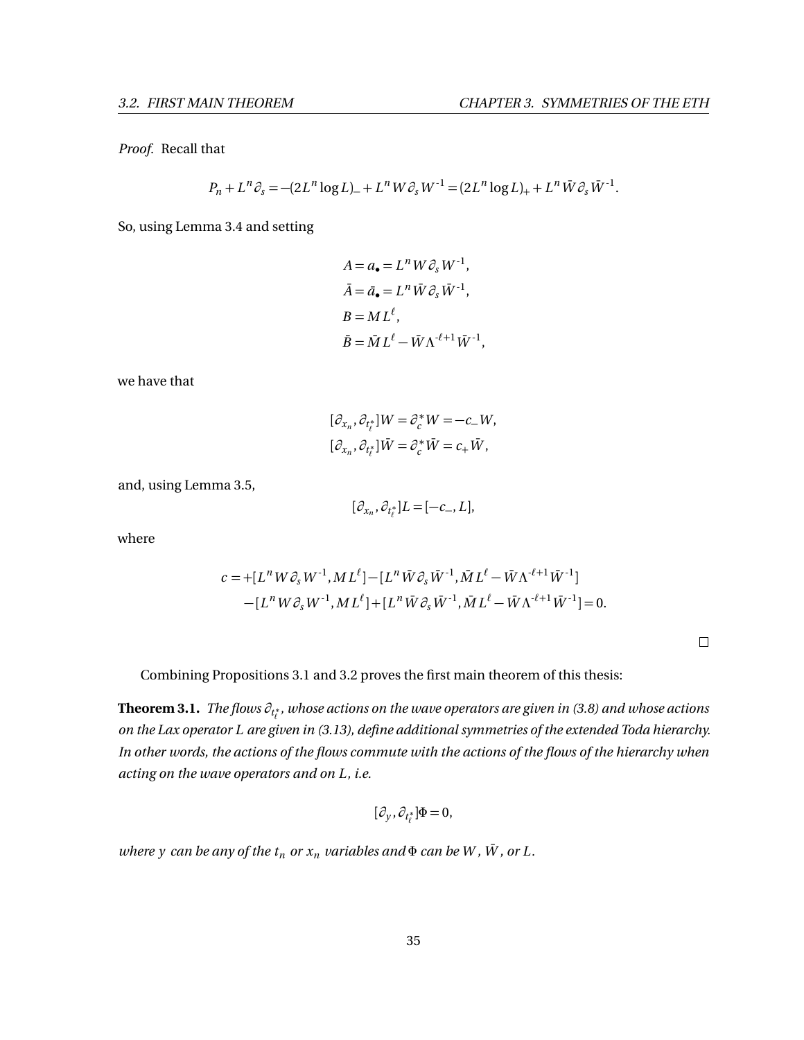*Proof.* Recall that

$$P_n + L^n \partial_s = -(2L^n \log L)_- + L^n W \partial_s W^{-1} = (2L^n \log L)_+ + L^n \bar{W} \partial_s \bar{W}^{-1}.$$

So, using Lemma 3.4 and setting

$$\begin{aligned}
A &= a_\bullet = L^n W \partial_s W^{-1}, \\
\bar{A} &= \bar{a}_\bullet = L^n \bar{W} \partial_s \bar{W}^{-1}, \\
B &= M L^\ell, \\
\bar{B} &= \bar{M} L^\ell - \bar{W} \Lambda^{-\ell+1} \bar{W}^{-1},
\end{aligned}$$

we have that

$$\begin{aligned}
[\partial_{x_n}, \partial_{t_\ell^*}] W &= \partial_c^* W = -c_- W, \\
[\partial_{x_n}, \partial_{t_\ell^*}] \bar{W} &= \partial_c^* \bar{W} = c_+ \bar{W},
\end{aligned}$$

and, using Lemma 3.5,

$$[\partial_{x_n}, \partial_{t_\ell^*}] L = [-c_-, L],$$

where

$$\begin{aligned}
c = &+[L^n W \partial_s W^{-1}, M L^\ell] - [L^n \bar{W} \partial_s \bar{W}^{-1}, \bar{M} L^\ell - \bar{W} \Lambda^{-\ell+1} \bar{W}^{-1}] \\
&- [L^n W \partial_s W^{-1}, M L^\ell] + [L^n \bar{W} \partial_s \bar{W}^{-1}, \bar{M} L^\ell - \bar{W} \Lambda^{-\ell+1} \bar{W}^{-1}] = 0.
\end{aligned}$$

□

Combining Propositions 3.1 and 3.2 proves the first main theorem of this thesis:

**Theorem 3.1.** *The flows $\partial_{t_\ell^*}$, whose actions on the wave operators are given in (3.8) and whose actions on the Lax operator $L$ are given in (3.13), define additional symmetries of the extended Toda hierarchy. In other words, the actions of the flows commute with the actions of the flows of the hierarchy when acting on the wave operators and on $L$, i.e.*

$$[\partial_y, \partial_{t_\ell^*}] \Phi = 0,$$

*where $y$ can be any of the $t_n$ or $x_n$ variables and $\Phi$ can be $W$, $\bar{W}$, or $L$.*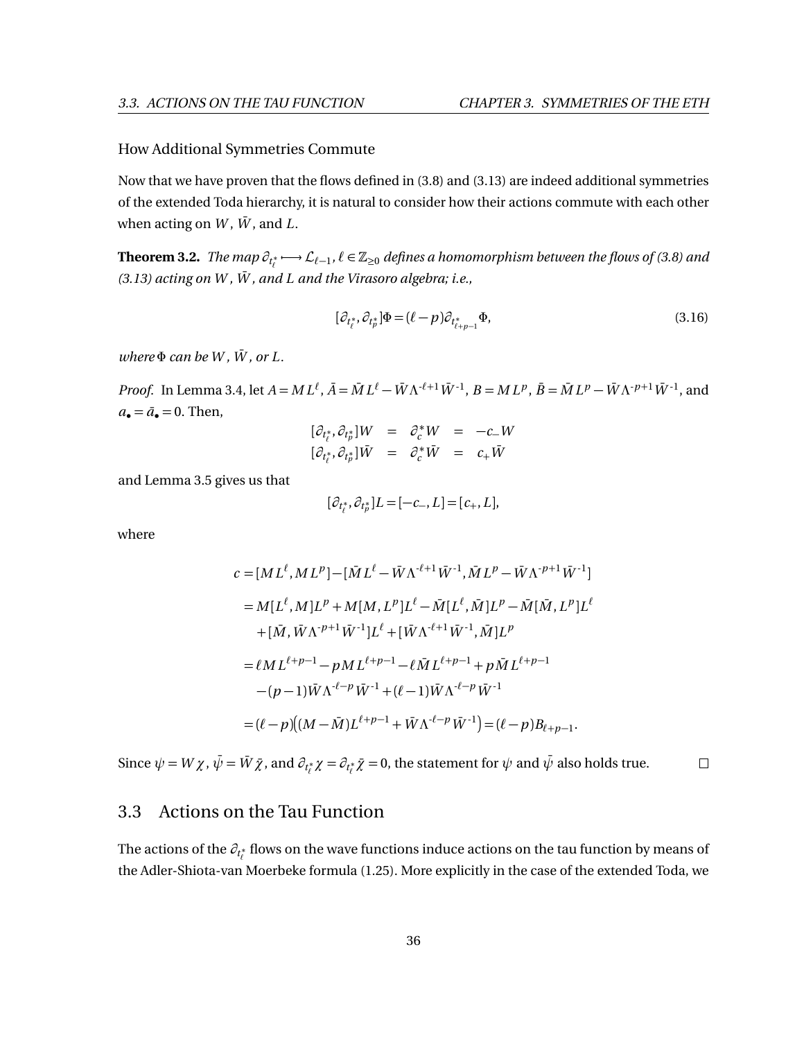How Additional Symmetries Commute

Now that we have proven that the flows defined in (3.8) and (3.13) are indeed additional symmetries of the extended Toda hierarchy, it is natural to consider how their actions commute with each other when acting on $W$, $\bar{W}$, and $L$.

**Theorem 3.2.** *The map $\partial_{t^*_\ell} \longmapsto \mathcal{L}_{\ell-1}$, $\ell \in \mathbb{Z}_{\geq 0}$ defines a homomorphism between the flows of (3.8) and (3.13) acting on $W$, $\bar{W}$, and $L$ and the Virasoro algebra; i.e.,*

$$[\partial_{t^*_\ell}, \partial_{t^*_p}]\Phi = (\ell - p)\partial_{t^*_{\ell+p-1}}\Phi, \tag{3.16}$$

*where $\Phi$ can be $W$, $\bar{W}$, or $L$.*

*Proof.* In Lemma 3.4, let $A = ML^\ell$, $\bar{A} = \bar{M}L^\ell - \bar{W}\Lambda^{-\ell+1}\bar{W}^{-1}$, $B = ML^p$, $\bar{B} = \bar{M}L^p - \bar{W}\Lambda^{-p+1}\bar{W}^{-1}$, and $a_\bullet = \bar{a}_\bullet = 0$. Then,

$$\begin{aligned}
[\partial_{t^*_\ell}, \partial_{t^*_p}]W &= \partial^*_c W = -c_- W \\
[\partial_{t^*_\ell}, \partial_{t^*_p}]\bar{W} &= \partial^*_c \bar{W} = c_+ \bar{W}
\end{aligned}$$

and Lemma 3.5 gives us that

$$[\partial_{t^*_\ell}, \partial_{t^*_p}]L = [-c_-, L] = [c_+, L],$$

where

$$\begin{aligned}
c &= [ML^\ell, ML^p] - [\bar{M}L^\ell - \bar{W}\Lambda^{-\ell+1}\bar{W}^{-1}, \bar{M}L^p - \bar{W}\Lambda^{-p+1}\bar{W}^{-1}] \\
&= M[L^\ell, M]L^p + M[M, L^p]L^\ell - \bar{M}[L^\ell, \bar{M}]L^p - \bar{M}[\bar{M}, L^p]L^\ell \\
&\quad + [\bar{M}, \bar{W}\Lambda^{-p+1}\bar{W}^{-1}]L^\ell + [\bar{W}\Lambda^{-\ell+1}\bar{W}^{-1}, \bar{M}]L^p \\
&= \ell ML^{\ell+p-1} - pML^{\ell+p-1} - \ell\bar{M}L^{\ell+p-1} + p\bar{M}L^{\ell+p-1} \\
&\quad - (p-1)\bar{W}\Lambda^{-\ell-p}\bar{W}^{-1} + (\ell-1)\bar{W}\Lambda^{-\ell-p}\bar{W}^{-1} \\
&= (\ell - p)\big((M - \bar{M})L^{\ell+p-1} + \bar{W}\Lambda^{-\ell-p}\bar{W}^{-1}\big) = (\ell - p)B_{\ell+p-1}.
\end{aligned}$$

Since $\psi = W\chi$, $\bar{\psi} = \bar{W}\bar{\chi}$, and $\partial_{t^*_\ell}\chi = \partial_{t^*_\ell}\bar{\chi} = 0$, the statement for $\psi$ and $\bar{\psi}$ also holds true. $\square$

## 3.3 Actions on the Tau Function

The actions of the $\partial_{t^*_\ell}$ flows on the wave functions induce actions on the tau function by means of the Adler-Shiota-van Moerbeke formula (1.25). More explicitly in the case of the extended Toda, we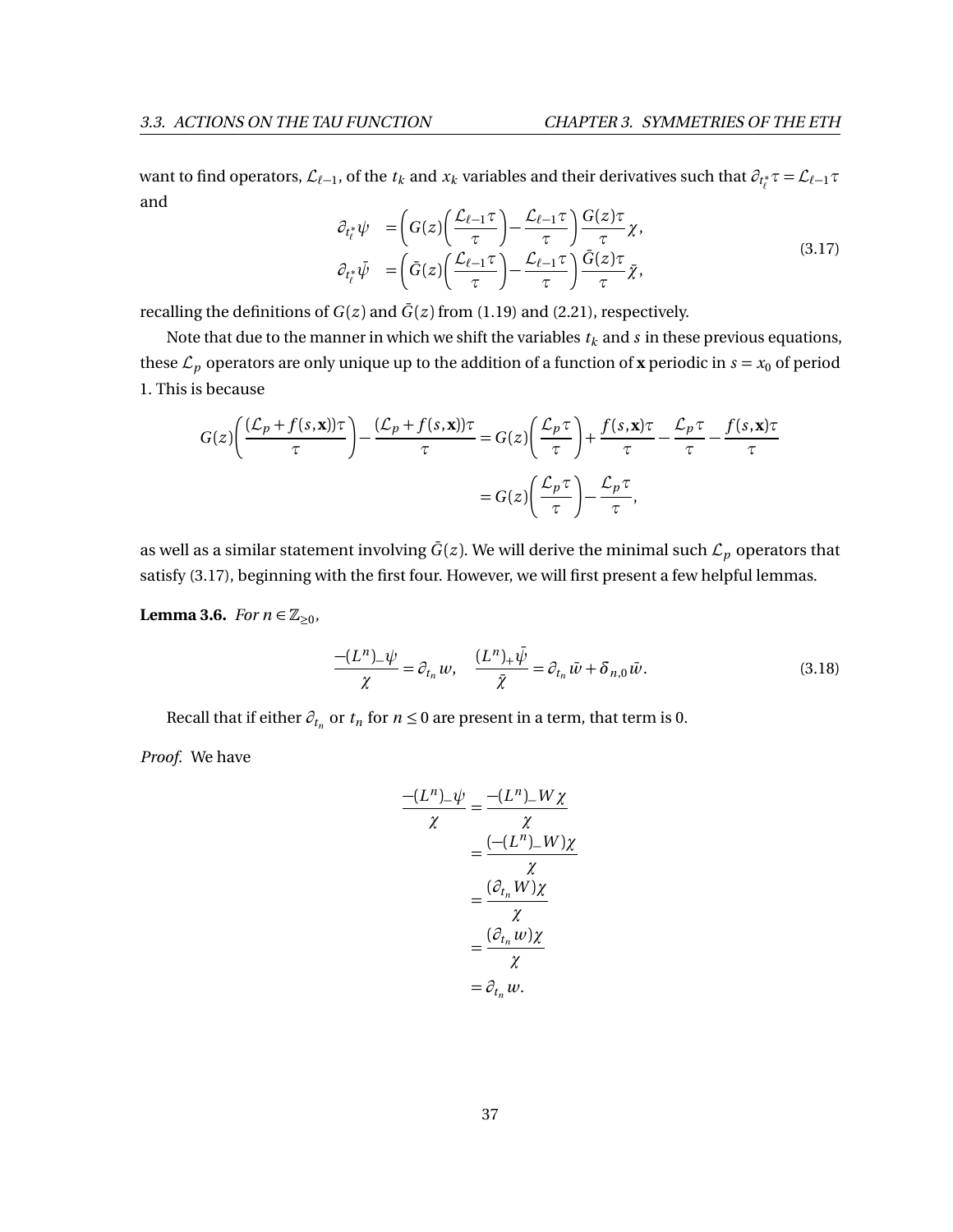want to find operators, $\mathcal{L}_{\ell-1}$, of the $t_k$ and $x_k$ variables and their derivatives such that $\partial_{t_\ell^*}\tau = \mathcal{L}_{\ell-1}\tau$ and

$$
\begin{aligned}
\partial_{t_\ell^*}\psi &= \left(G(z)\left(\frac{\mathcal{L}_{\ell-1}\tau}{\tau}\right) - \frac{\mathcal{L}_{\ell-1}\tau}{\tau}\right)\frac{G(z)\tau}{\tau}\chi, \\
\partial_{t_\ell^*}\bar{\psi} &= \left(\bar{G}(z)\left(\frac{\mathcal{L}_{\ell-1}\tau}{\tau}\right) - \frac{\mathcal{L}_{\ell-1}\tau}{\tau}\right)\frac{\bar{G}(z)\tau}{\tau}\bar{\chi},
\end{aligned}
\tag{3.17}
$$

recalling the definitions of $G(z)$ and $\bar{G}(z)$ from (1.19) and (2.21), respectively.

Note that due to the manner in which we shift the variables $t_k$ and $s$ in these previous equations, these $\mathcal{L}_p$ operators are only unique up to the addition of a function of $\mathbf{x}$ periodic in $s = x_0$ of period 1. This is because

$$
\begin{aligned}
G(z)\left(\frac{(\mathcal{L}_p + f(s,\mathbf{x}))\tau}{\tau}\right) - \frac{(\mathcal{L}_p + f(s,\mathbf{x}))\tau}{\tau} &= G(z)\left(\frac{\mathcal{L}_p\tau}{\tau}\right) + \frac{f(s,\mathbf{x})\tau}{\tau} - \frac{\mathcal{L}_p\tau}{\tau} - \frac{f(s,\mathbf{x})\tau}{\tau} \\
&= G(z)\left(\frac{\mathcal{L}_p\tau}{\tau}\right) - \frac{\mathcal{L}_p\tau}{\tau},
\end{aligned}
$$

as well as a similar statement involving $\bar{G}(z)$. We will derive the minimal such $\mathcal{L}_p$ operators that satisfy (3.17), beginning with the first four. However, we will first present a few helpful lemmas.

**Lemma 3.6.** *For $n \in \mathbb{Z}_{\geq 0}$,*

$$
\frac{-(L^n)_-\psi}{\chi} = \partial_{t_n} w, \quad \frac{(L^n)_+\bar{\psi}}{\bar{\chi}} = \partial_{t_n}\bar{w} + \delta_{n,0}\bar{w}. \tag{3.18}
$$

Recall that if either $\partial_{t_n}$ or $t_n$ for $n \leq 0$ are present in a term, that term is 0.

*Proof.* We have

$$
\begin{aligned}
\frac{-(L^n)_-\psi}{\chi} &= \frac{-(L^n)_- W\chi}{\chi} \\
&= \frac{(-(L^n)_- W)\chi}{\chi} \\
&= \frac{(\partial_{t_n} W)\chi}{\chi} \\
&= \frac{(\partial_{t_n} w)\chi}{\chi} \\
&= \partial_{t_n} w.
\end{aligned}
$$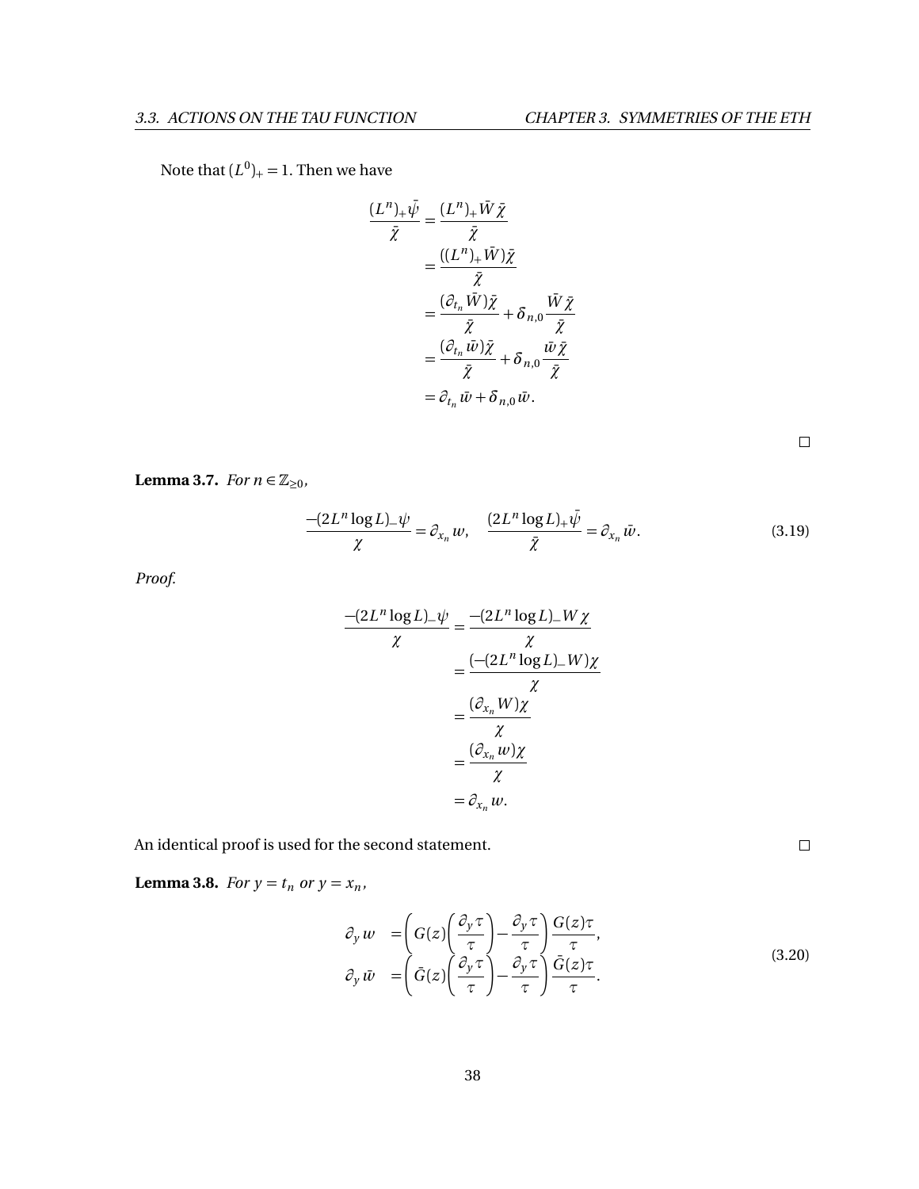Note that $(L^0)_+ = 1$. Then we have

$$
\begin{aligned}
\frac{(L^n)_+\bar{\psi}}{\bar{\chi}} &= \frac{(L^n)_+\bar{W}\bar{\chi}}{\bar{\chi}} \\
&= \frac{((L^n)_+\bar{W})\bar{\chi}}{\bar{\chi}} \\
&= \frac{(\partial_{t_n}\bar{W})\bar{\chi}}{\bar{\chi}} + \delta_{n,0}\frac{\bar{W}\bar{\chi}}{\bar{\chi}} \\
&= \frac{(\partial_{t_n}\bar{w})\bar{\chi}}{\bar{\chi}} + \delta_{n,0}\frac{\bar{w}\bar{\chi}}{\bar{\chi}} \\
&= \partial_{t_n}\bar{w} + \delta_{n,0}\bar{w}.
\end{aligned}
$$

□

**Lemma 3.7.** *For $n \in \mathbb{Z}_{\geq 0}$,*

$$
\frac{-(2L^n \log L)_-\psi}{\chi} = \partial_{x_n} w, \quad \frac{(2L^n \log L)_+\bar{\psi}}{\bar{\chi}} = \partial_{x_n}\bar{w}. \tag{3.19}
$$

*Proof.*

$$
\begin{aligned}
\frac{-(2L^n \log L)_-\psi}{\chi} &= \frac{-(2L^n \log L)_- W\chi}{\chi} \\
&= \frac{(-(2L^n \log L)_- W)\chi}{\chi} \\
&= \frac{(\partial_{x_n} W)\chi}{\chi} \\
&= \frac{(\partial_{x_n} w)\chi}{\chi} \\
&= \partial_{x_n} w.
\end{aligned}
$$

An identical proof is used for the second statement. □

**Lemma 3.8.** *For $y = t_n$ or $y = x_n$,*

$$
\begin{aligned}
\partial_y w &= \left(G(z)\left(\frac{\partial_y \tau}{\tau}\right) - \frac{\partial_y \tau}{\tau}\right)\frac{G(z)\tau}{\tau}, \\
\partial_y \bar{w} &= \left(\bar{G}(z)\left(\frac{\partial_y \tau}{\tau}\right) - \frac{\partial_y \tau}{\tau}\right)\frac{\bar{G}(z)\tau}{\tau}.
\end{aligned} \tag{3.20}
$$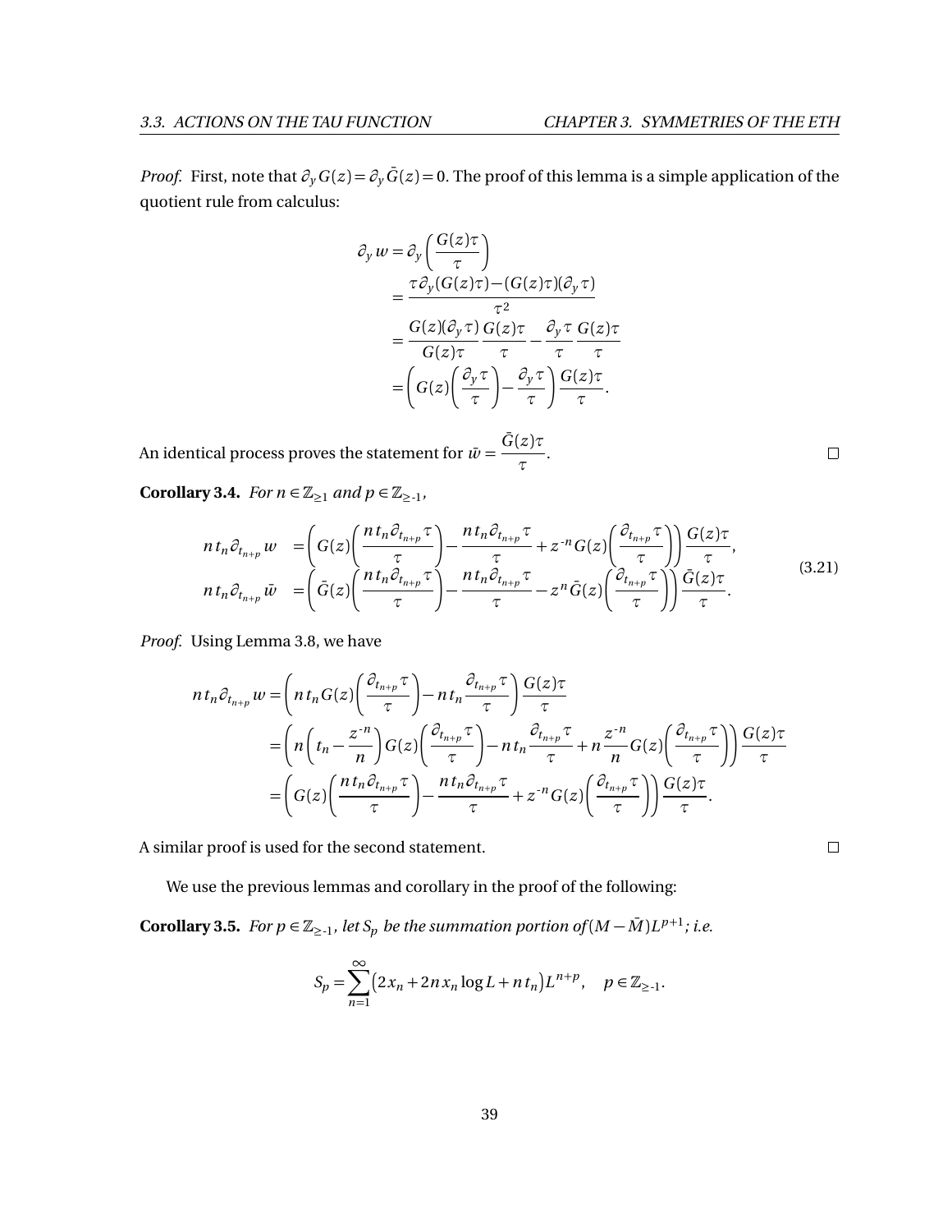*Proof.* First, note that $\partial_y G(z) = \partial_y \bar{G}(z) = 0$. The proof of this lemma is a simple application of the quotient rule from calculus:

$$
\begin{aligned}
\partial_y w &= \partial_y \left( \frac{G(z)\tau}{\tau} \right) \\
&= \frac{\tau \partial_y (G(z)\tau) - (G(z)\tau)(\partial_y \tau)}{\tau^2} \\
&= \frac{G(z)(\partial_y \tau)}{G(z)\tau} \frac{G(z)\tau}{\tau} - \frac{\partial_y \tau}{\tau} \frac{G(z)\tau}{\tau} \\
&= \left( G(z) \left( \frac{\partial_y \tau}{\tau} \right) - \frac{\partial_y \tau}{\tau} \right) \frac{G(z)\tau}{\tau}.
\end{aligned}
$$

An identical process proves the statement for $\bar{w} = \dfrac{\bar{G}(z)\tau}{\tau}$. $\square$

**Corollary 3.4.** *For $n \in \mathbb{Z}_{\geq 1}$ and $p \in \mathbb{Z}_{\geq -1}$,*

$$
\begin{aligned}
n t_n \partial_{t_{n+p}} w &= \left( G(z) \left( \frac{n t_n \partial_{t_{n+p}} \tau}{\tau} \right) - \frac{n t_n \partial_{t_{n+p}} \tau}{\tau} + z^{-n} G(z) \left( \frac{\partial_{t_{n+p}} \tau}{\tau} \right) \right) \frac{G(z)\tau}{\tau}, \\
n t_n \partial_{t_{n+p}} \bar{w} &= \left( \bar{G}(z) \left( \frac{n t_n \partial_{t_{n+p}} \tau}{\tau} \right) - \frac{n t_n \partial_{t_{n+p}} \tau}{\tau} - z^{n} \bar{G}(z) \left( \frac{\partial_{t_{n+p}} \tau}{\tau} \right) \right) \frac{\bar{G}(z)\tau}{\tau}.
\end{aligned}
\tag{3.21}
$$

*Proof.* Using Lemma 3.8, we have

$$
\begin{aligned}
n t_n \partial_{t_{n+p}} w &= \left( n t_n G(z) \left( \frac{\partial_{t_{n+p}} \tau}{\tau} \right) - n t_n \frac{\partial_{t_{n+p}} \tau}{\tau} \right) \frac{G(z)\tau}{\tau} \\
&= \left( n \left( t_n - \frac{z^{-n}}{n} \right) G(z) \left( \frac{\partial_{t_{n+p}} \tau}{\tau} \right) - n t_n \frac{\partial_{t_{n+p}} \tau}{\tau} + n \frac{z^{-n}}{n} G(z) \left( \frac{\partial_{t_{n+p}} \tau}{\tau} \right) \right) \frac{G(z)\tau}{\tau} \\
&= \left( G(z) \left( \frac{n t_n \partial_{t_{n+p}} \tau}{\tau} \right) - \frac{n t_n \partial_{t_{n+p}} \tau}{\tau} + z^{-n} G(z) \left( \frac{\partial_{t_{n+p}} \tau}{\tau} \right) \right) \frac{G(z)\tau}{\tau}.
\end{aligned}
$$

A similar proof is used for the second statement. $\square$

We use the previous lemmas and corollary in the proof of the following:

**Corollary 3.5.** *For $p \in \mathbb{Z}_{\geq -1}$, let $S_p$ be the summation portion of $(M - \bar{M})L^{p+1}$; i.e.*

$$
S_p = \sum_{n=1}^{\infty} \left( 2x_n + 2n x_n \log L + n t_n \right) L^{n+p}, \quad p \in \mathbb{Z}_{\geq -1}.
$$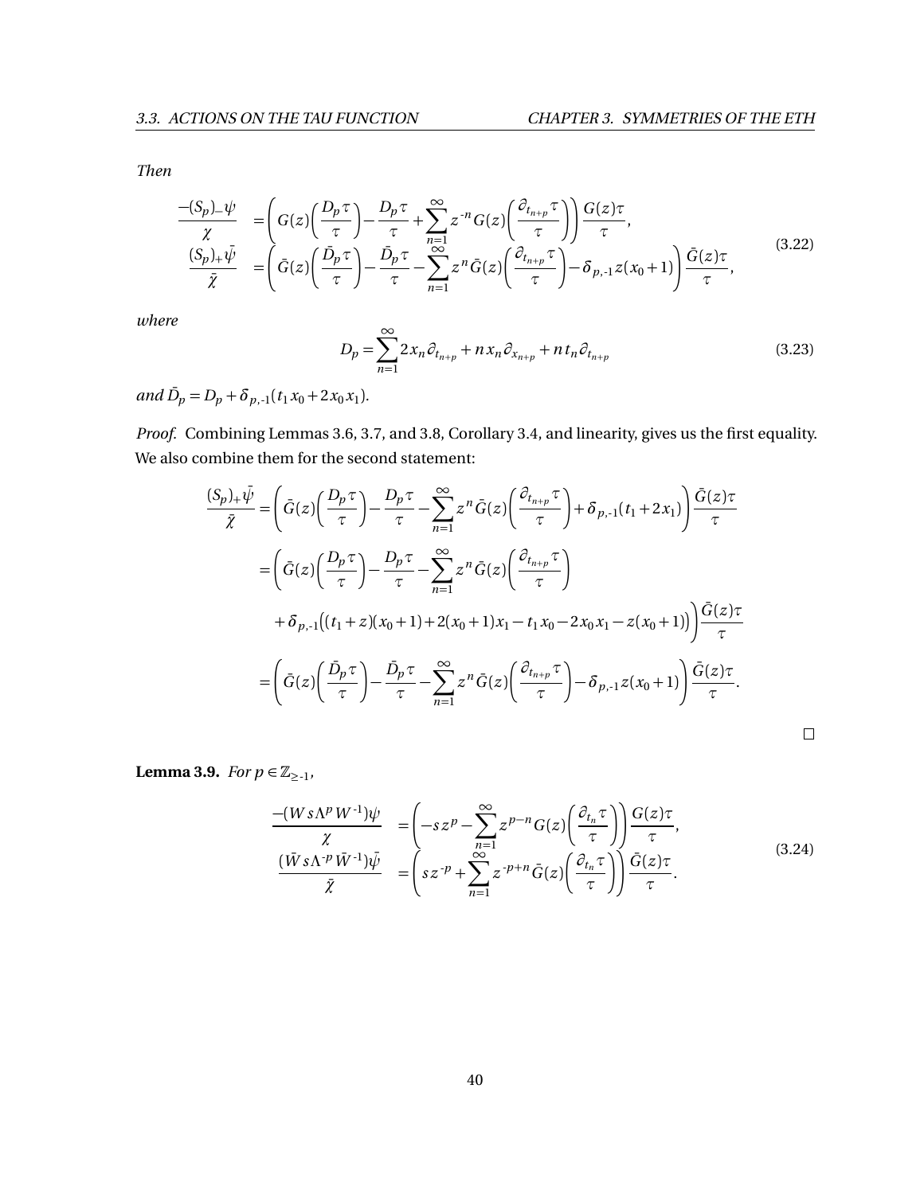*Then*

$$
\begin{aligned}
\frac{-(S_p)_-\psi}{\chi} &= \left( G(z)\left(\frac{D_p\tau}{\tau}\right) - \frac{D_p\tau}{\tau} + \sum_{n=1}^{\infty} z^{-n} G(z)\left(\frac{\partial_{t_{n+p}}\tau}{\tau}\right)\right)\frac{G(z)\tau}{\tau}, \\
\frac{(S_p)_+\bar{\psi}}{\bar{\chi}} &= \left( \bar{G}(z)\left(\frac{\bar{D}_p\tau}{\tau}\right) - \frac{\bar{D}_p\tau}{\tau} - \sum_{n=1}^{\infty} z^{n} \bar{G}(z)\left(\frac{\partial_{t_{n+p}}\tau}{\tau}\right) - \delta_{p,\text{-}1} z(x_0+1)\right)\frac{\bar{G}(z)\tau}{\tau},
\end{aligned}
\tag{3.22}
$$

*where*

$$
D_p = \sum_{n=1}^{\infty} 2x_n \partial_{t_{n+p}} + n x_n \partial_{x_{n+p}} + n t_n \partial_{t_{n+p}}
\tag{3.23}
$$

*and* $\bar{D}_p = D_p + \delta_{p,\text{-}1}(t_1 x_0 + 2x_0 x_1)$.

*Proof.* Combining Lemmas 3.6, 3.7, and 3.8, Corollary 3.4, and linearity, gives us the first equality. We also combine them for the second statement:

$$
\begin{aligned}
\frac{(S_p)_+\bar{\psi}}{\bar{\chi}} &= \left( \bar{G}(z)\left(\frac{D_p\tau}{\tau}\right) - \frac{D_p\tau}{\tau} - \sum_{n=1}^{\infty} z^{n} \bar{G}(z)\left(\frac{\partial_{t_{n+p}}\tau}{\tau}\right) + \delta_{p,\text{-}1}(t_1+2x_1)\right)\frac{\bar{G}(z)\tau}{\tau} \\
&= \Bigg( \bar{G}(z)\left(\frac{D_p\tau}{\tau}\right) - \frac{D_p\tau}{\tau} - \sum_{n=1}^{\infty} z^{n} \bar{G}(z)\left(\frac{\partial_{t_{n+p}}\tau}{\tau}\right) \\
&\quad + \delta_{p,\text{-}1}\big((t_1+z)(x_0+1) + 2(x_0+1)x_1 - t_1x_0 - 2x_0x_1 - z(x_0+1)\big)\Bigg)\frac{\bar{G}(z)\tau}{\tau} \\
&= \left( \bar{G}(z)\left(\frac{\bar{D}_p\tau}{\tau}\right) - \frac{\bar{D}_p\tau}{\tau} - \sum_{n=1}^{\infty} z^{n} \bar{G}(z)\left(\frac{\partial_{t_{n+p}}\tau}{\tau}\right) - \delta_{p,\text{-}1} z(x_0+1)\right)\frac{\bar{G}(z)\tau}{\tau}.
\end{aligned}
$$

□

**Lemma 3.9.** *For* $p \in \mathbb{Z}_{\geq \text{-}1}$,

$$
\begin{aligned}
\frac{-(W s \Lambda^{p} W^{\text{-}1})\psi}{\chi} &= \left( -s z^{p} - \sum_{n=1}^{\infty} z^{p-n} G(z)\left(\frac{\partial_{t_n}\tau}{\tau}\right)\right)\frac{G(z)\tau}{\tau}, \\
\frac{(\bar{W} s \Lambda^{\text{-}p} \bar{W}^{\text{-}1})\bar{\psi}}{\bar{\chi}} &= \left( s z^{\text{-}p} + \sum_{n=1}^{\infty} z^{\text{-}p+n} \bar{G}(z)\left(\frac{\partial_{t_n}\tau}{\tau}\right)\right)\frac{\bar{G}(z)\tau}{\tau}.
\end{aligned}
\tag{3.24}
$$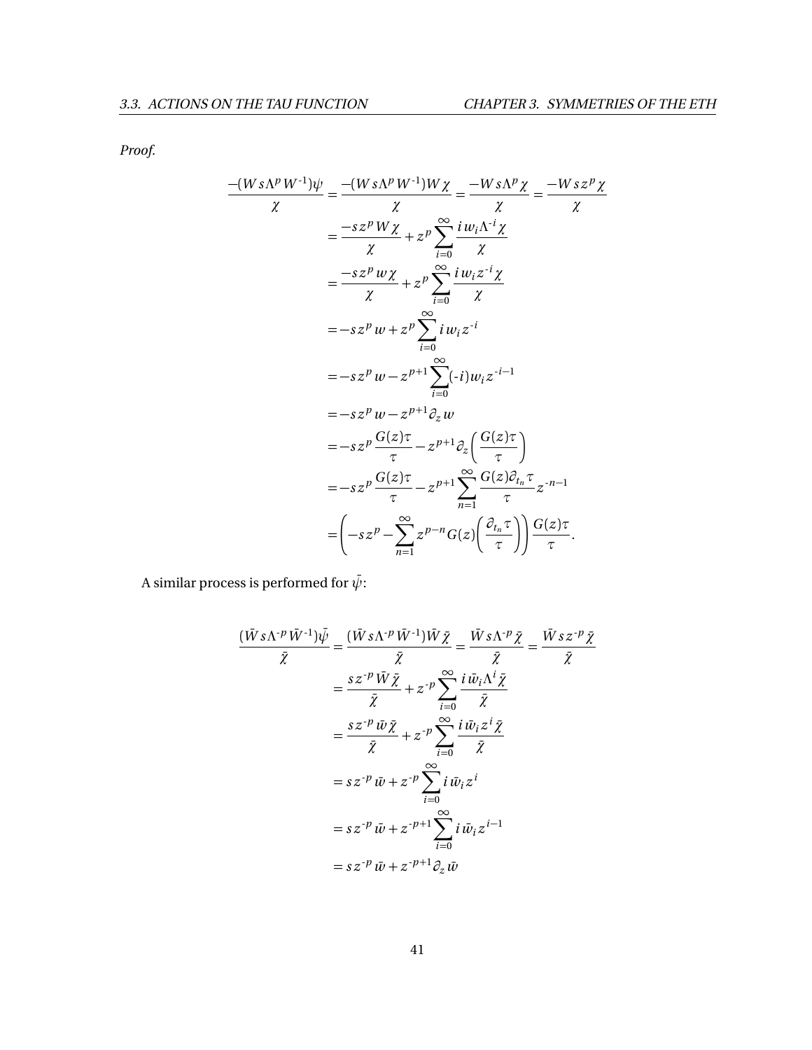*Proof.*

$$
\begin{aligned}
\frac{-(W s \Lambda^p W^{-1})\psi}{\chi} &= \frac{-(W s \Lambda^p W^{-1}) W \chi}{\chi} = \frac{-W s \Lambda^p \chi}{\chi} = \frac{-W s z^p \chi}{\chi} \\
&= \frac{-s z^p W \chi}{\chi} + z^p \sum_{i=0}^{\infty} \frac{i w_i \Lambda^{-i} \chi}{\chi} \\
&= \frac{-s z^p w \chi}{\chi} + z^p \sum_{i=0}^{\infty} \frac{i w_i z^{-i} \chi}{\chi} \\
&= -s z^p w + z^p \sum_{i=0}^{\infty} i w_i z^{-i} \\
&= -s z^p w - z^{p+1} \sum_{i=0}^{\infty} (-i) w_i z^{-i-1} \\
&= -s z^p w - z^{p+1} \partial_z w \\
&= -s z^p \frac{G(z)\tau}{\tau} - z^{p+1} \partial_z \left( \frac{G(z)\tau}{\tau} \right) \\
&= -s z^p \frac{G(z)\tau}{\tau} - z^{p+1} \sum_{n=1}^{\infty} \frac{G(z)\partial_{t_n}\tau}{\tau} z^{-n-1} \\
&= \left( -s z^p - \sum_{n=1}^{\infty} z^{p-n} G(z) \left( \frac{\partial_{t_n}\tau}{\tau} \right) \right) \frac{G(z)\tau}{\tau}.
\end{aligned}
$$

A similar process is performed for $\bar{\psi}$:

$$
\begin{aligned}
\frac{(\bar{W} s \Lambda^{-p} \bar{W}^{-1})\bar{\psi}}{\bar{\chi}} &= \frac{(\bar{W} s \Lambda^{-p} \bar{W}^{-1}) \bar{W} \bar{\chi}}{\bar{\chi}} = \frac{\bar{W} s \Lambda^{-p} \bar{\chi}}{\bar{\chi}} = \frac{\bar{W} s z^{-p} \bar{\chi}}{\bar{\chi}} \\
&= \frac{s z^{-p} \bar{W} \bar{\chi}}{\bar{\chi}} + z^{-p} \sum_{i=0}^{\infty} \frac{i \bar{w}_i \Lambda^{i} \bar{\chi}}{\bar{\chi}} \\
&= \frac{s z^{-p} \bar{w} \bar{\chi}}{\bar{\chi}} + z^{-p} \sum_{i=0}^{\infty} \frac{i \bar{w}_i z^{i} \bar{\chi}}{\bar{\chi}} \\
&= s z^{-p} \bar{w} + z^{-p} \sum_{i=0}^{\infty} i \bar{w}_i z^{i} \\
&= s z^{-p} \bar{w} + z^{-p+1} \sum_{i=0}^{\infty} i \bar{w}_i z^{i-1} \\
&= s z^{-p} \bar{w} + z^{-p+1} \partial_z \bar{w}
\end{aligned}
$$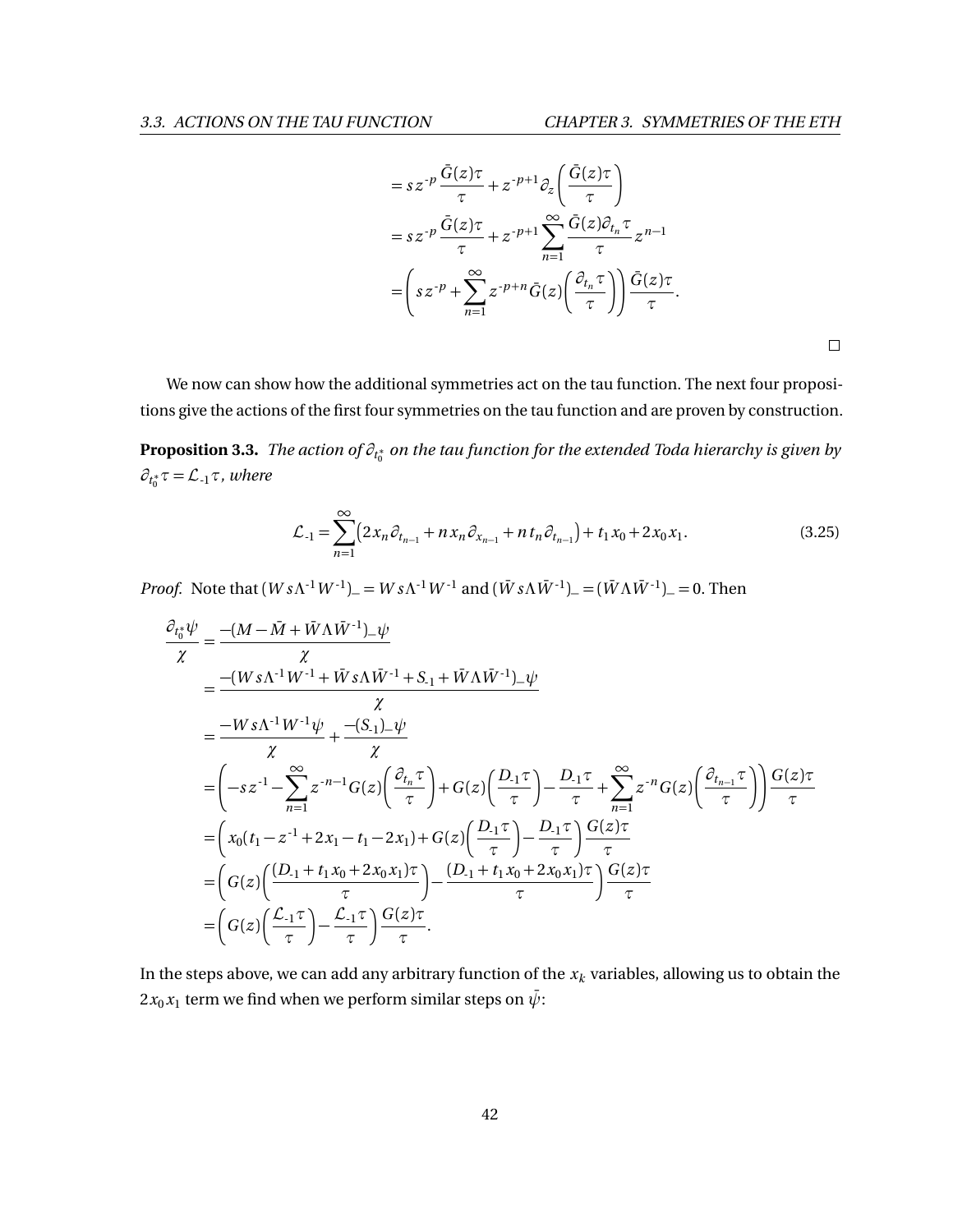$$
\begin{aligned}
&= s z^{-p} \frac{\bar{G}(z)\tau}{\tau} + z^{-p+1} \partial_z \left( \frac{\bar{G}(z)\tau}{\tau} \right) \\
&= s z^{-p} \frac{\bar{G}(z)\tau}{\tau} + z^{-p+1} \sum_{n=1}^{\infty} \frac{\bar{G}(z)\partial_{t_n}\tau}{\tau} z^{n-1} \\
&= \left( s z^{-p} + \sum_{n=1}^{\infty} z^{-p+n} \bar{G}(z) \left( \frac{\partial_{t_n}\tau}{\tau} \right) \right) \frac{\bar{G}(z)\tau}{\tau}.
\end{aligned}
$$

□

We now can show how the additional symmetries act on the tau function. The next four propositions give the actions of the first four symmetries on the tau function and are proven by construction.

**Proposition 3.3.** *The action of $\partial_{t_0^*}$ on the tau function for the extended Toda hierarchy is given by $\partial_{t_0^*}\tau = \mathcal{L}_{-1}\tau$, where*

$$
\mathcal{L}_{-1} = \sum_{n=1}^{\infty} \left( 2x_n \partial_{t_{n-1}} + n x_n \partial_{x_{n-1}} + n t_n \partial_{t_{n-1}} \right) + t_1 x_0 + 2x_0 x_1. \tag{3.25}
$$

*Proof.* Note that $(W s \Lambda^{-1} W^{-1})_- = W s \Lambda^{-1} W^{-1}$ and $(\bar{W} s \Lambda \bar{W}^{-1})_- = (\bar{W} \Lambda \bar{W}^{-1})_- = 0$. Then

$$
\begin{aligned}
\frac{\partial_{t_0^*}\psi}{\chi} &= \frac{-(M - \bar{M} + \bar{W}\Lambda\bar{W}^{-1})_- \psi}{\chi} \\
&= \frac{-(W s \Lambda^{-1} W^{-1} + \bar{W} s \Lambda \bar{W}^{-1} + S_{-1} + \bar{W}\Lambda\bar{W}^{-1})_- \psi}{\chi} \\
&= \frac{-W s \Lambda^{-1} W^{-1} \psi}{\chi} + \frac{-(S_{-1})_- \psi}{\chi} \\
&= \left( -s z^{-1} - \sum_{n=1}^{\infty} z^{-n-1} G(z) \left( \frac{\partial_{t_n}\tau}{\tau} \right) + G(z) \left( \frac{D_{-1}\tau}{\tau} \right) - \frac{D_{-1}\tau}{\tau} + \sum_{n=1}^{\infty} z^{-n} G(z) \left( \frac{\partial_{t_{n-1}}\tau}{\tau} \right) \right) \frac{G(z)\tau}{\tau} \\
&= \left( x_0 (t_1 - z^{-1} + 2x_1 - t_1 - 2x_1) + G(z) \left( \frac{D_{-1}\tau}{\tau} \right) - \frac{D_{-1}\tau}{\tau} \right) \frac{G(z)\tau}{\tau} \\
&= \left( G(z) \left( \frac{(D_{-1} + t_1 x_0 + 2x_0 x_1)\tau}{\tau} \right) - \frac{(D_{-1} + t_1 x_0 + 2x_0 x_1)\tau}{\tau} \right) \frac{G(z)\tau}{\tau} \\
&= \left( G(z) \left( \frac{\mathcal{L}_{-1}\tau}{\tau} \right) - \frac{\mathcal{L}_{-1}\tau}{\tau} \right) \frac{G(z)\tau}{\tau}.
\end{aligned}
$$

In the steps above, we can add any arbitrary function of the $x_k$ variables, allowing us to obtain the $2x_0 x_1$ term we find when we perform similar steps on $\bar{\psi}$: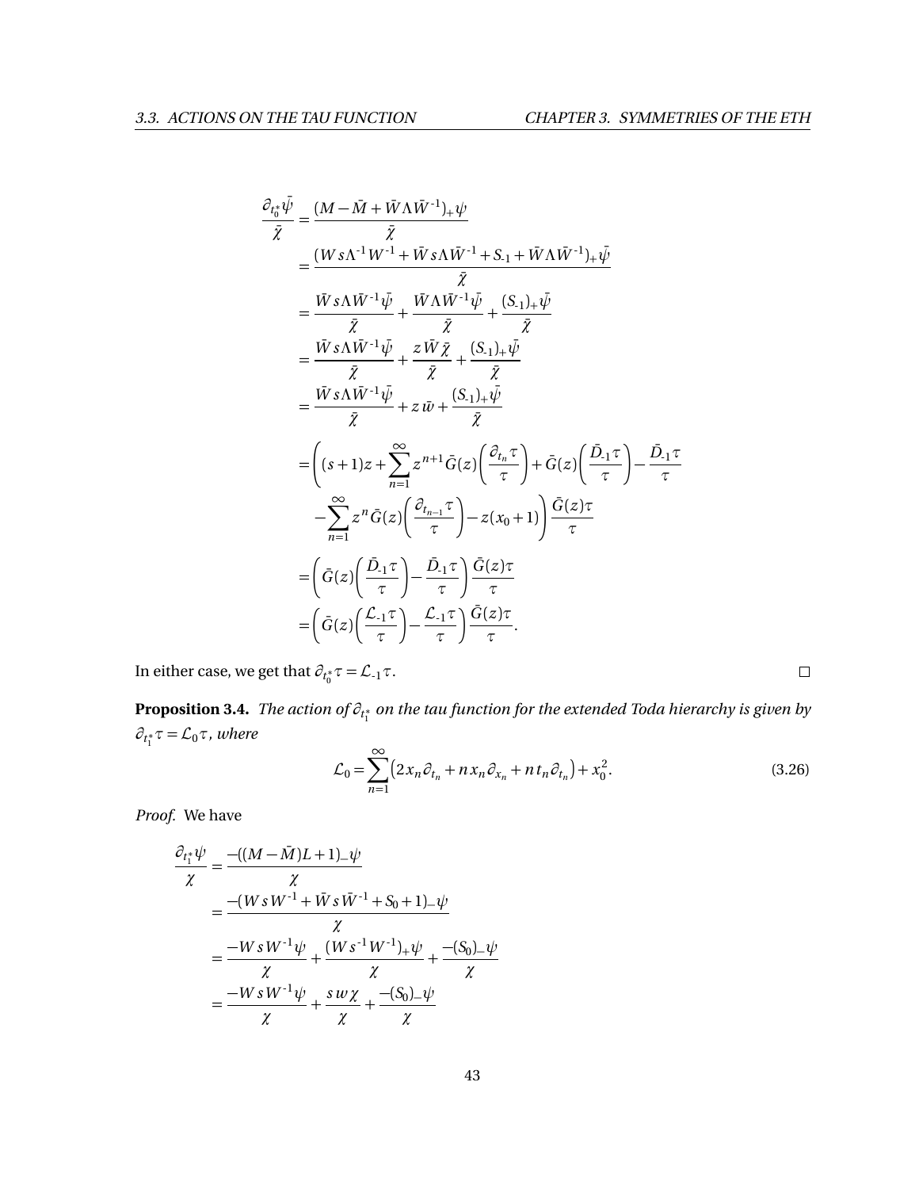$$
\begin{aligned}
\frac{\partial_{t_0^*}\bar{\psi}}{\bar{\chi}} &= \frac{(M-\bar{M}+\bar{W}\Lambda\bar{W}^{-1})_+\psi}{\bar{\chi}} \\
&= \frac{(Ws\Lambda^{-1}W^{-1}+\bar{W}s\Lambda\bar{W}^{-1}+S_{-1}+\bar{W}\Lambda\bar{W}^{-1})_+\bar{\psi}}{\bar{\chi}} \\
&= \frac{\bar{W}s\Lambda\bar{W}^{-1}\bar{\psi}}{\bar{\chi}} + \frac{\bar{W}\Lambda\bar{W}^{-1}\bar{\psi}}{\bar{\chi}} + \frac{(S_{-1})_+\bar{\psi}}{\bar{\chi}} \\
&= \frac{\bar{W}s\Lambda\bar{W}^{-1}\bar{\psi}}{\bar{\chi}} + \frac{z\bar{W}\bar{\chi}}{\bar{\chi}} + \frac{(S_{-1})_+\bar{\psi}}{\bar{\chi}} \\
&= \frac{\bar{W}s\Lambda\bar{W}^{-1}\bar{\psi}}{\bar{\chi}} + z\bar{w} + \frac{(S_{-1})_+\bar{\psi}}{\bar{\chi}} \\
&= \left((s+1)z + \sum_{n=1}^{\infty} z^{n+1}\bar{G}(z)\left(\frac{\partial_{t_n}\tau}{\tau}\right) + \bar{G}(z)\left(\frac{\bar{D}_{-1}\tau}{\tau}\right) - \frac{\bar{D}_{-1}\tau}{\tau}\right. \\
&\quad \left. - \sum_{n=1}^{\infty} z^n \bar{G}(z)\left(\frac{\partial_{t_{n-1}}\tau}{\tau}\right) - z(x_0+1)\right)\frac{\bar{G}(z)\tau}{\tau} \\
&= \left(\bar{G}(z)\left(\frac{\bar{D}_{-1}\tau}{\tau}\right) - \frac{\bar{D}_{-1}\tau}{\tau}\right)\frac{\bar{G}(z)\tau}{\tau} \\
&= \left(\bar{G}(z)\left(\frac{\mathcal{L}_{-1}\tau}{\tau}\right) - \frac{\mathcal{L}_{-1}\tau}{\tau}\right)\frac{\bar{G}(z)\tau}{\tau}.
\end{aligned}
$$

In either case, we get that $\partial_{t_0^*}\tau = \mathcal{L}_{-1}\tau$. ◻

**Proposition 3.4.** *The action of $\partial_{t_1^*}$ on the tau function for the extended Toda hierarchy is given by $\partial_{t_1^*}\tau = \mathcal{L}_0\tau$, where*

$$
\mathcal{L}_0 = \sum_{n=1}^{\infty}\left(2x_n\partial_{t_n} + nx_n\partial_{x_n} + nt_n\partial_{t_n}\right) + x_0^2. \tag{3.26}
$$

*Proof.* We have

$$
\begin{aligned}
\frac{\partial_{t_1^*}\psi}{\chi} &= \frac{-((M-\bar{M})L+1)_-\psi}{\chi} \\
&= \frac{-(WsW^{-1}+\bar{W}s\bar{W}^{-1}+S_0+1)_-\psi}{\chi} \\
&= \frac{-WsW^{-1}\psi}{\chi} + \frac{(Ws^{-1}W^{-1})_+\psi}{\chi} + \frac{-(S_0)_-\psi}{\chi} \\
&= \frac{-WsW^{-1}\psi}{\chi} + \frac{sw\chi}{\chi} + \frac{-(S_0)_-\psi}{\chi}
\end{aligned}
$$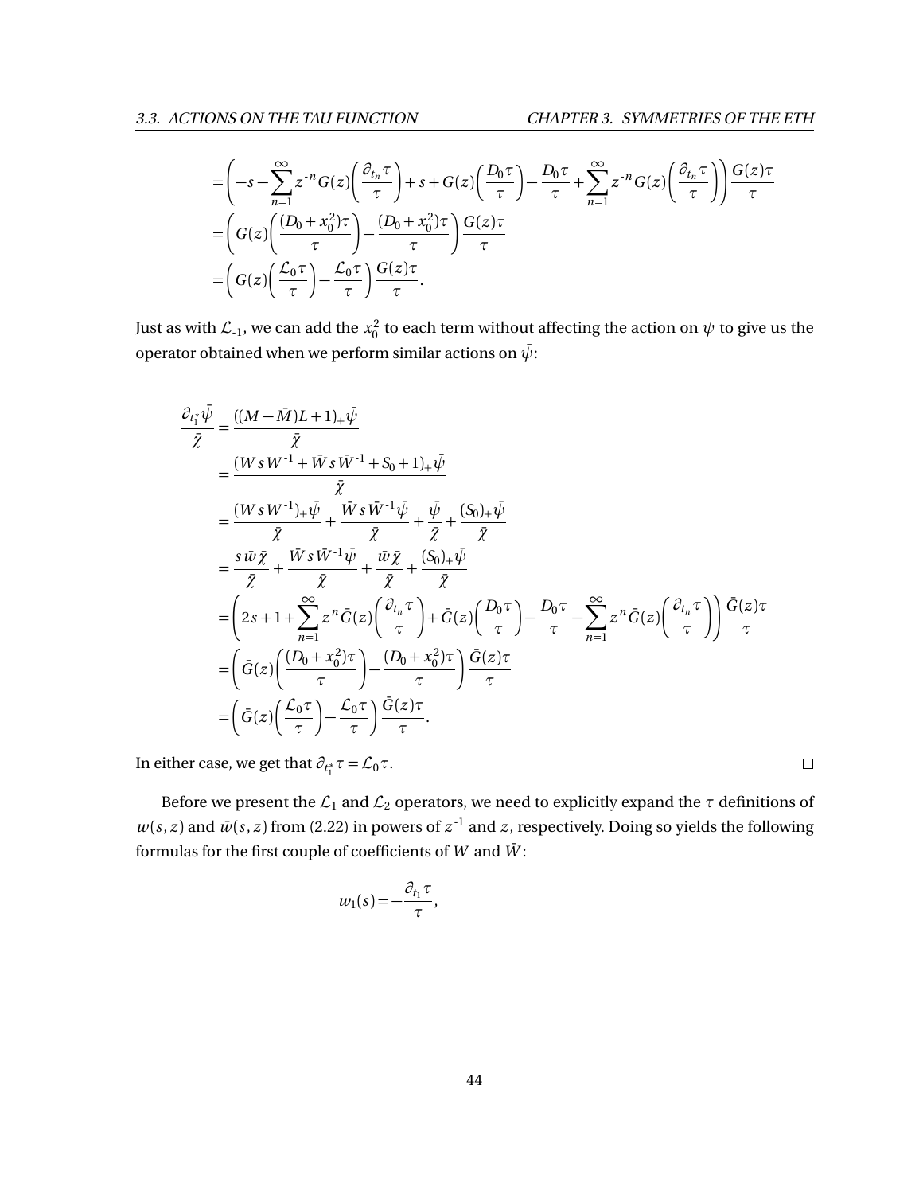$$
\begin{aligned}
&= \left( -s - \sum_{n=1}^{\infty} z^{\text{-}n} G(z) \left( \frac{\partial_{t_n} \tau}{\tau} \right) + s + G(z) \left( \frac{D_0 \tau}{\tau} \right) - \frac{D_0 \tau}{\tau} + \sum_{n=1}^{\infty} z^{\text{-}n} G(z) \left( \frac{\partial_{t_n} \tau}{\tau} \right) \right) \frac{G(z)\tau}{\tau} \\
&= \left( G(z) \left( \frac{(D_0 + x_0^2)\tau}{\tau} \right) - \frac{(D_0 + x_0^2)\tau}{\tau} \right) \frac{G(z)\tau}{\tau} \\
&= \left( G(z) \left( \frac{\mathcal{L}_0 \tau}{\tau} \right) - \frac{\mathcal{L}_0 \tau}{\tau} \right) \frac{G(z)\tau}{\tau}.
\end{aligned}
$$

Just as with $\mathcal{L}_{\text{-}1}$, we can add the $x_0^2$ to each term without affecting the action on $\psi$ to give us the operator obtained when we perform similar actions on $\bar{\psi}$:

$$
\begin{aligned}
\frac{\partial_{t_1^*} \bar{\psi}}{\bar{\chi}} &= \frac{((M - \bar{M})L + 1)_+ \bar{\psi}}{\bar{\chi}} \\
&= \frac{(W s W^{\text{-}1} + \bar{W} s \bar{W}^{\text{-}1} + S_0 + 1)_+ \bar{\psi}}{\bar{\chi}} \\
&= \frac{(W s W^{\text{-}1})_+ \bar{\psi}}{\bar{\chi}} + \frac{\bar{W} s \bar{W}^{\text{-}1} \bar{\psi}}{\bar{\chi}} + \frac{\bar{\psi}}{\bar{\chi}} + \frac{(S_0)_+ \bar{\psi}}{\bar{\chi}} \\
&= \frac{s \bar{w} \bar{\chi}}{\bar{\chi}} + \frac{\bar{W} s \bar{W}^{\text{-}1} \bar{\psi}}{\bar{\chi}} + \frac{\bar{w} \bar{\chi}}{\bar{\chi}} + \frac{(S_0)_+ \bar{\psi}}{\bar{\chi}} \\
&= \left( 2s + 1 + \sum_{n=1}^{\infty} z^n \bar{G}(z) \left( \frac{\partial_{t_n} \tau}{\tau} \right) + \bar{G}(z) \left( \frac{D_0 \tau}{\tau} \right) - \frac{D_0 \tau}{\tau} - \sum_{n=1}^{\infty} z^n \bar{G}(z) \left( \frac{\partial_{t_n} \tau}{\tau} \right) \right) \frac{\bar{G}(z)\tau}{\tau} \\
&= \left( \bar{G}(z) \left( \frac{(D_0 + x_0^2)\tau}{\tau} \right) - \frac{(D_0 + x_0^2)\tau}{\tau} \right) \frac{\bar{G}(z)\tau}{\tau} \\
&= \left( \bar{G}(z) \left( \frac{\mathcal{L}_0 \tau}{\tau} \right) - \frac{\mathcal{L}_0 \tau}{\tau} \right) \frac{\bar{G}(z)\tau}{\tau}.
\end{aligned}
$$

In either case, we get that $\partial_{t_1^*} \tau = \mathcal{L}_0 \tau$. $\square$

Before we present the $\mathcal{L}_1$ and $\mathcal{L}_2$ operators, we need to explicitly expand the $\tau$ definitions of $w(s,z)$ and $\bar{w}(s,z)$ from (2.22) in powers of $z^{\text{-}1}$ and $z$, respectively. Doing so yields the following formulas for the first couple of coefficients of $W$ and $\bar{W}$:

$$
w_1(s) = -\frac{\partial_{t_1} \tau}{\tau},
$$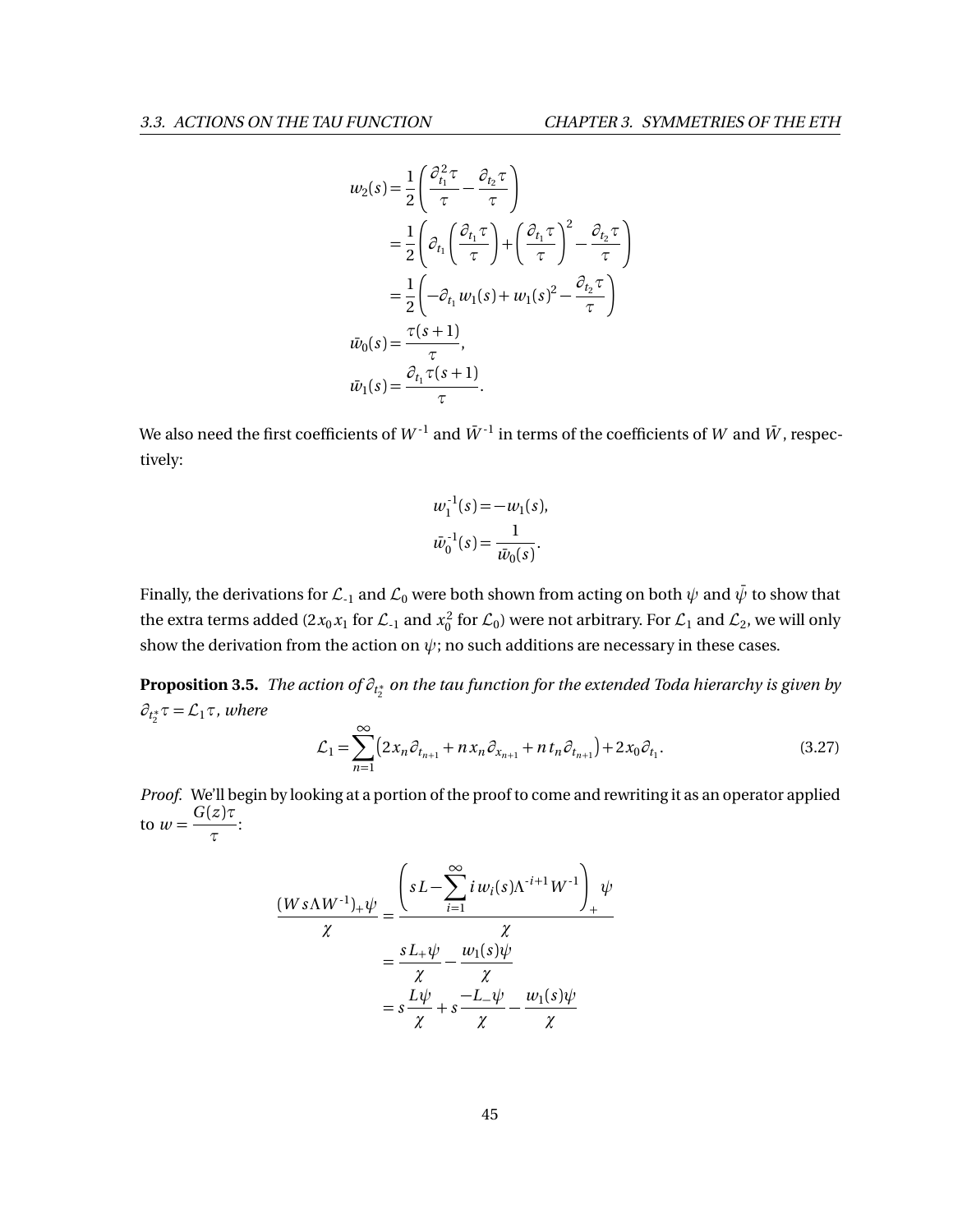$$
\begin{aligned}
w_2(s) &= \frac{1}{2}\left(\frac{\partial_{t_1}^2 \tau}{\tau} - \frac{\partial_{t_2}\tau}{\tau}\right) \\
&= \frac{1}{2}\left(\partial_{t_1}\left(\frac{\partial_{t_1}\tau}{\tau}\right) + \left(\frac{\partial_{t_1}\tau}{\tau}\right)^2 - \frac{\partial_{t_2}\tau}{\tau}\right) \\
&= \frac{1}{2}\left(-\partial_{t_1} w_1(s) + w_1(s)^2 - \frac{\partial_{t_2}\tau}{\tau}\right) \\
\bar{w}_0(s) &= \frac{\tau(s+1)}{\tau}, \\
\bar{w}_1(s) &= \frac{\partial_{t_1}\tau(s+1)}{\tau}.
\end{aligned}
$$

We also need the first coefficients of $W^{-1}$ and $\bar{W}^{-1}$ in terms of the coefficients of $W$ and $\bar{W}$, respectively:

$$
\begin{aligned}
w_1^{-1}(s) &= -w_1(s), \\
\bar{w}_0^{-1}(s) &= \frac{1}{\bar{w}_0(s)}.
\end{aligned}
$$

Finally, the derivations for $\mathcal{L}_{-1}$ and $\mathcal{L}_0$ were both shown from acting on both $\psi$ and $\bar{\psi}$ to show that the extra terms added ($2x_0x_1$ for $\mathcal{L}_{-1}$ and $x_0^2$ for $\mathcal{L}_0$) were not arbitrary. For $\mathcal{L}_1$ and $\mathcal{L}_2$, we will only show the derivation from the action on $\psi$; no such additions are necessary in these cases.

**Proposition 3.5.** *The action of $\partial_{t_2^*}$ on the tau function for the extended Toda hierarchy is given by $\partial_{t_2^*}\tau = \mathcal{L}_1\tau$, where*

$$
\mathcal{L}_1 = \sum_{n=1}^{\infty}\left(2x_n\partial_{t_{n+1}} + n x_n \partial_{x_{n+1}} + n t_n \partial_{t_{n+1}}\right) + 2x_0\partial_{t_1}. \tag{3.27}
$$

*Proof.* We'll begin by looking at a portion of the proof to come and rewriting it as an operator applied to $w = \dfrac{G(z)\tau}{\tau}$:

$$
\begin{aligned}
\frac{(Ws\Lambda W^{-1})_+\psi}{\chi} &= \frac{\left(sL - \sum_{i=1}^{\infty} i\,w_i(s)\Lambda^{-i+1}W^{-1}\right)_+\psi}{\chi} \\
&= \frac{sL_+\psi}{\chi} - \frac{w_1(s)\psi}{\chi} \\
&= s\frac{L\psi}{\chi} + s\frac{-L_-\psi}{\chi} - \frac{w_1(s)\psi}{\chi}
\end{aligned}
$$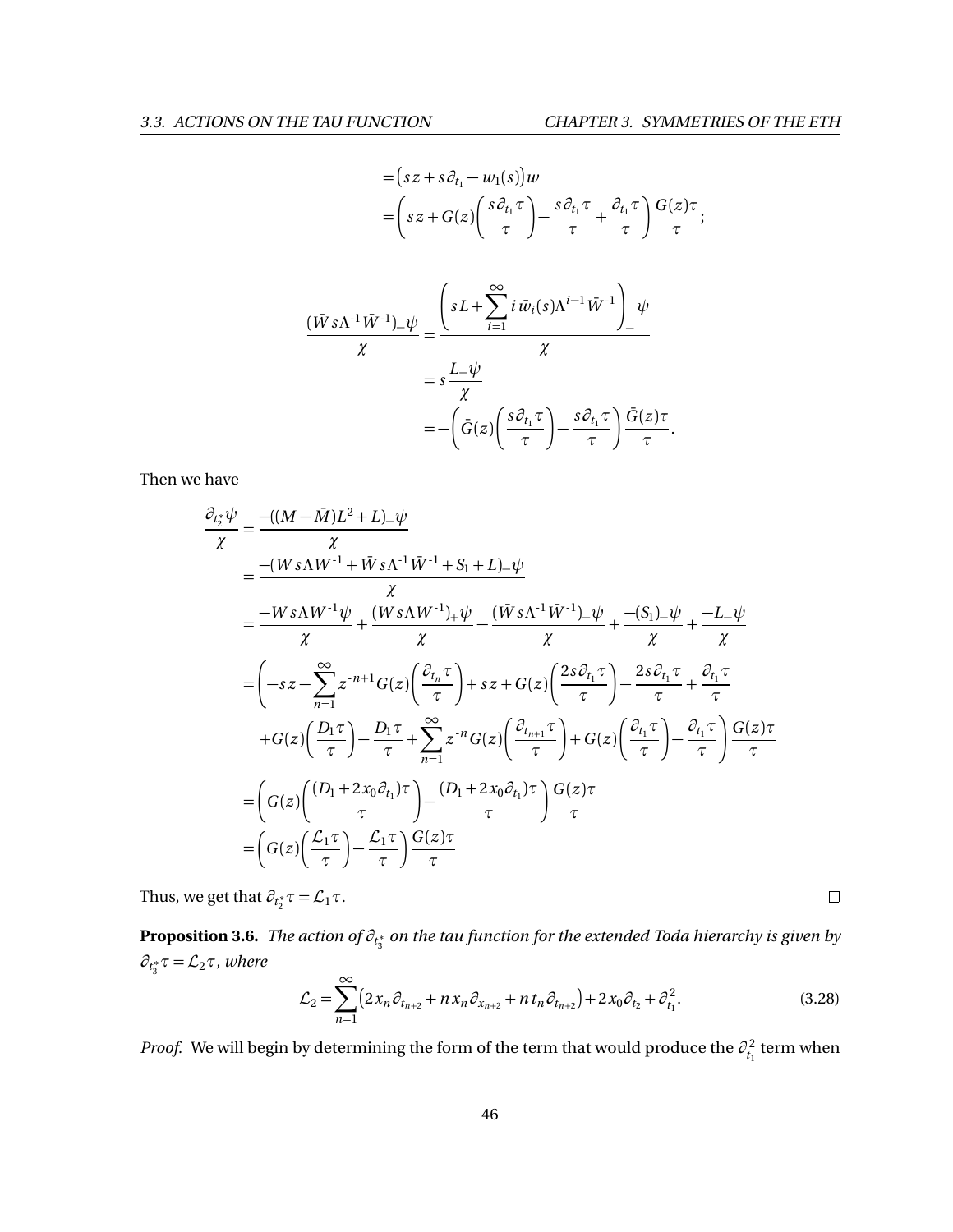$$
\begin{aligned}
&= \left(sz + s\partial_{t_1} - w_1(s)\right) w \\
&= \left(sz + G(z)\left(\frac{s\partial_{t_1}\tau}{\tau}\right) - \frac{s\partial_{t_1}\tau}{\tau} + \frac{\partial_{t_1}\tau}{\tau}\right)\frac{G(z)\tau}{\tau};
\end{aligned}
$$

$$
\begin{aligned}
\frac{(\bar{W}s\Lambda^{-1}\bar{W}^{-1})_{-}\psi}{\chi} &= \frac{\left(sL + \displaystyle\sum_{i=1}^{\infty} i\,\bar{w}_i(s)\Lambda^{i-1}\bar{W}^{-1}\right)_{-}\psi}{\chi} \\
&= s\frac{L_{-}\psi}{\chi} \\
&= -\left(\bar{G}(z)\left(\frac{s\partial_{t_1}\tau}{\tau}\right) - \frac{s\partial_{t_1}\tau}{\tau}\right)\frac{\bar{G}(z)\tau}{\tau}.
\end{aligned}
$$

Then we have

$$
\begin{aligned}
\frac{\partial_{t_2^*}\psi}{\chi} &= \frac{-((M-\bar{M})L^2 + L)_{-}\psi}{\chi} \\
&= \frac{-(Ws\Lambda W^{-1} + \bar{W}s\Lambda^{-1}\bar{W}^{-1} + S_1 + L)_{-}\psi}{\chi} \\
&= \frac{-Ws\Lambda W^{-1}\psi}{\chi} + \frac{(Ws\Lambda W^{-1})_{+}\psi}{\chi} - \frac{(\bar{W}s\Lambda^{-1}\bar{W}^{-1})_{-}\psi}{\chi} + \frac{-(S_1)_{-}\psi}{\chi} + \frac{-L_{-}\psi}{\chi} \\
&= \Bigg(-sz - \sum_{n=1}^{\infty} z^{-n+1}G(z)\left(\frac{\partial_{t_n}\tau}{\tau}\right) + sz + G(z)\left(\frac{2s\partial_{t_1}\tau}{\tau}\right) - \frac{2s\partial_{t_1}\tau}{\tau} + \frac{\partial_{t_1}\tau}{\tau} \\
&\quad + G(z)\left(\frac{D_1\tau}{\tau}\right) - \frac{D_1\tau}{\tau} + \sum_{n=1}^{\infty} z^{-n}G(z)\left(\frac{\partial_{t_{n+1}}\tau}{\tau}\right) + G(z)\left(\frac{\partial_{t_1}\tau}{\tau}\right) - \frac{\partial_{t_1}\tau}{\tau}\Bigg)\frac{G(z)\tau}{\tau} \\
&= \left(G(z)\left(\frac{(D_1 + 2x_0\partial_{t_1})\tau}{\tau}\right) - \frac{(D_1 + 2x_0\partial_{t_1})\tau}{\tau}\right)\frac{G(z)\tau}{\tau} \\
&= \left(G(z)\left(\frac{\mathcal{L}_1\tau}{\tau}\right) - \frac{\mathcal{L}_1\tau}{\tau}\right)\frac{G(z)\tau}{\tau}
\end{aligned}
$$

Thus, we get that $\partial_{t_2^*}\tau = \mathcal{L}_1\tau$. ∎

**Proposition 3.6.** *The action of $\partial_{t_3^*}$ on the tau function for the extended Toda hierarchy is given by $\partial_{t_3^*}\tau = \mathcal{L}_2\tau$, where*

$$
\mathcal{L}_2 = \sum_{n=1}^{\infty}\left(2x_n\partial_{t_{n+2}} + nx_n\partial_{x_{n+2}} + nt_n\partial_{t_{n+2}}\right) + 2x_0\partial_{t_2} + \partial_{t_1}^2. \tag{3.28}
$$

*Proof.* We will begin by determining the form of the term that would produce the $\partial_{t_1}^2$ term when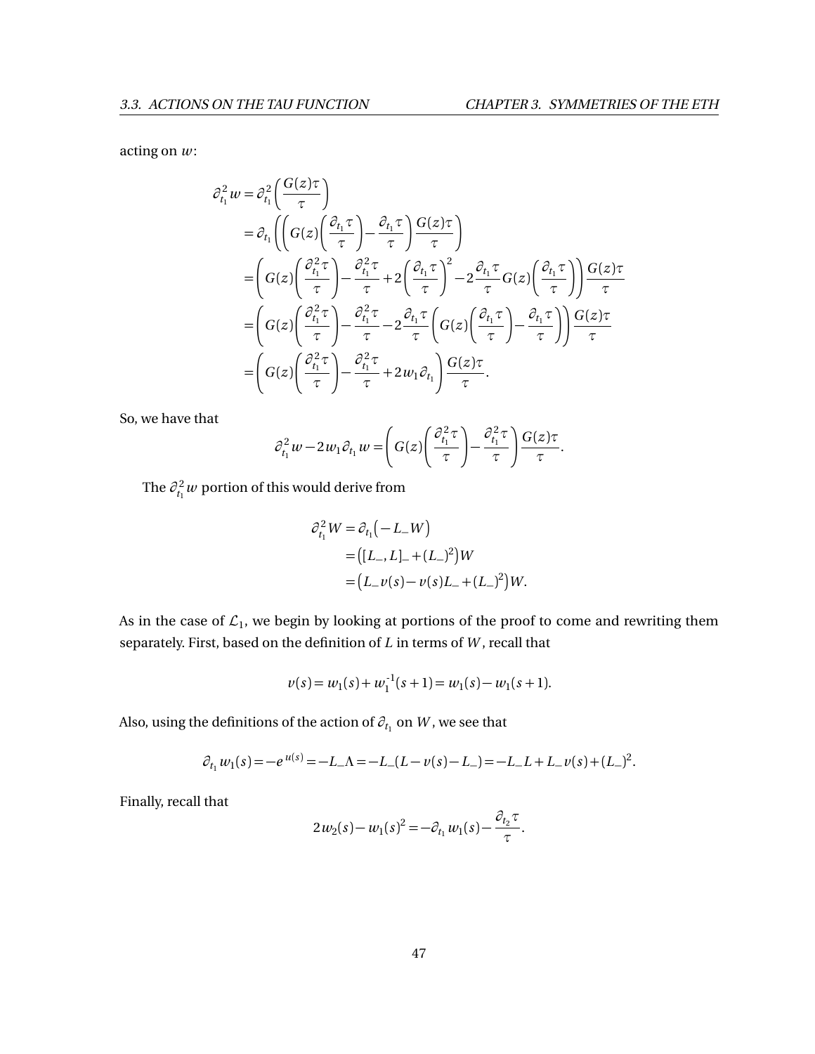acting on $w$:

$$
\begin{aligned}
\partial_{t_1}^2 w &= \partial_{t_1}^2\left(\frac{G(z)\tau}{\tau}\right)\\
&= \partial_{t_1}\left(\left(G(z)\left(\frac{\partial_{t_1}\tau}{\tau}\right) - \frac{\partial_{t_1}\tau}{\tau}\right)\frac{G(z)\tau}{\tau}\right)\\
&= \left(G(z)\left(\frac{\partial_{t_1}^2\tau}{\tau}\right) - \frac{\partial_{t_1}^2\tau}{\tau} + 2\left(\frac{\partial_{t_1}\tau}{\tau}\right)^2 - 2\frac{\partial_{t_1}\tau}{\tau}G(z)\left(\frac{\partial_{t_1}\tau}{\tau}\right)\right)\frac{G(z)\tau}{\tau}\\
&= \left(G(z)\left(\frac{\partial_{t_1}^2\tau}{\tau}\right) - \frac{\partial_{t_1}^2\tau}{\tau} - 2\frac{\partial_{t_1}\tau}{\tau}\left(G(z)\left(\frac{\partial_{t_1}\tau}{\tau}\right) - \frac{\partial_{t_1}\tau}{\tau}\right)\right)\frac{G(z)\tau}{\tau}\\
&= \left(G(z)\left(\frac{\partial_{t_1}^2\tau}{\tau}\right) - \frac{\partial_{t_1}^2\tau}{\tau} + 2w_1\partial_{t_1}\right)\frac{G(z)\tau}{\tau}.
\end{aligned}
$$

So, we have that

$$
\partial_{t_1}^2 w - 2w_1\partial_{t_1} w = \left(G(z)\left(\frac{\partial_{t_1}^2\tau}{\tau}\right) - \frac{\partial_{t_1}^2\tau}{\tau}\right)\frac{G(z)\tau}{\tau}.
$$

The $\partial_{t_1}^2 w$ portion of this would derive from

$$
\begin{aligned}
\partial_{t_1}^2 W &= \partial_{t_1}\left(-L_- W\right)\\
&= \left([L_-, L]_- + (L_-)^2\right)W\\
&= \left(L_- v(s) - v(s)L_- + (L_-)^2\right)W.
\end{aligned}
$$

As in the case of $\mathcal{L}_1$, we begin by looking at portions of the proof to come and rewriting them separately. First, based on the definition of $L$ in terms of $W$, recall that

$$
v(s) = w_1(s) + w_1^{-1}(s+1) = w_1(s) - w_1(s+1).
$$

Also, using the definitions of the action of $\partial_{t_1}$ on $W$, we see that

$$
\partial_{t_1} w_1(s) = -e^{u(s)} = -L_-\Lambda = -L_-(L - v(s) - L_-) = -L_- L + L_- v(s) + (L_-)^2.
$$

Finally, recall that

$$
2w_2(s) - w_1(s)^2 = -\partial_{t_1} w_1(s) - \frac{\partial_{t_2}\tau}{\tau}.
$$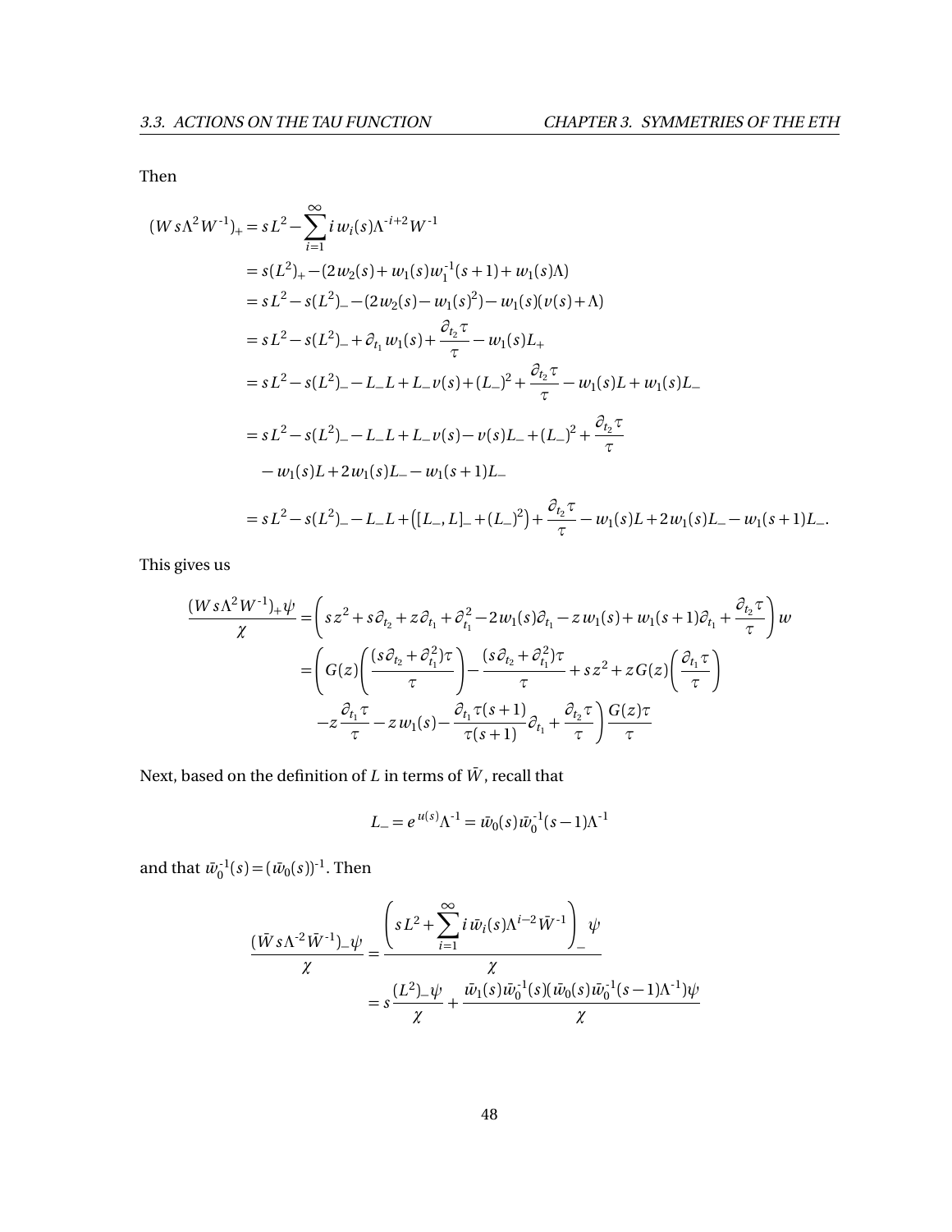Then

$$
\begin{aligned}
(W s\Lambda^2 W^{-1})_+ &= sL^2 - \sum_{i=1}^{\infty} i\, w_i(s)\Lambda^{-i+2} W^{-1} \\
&= s(L^2)_+ - (2w_2(s) + w_1(s)w_1^{-1}(s+1) + w_1(s)\Lambda) \\
&= sL^2 - s(L^2)_- - (2w_2(s) - w_1(s)^2) - w_1(s)(v(s)+\Lambda) \\
&= sL^2 - s(L^2)_- + \partial_{t_1} w_1(s) + \frac{\partial_{t_2}\tau}{\tau} - w_1(s)L_+ \\
&= sL^2 - s(L^2)_- - L_-L + L_-v(s) + (L_-)^2 + \frac{\partial_{t_2}\tau}{\tau} - w_1(s)L + w_1(s)L_- \\
&= sL^2 - s(L^2)_- - L_-L + L_-v(s) - v(s)L_- + (L_-)^2 + \frac{\partial_{t_2}\tau}{\tau} \\
&\quad - w_1(s)L + 2w_1(s)L_- - w_1(s+1)L_- \\
&= sL^2 - s(L^2)_- - L_-L + \left([L_-, L]_- + (L_-)^2\right) + \frac{\partial_{t_2}\tau}{\tau} - w_1(s)L + 2w_1(s)L_- - w_1(s+1)L_-.
\end{aligned}
$$

This gives us

$$
\begin{aligned}
\frac{(W s\Lambda^2 W^{-1})_+\psi}{\chi} &= \left(sz^2 + s\partial_{t_2} + z\partial_{t_1} + \partial_{t_1}^2 - 2w_1(s)\partial_{t_1} - z\,w_1(s) + w_1(s+1)\partial_{t_1} + \frac{\partial_{t_2}\tau}{\tau}\right) w \\
&= \left(G(z)\left(\frac{(s\partial_{t_2} + \partial_{t_1}^2)\tau}{\tau}\right) - \frac{(s\partial_{t_2} + \partial_{t_1}^2)\tau}{\tau} + sz^2 + zG(z)\left(\frac{\partial_{t_1}\tau}{\tau}\right)\right. \\
&\quad \left. - z\frac{\partial_{t_1}\tau}{\tau} - z\,w_1(s) - \frac{\partial_{t_1}\tau(s+1)}{\tau(s+1)}\partial_{t_1} + \frac{\partial_{t_2}\tau}{\tau}\right)\frac{G(z)\tau}{\tau}
\end{aligned}
$$

Next, based on the definition of $L$ in terms of $\bar{W}$, recall that

$$
L_- = e^{u(s)}\Lambda^{-1} = \bar{w}_0(s)\bar{w}_0^{-1}(s-1)\Lambda^{-1}
$$

and that $\bar{w}_0^{-1}(s) = (\bar{w}_0(s))^{-1}$. Then

$$
\begin{aligned}
\frac{(\bar{W} s\Lambda^{-2}\bar{W}^{-1})_-\psi}{\chi} &= \frac{\left(sL^2 + \sum_{i=1}^{\infty} i\,\bar{w}_i(s)\Lambda^{i-2}\bar{W}^{-1}\right)_-\psi}{\chi} \\
&= s\frac{(L^2)_-\psi}{\chi} + \frac{\bar{w}_1(s)\bar{w}_0^{-1}(s)(\bar{w}_0(s)\bar{w}_0^{-1}(s-1)\Lambda^{-1})\psi}{\chi}
\end{aligned}
$$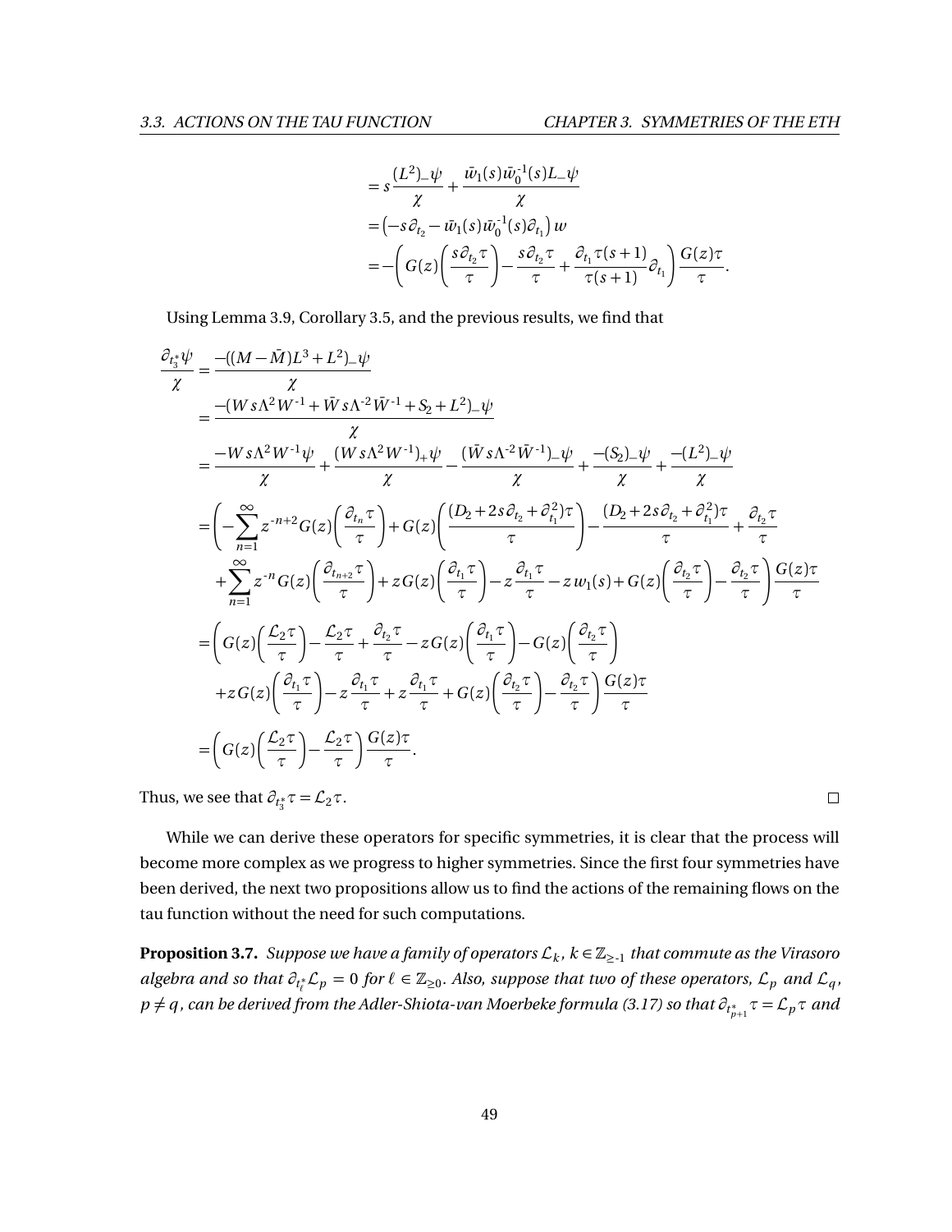$$
\begin{aligned}
&= s\frac{(L^2)_-\psi}{\chi} + \frac{\bar{w}_1(s)\bar{w}_0^{-1}(s)L_-\psi}{\chi} \\
&= \left(-s\partial_{t_2} - \bar{w}_1(s)\bar{w}_0^{-1}(s)\partial_{t_1}\right) w \\
&= -\left( G(z)\left(\frac{s\partial_{t_2}\tau}{\tau}\right) - \frac{s\partial_{t_2}\tau}{\tau} + \frac{\partial_{t_1}\tau(s+1)}{\tau(s+1)}\partial_{t_1}\right)\frac{G(z)\tau}{\tau}.
\end{aligned}
$$

Using Lemma 3.9, Corollary 3.5, and the previous results, we find that

$$
\begin{aligned}
\frac{\partial_{t_3^*}\psi}{\chi} &= \frac{-((M-\bar{M})L^3 + L^2)_-\psi}{\chi} \\
&= \frac{-(Ws\Lambda^2W^{-1} + \bar{W}s\Lambda^{-2}\bar{W}^{-1} + S_2 + L^2)_-\psi}{\chi} \\
&= \frac{-Ws\Lambda^2W^{-1}\psi}{\chi} + \frac{(Ws\Lambda^2W^{-1})_+\psi}{\chi} - \frac{(\bar{W}s\Lambda^{-2}\bar{W}^{-1})_-\psi}{\chi} + \frac{-(S_2)_-\psi}{\chi} + \frac{-(L^2)_-\psi}{\chi} \\
&= \left( -\sum_{n=1}^{\infty} z^{-n+2}G(z)\left(\frac{\partial_{t_n}\tau}{\tau}\right) + G(z)\left(\frac{(D_2 + 2s\partial_{t_2} + \partial_{t_1}^2)\tau}{\tau}\right) - \frac{(D_2 + 2s\partial_{t_2} + \partial_{t_1}^2)\tau}{\tau} + \frac{\partial_{t_2}\tau}{\tau} \right. \\
&\quad \left. + \sum_{n=1}^{\infty} z^{-n}G(z)\left(\frac{\partial_{t_{n+2}}\tau}{\tau}\right) + zG(z)\left(\frac{\partial_{t_1}\tau}{\tau}\right) - z\frac{\partial_{t_1}\tau}{\tau} - z\,w_1(s) + G(z)\left(\frac{\partial_{t_2}\tau}{\tau}\right) - \frac{\partial_{t_2}\tau}{\tau}\right)\frac{G(z)\tau}{\tau} \\
&= \left( G(z)\left(\frac{\mathcal{L}_2\tau}{\tau}\right) - \frac{\mathcal{L}_2\tau}{\tau} + \frac{\partial_{t_2}\tau}{\tau} - zG(z)\left(\frac{\partial_{t_1}\tau}{\tau}\right) - G(z)\left(\frac{\partial_{t_2}\tau}{\tau}\right) \right. \\
&\quad \left. + zG(z)\left(\frac{\partial_{t_1}\tau}{\tau}\right) - z\frac{\partial_{t_1}\tau}{\tau} + z\frac{\partial_{t_1}\tau}{\tau} + G(z)\left(\frac{\partial_{t_2}\tau}{\tau}\right) - \frac{\partial_{t_2}\tau}{\tau}\right)\frac{G(z)\tau}{\tau} \\
&= \left( G(z)\left(\frac{\mathcal{L}_2\tau}{\tau}\right) - \frac{\mathcal{L}_2\tau}{\tau}\right)\frac{G(z)\tau}{\tau}.
\end{aligned}
$$

Thus, we see that $\partial_{t_3^*}\tau = \mathcal{L}_2\tau$. □

While we can derive these operators for specific symmetries, it is clear that the process will become more complex as we progress to higher symmetries. Since the first four symmetries have been derived, the next two propositions allow us to find the actions of the remaining flows on the tau function without the need for such computations.

**Proposition 3.7.** *Suppose we have a family of operators $\mathcal{L}_k$, $k \in \mathbb{Z}_{\geq -1}$ that commute as the Virasoro algebra and so that $\partial_{t_\ell^*}\mathcal{L}_p = 0$ for $\ell \in \mathbb{Z}_{\geq 0}$. Also, suppose that two of these operators, $\mathcal{L}_p$ and $\mathcal{L}_q$, $p \neq q$, can be derived from the Adler-Shiota-van Moerbeke formula (3.17) so that $\partial_{t_{p+1}^*}\tau = \mathcal{L}_p\tau$ and*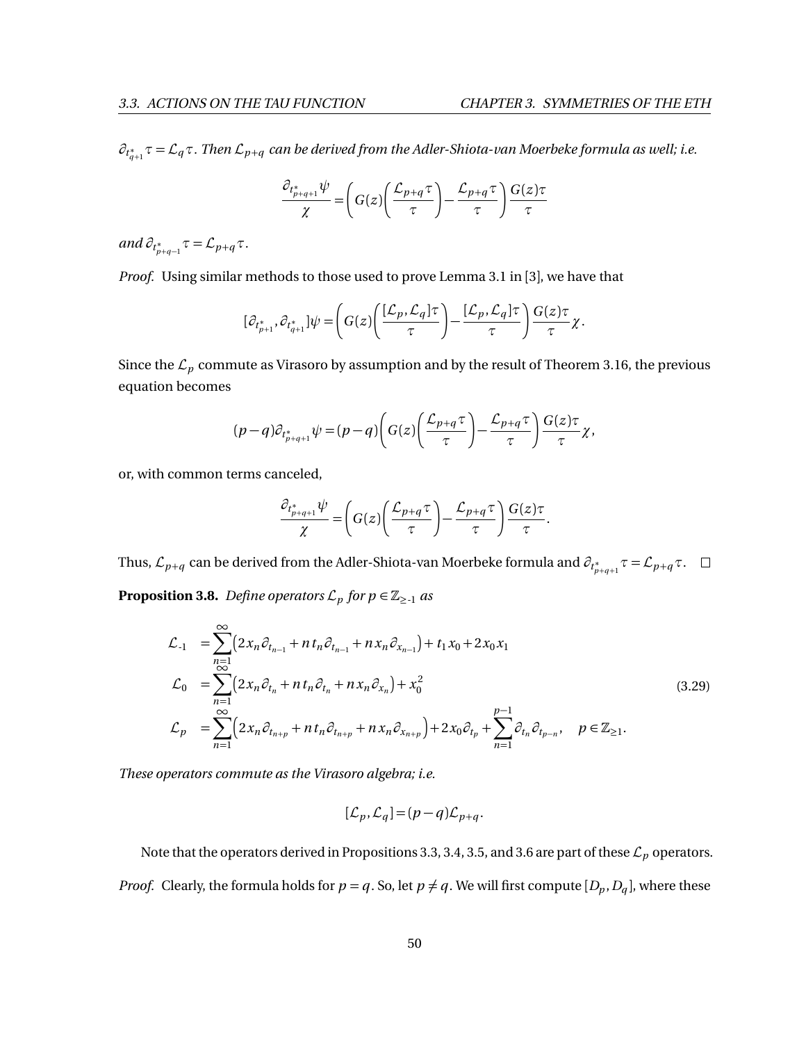$\partial_{t^*_{q+1}}\tau = \mathcal{L}_q\tau$. *Then $\mathcal{L}_{p+q}$ can be derived from the Adler-Shiota-van Moerbeke formula as well; i.e.*

$$\frac{\partial_{t^*_{p+q+1}}\psi}{\chi} = \left(G(z)\left(\frac{\mathcal{L}_{p+q}\tau}{\tau}\right) - \frac{\mathcal{L}_{p+q}\tau}{\tau}\right)\frac{G(z)\tau}{\tau}$$

*and* $\partial_{t^*_{p+q-1}}\tau = \mathcal{L}_{p+q}\tau$.

*Proof.* Using similar methods to those used to prove Lemma 3.1 in [3], we have that

$$[\partial_{t^*_{p+1}}, \partial_{t^*_{q+1}}]\psi = \left(G(z)\left(\frac{[\mathcal{L}_p, \mathcal{L}_q]\tau}{\tau}\right) - \frac{[\mathcal{L}_p, \mathcal{L}_q]\tau}{\tau}\right)\frac{G(z)\tau}{\tau}\chi.$$

Since the $\mathcal{L}_p$ commute as Virasoro by assumption and by the result of Theorem 3.16, the previous equation becomes

$$(p-q)\partial_{t^*_{p+q+1}}\psi = (p-q)\left(G(z)\left(\frac{\mathcal{L}_{p+q}\tau}{\tau}\right) - \frac{\mathcal{L}_{p+q}\tau}{\tau}\right)\frac{G(z)\tau}{\tau}\chi,$$

or, with common terms canceled,

$$\frac{\partial_{t^*_{p+q+1}}\psi}{\chi} = \left(G(z)\left(\frac{\mathcal{L}_{p+q}\tau}{\tau}\right) - \frac{\mathcal{L}_{p+q}\tau}{\tau}\right)\frac{G(z)\tau}{\tau}.$$

Thus, $\mathcal{L}_{p+q}$ can be derived from the Adler-Shiota-van Moerbeke formula and $\partial_{t^*_{p+q+1}}\tau = \mathcal{L}_{p+q}\tau$. $\square$

**Proposition 3.8.** *Define operators $\mathcal{L}_p$ for $p \in \mathbb{Z}_{\geq -1}$ as*

$$\begin{aligned}
\mathcal{L}_{-1} &= \sum_{n=1}^{\infty}\left(2x_n\partial_{t_{n-1}} + nt_n\partial_{t_{n-1}} + nx_n\partial_{x_{n-1}}\right) + t_1x_0 + 2x_0x_1 \\
\mathcal{L}_0 &= \sum_{n=1}^{\infty}\left(2x_n\partial_{t_n} + nt_n\partial_{t_n} + nx_n\partial_{x_n}\right) + x_0^2 \\
\mathcal{L}_p &= \sum_{n=1}^{\infty}\left(2x_n\partial_{t_{n+p}} + nt_n\partial_{t_{n+p}} + nx_n\partial_{x_{n+p}}\right) + 2x_0\partial_{t_p} + \sum_{n=1}^{p-1}\partial_{t_n}\partial_{t_{p-n}}, \quad p \in \mathbb{Z}_{\geq 1}.
\end{aligned} \tag{3.29}$$

*These operators commute as the Virasoro algebra; i.e.*

$$[\mathcal{L}_p, \mathcal{L}_q] = (p-q)\mathcal{L}_{p+q}.$$

Note that the operators derived in Propositions 3.3, 3.4, 3.5, and 3.6 are part of these $\mathcal{L}_p$ operators.

*Proof.* Clearly, the formula holds for $p = q$. So, let $p \neq q$. We will first compute $[D_p, D_q]$, where these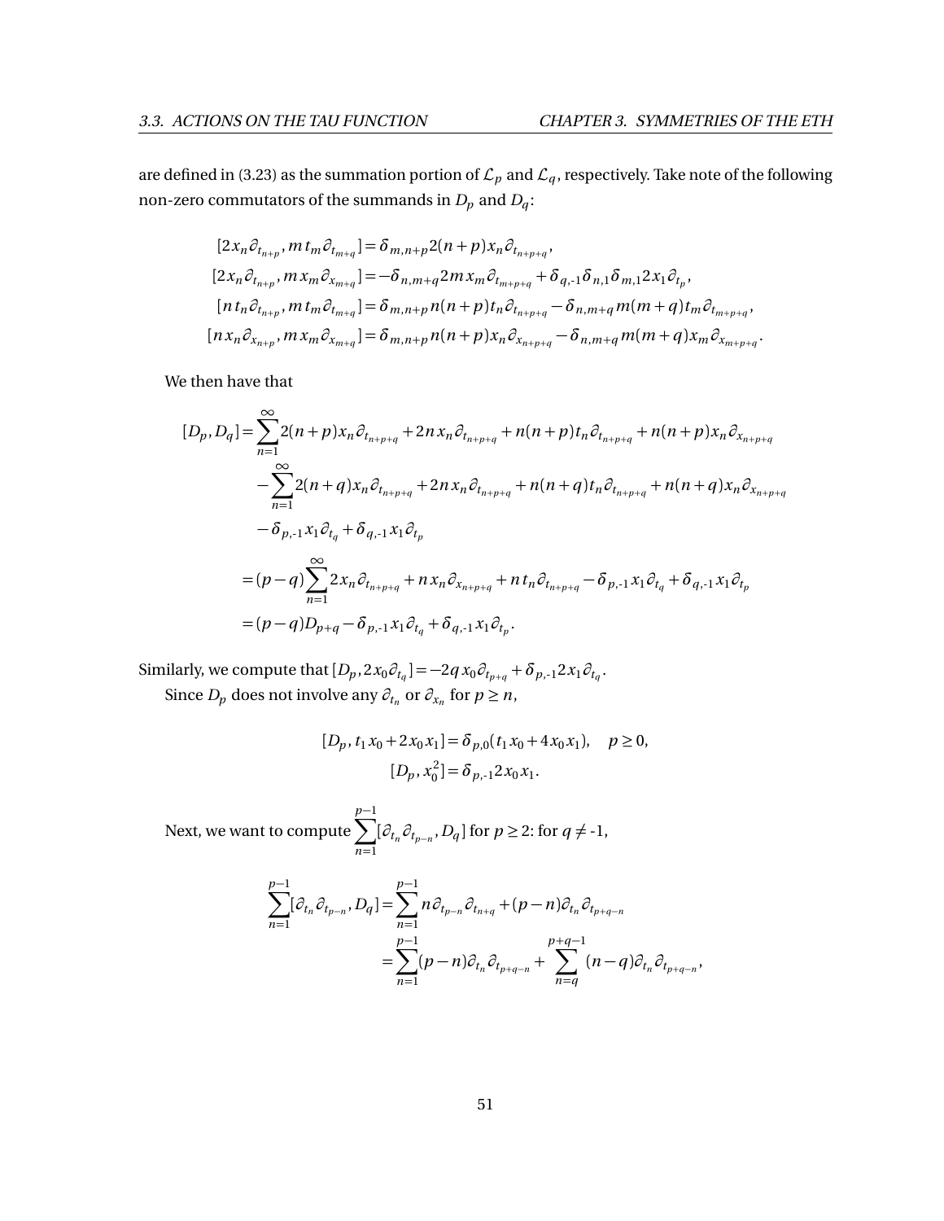are defined in (3.23) as the summation portion of $\mathcal{L}_p$ and $\mathcal{L}_q$, respectively. Take note of the following non-zero commutators of the summands in $D_p$ and $D_q$:

$$
\begin{aligned}
[2x_n\partial_{t_{n+p}}, m t_m \partial_{t_{m+q}}] &= \delta_{m,n+p} 2(n+p) x_n \partial_{t_{n+p+q}}, \\
[2x_n\partial_{t_{n+p}}, m x_m \partial_{x_{m+q}}] &= -\delta_{n,m+q} 2m x_m \partial_{t_{m+p+q}} + \delta_{q,\text{-}1}\delta_{n,1}\delta_{m,1} 2x_1\partial_{t_p}, \\
[n t_n\partial_{t_{n+p}}, m t_m \partial_{t_{m+q}}] &= \delta_{m,n+p} n(n+p) t_n \partial_{t_{n+p+q}} - \delta_{n,m+q} m(m+q) t_m \partial_{t_{m+p+q}}, \\
[n x_n\partial_{x_{n+p}}, m x_m \partial_{x_{m+q}}] &= \delta_{m,n+p} n(n+p) x_n \partial_{x_{n+p+q}} - \delta_{n,m+q} m(m+q) x_m \partial_{x_{m+p+q}}.
\end{aligned}
$$

We then have that

$$
\begin{aligned}
[D_p, D_q] =& \sum_{n=1}^{\infty} 2(n+p) x_n \partial_{t_{n+p+q}} + 2n x_n \partial_{t_{n+p+q}} + n(n+p) t_n \partial_{t_{n+p+q}} + n(n+p) x_n \partial_{x_{n+p+q}} \\
& - \sum_{n=1}^{\infty} 2(n+q) x_n \partial_{t_{n+p+q}} + 2n x_n \partial_{t_{n+p+q}} + n(n+q) t_n \partial_{t_{n+p+q}} + n(n+q) x_n \partial_{x_{n+p+q}} \\
& - \delta_{p,\text{-}1} x_1 \partial_{t_q} + \delta_{q,\text{-}1} x_1 \partial_{t_p} \\
=& (p-q) \sum_{n=1}^{\infty} 2x_n \partial_{t_{n+p+q}} + n x_n \partial_{x_{n+p+q}} + n t_n \partial_{t_{n+p+q}} - \delta_{p,\text{-}1} x_1 \partial_{t_q} + \delta_{q,\text{-}1} x_1 \partial_{t_p} \\
=& (p-q) D_{p+q} - \delta_{p,\text{-}1} x_1 \partial_{t_q} + \delta_{q,\text{-}1} x_1 \partial_{t_p}.
\end{aligned}
$$

Similarly, we compute that $[D_p, 2x_0\partial_{t_q}] = -2q x_0 \partial_{t_{p+q}} + \delta_{p,\text{-}1} 2x_1 \partial_{t_q}$.

Since $D_p$ does not involve any $\partial_{t_n}$ or $\partial_{x_n}$ for $p \geq n$,

$$
\begin{aligned}
[D_p, t_1 x_0 + 2x_0 x_1] &= \delta_{p,0}(t_1 x_0 + 4x_0 x_1), \quad p \geq 0, \\
[D_p, x_0^2] &= \delta_{p,\text{-}1} 2x_0 x_1.
\end{aligned}
$$

Next, we want to compute $\sum_{n=1}^{p-1} [\partial_{t_n}\partial_{t_{p-n}}, D_q]$ for $p \geq 2$: for $q \neq$ -1,

$$
\begin{aligned}
\sum_{n=1}^{p-1} [\partial_{t_n}\partial_{t_{p-n}}, D_q] &= \sum_{n=1}^{p-1} n \partial_{t_{p-n}} \partial_{t_{n+q}} + (p-n) \partial_{t_n} \partial_{t_{p+q-n}} \\
&= \sum_{n=1}^{p-1} (p-n) \partial_{t_n} \partial_{t_{p+q-n}} + \sum_{n=q}^{p+q-1} (n-q) \partial_{t_n} \partial_{t_{p+q-n}},
\end{aligned}
$$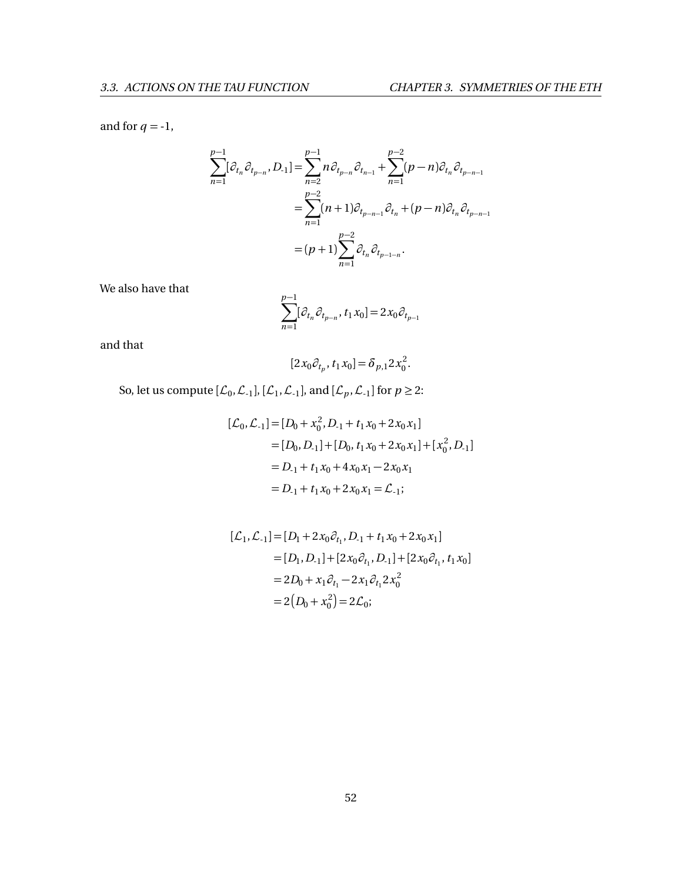and for $q = \text{-}1$,

$$
\begin{aligned}
\sum_{n=1}^{p-1} [\partial_{t_n} \partial_{t_{p-n}}, D_{\text{-}1}] &= \sum_{n=2}^{p-1} n \partial_{t_{p-n}} \partial_{t_{n-1}} + \sum_{n=1}^{p-2} (p-n) \partial_{t_n} \partial_{t_{p-n-1}} \\
&= \sum_{n=1}^{p-2} (n+1) \partial_{t_{p-n-1}} \partial_{t_n} + (p-n) \partial_{t_n} \partial_{t_{p-n-1}} \\
&= (p+1) \sum_{n=1}^{p-2} \partial_{t_n} \partial_{t_{p-1-n}}.
\end{aligned}
$$

We also have that

$$
\sum_{n=1}^{p-1} [\partial_{t_n} \partial_{t_{p-n}}, t_1 x_0] = 2 x_0 \partial_{t_{p-1}}
$$

and that

$$
[2 x_0 \partial_{t_p}, t_1 x_0] = \delta_{p,1} 2 x_0^2.
$$

So, let us compute $[\mathcal{L}_0, \mathcal{L}_{\text{-}1}]$, $[\mathcal{L}_1, \mathcal{L}_{\text{-}1}]$, and $[\mathcal{L}_p, \mathcal{L}_{\text{-}1}]$ for $p \geq 2$:

$$
\begin{aligned}
[\mathcal{L}_0, \mathcal{L}_{\text{-}1}] &= [D_0 + x_0^2, D_{\text{-}1} + t_1 x_0 + 2 x_0 x_1] \\
&= [D_0, D_{\text{-}1}] + [D_0, t_1 x_0 + 2 x_0 x_1] + [x_0^2, D_{\text{-}1}] \\
&= D_{\text{-}1} + t_1 x_0 + 4 x_0 x_1 - 2 x_0 x_1 \\
&= D_{\text{-}1} + t_1 x_0 + 2 x_0 x_1 = \mathcal{L}_{\text{-}1};
\end{aligned}
$$

$$
\begin{aligned}
[\mathcal{L}_1, \mathcal{L}_{\text{-}1}] &= [D_1 + 2 x_0 \partial_{t_1}, D_{\text{-}1} + t_1 x_0 + 2 x_0 x_1] \\
&= [D_1, D_{\text{-}1}] + [2 x_0 \partial_{t_1}, D_{\text{-}1}] + [2 x_0 \partial_{t_1}, t_1 x_0] \\
&= 2 D_0 + x_1 \partial_{t_1} - 2 x_1 \partial_{t_1} 2 x_0^2 \\
&= 2 \left( D_0 + x_0^2 \right) = 2 \mathcal{L}_0;
\end{aligned}
$$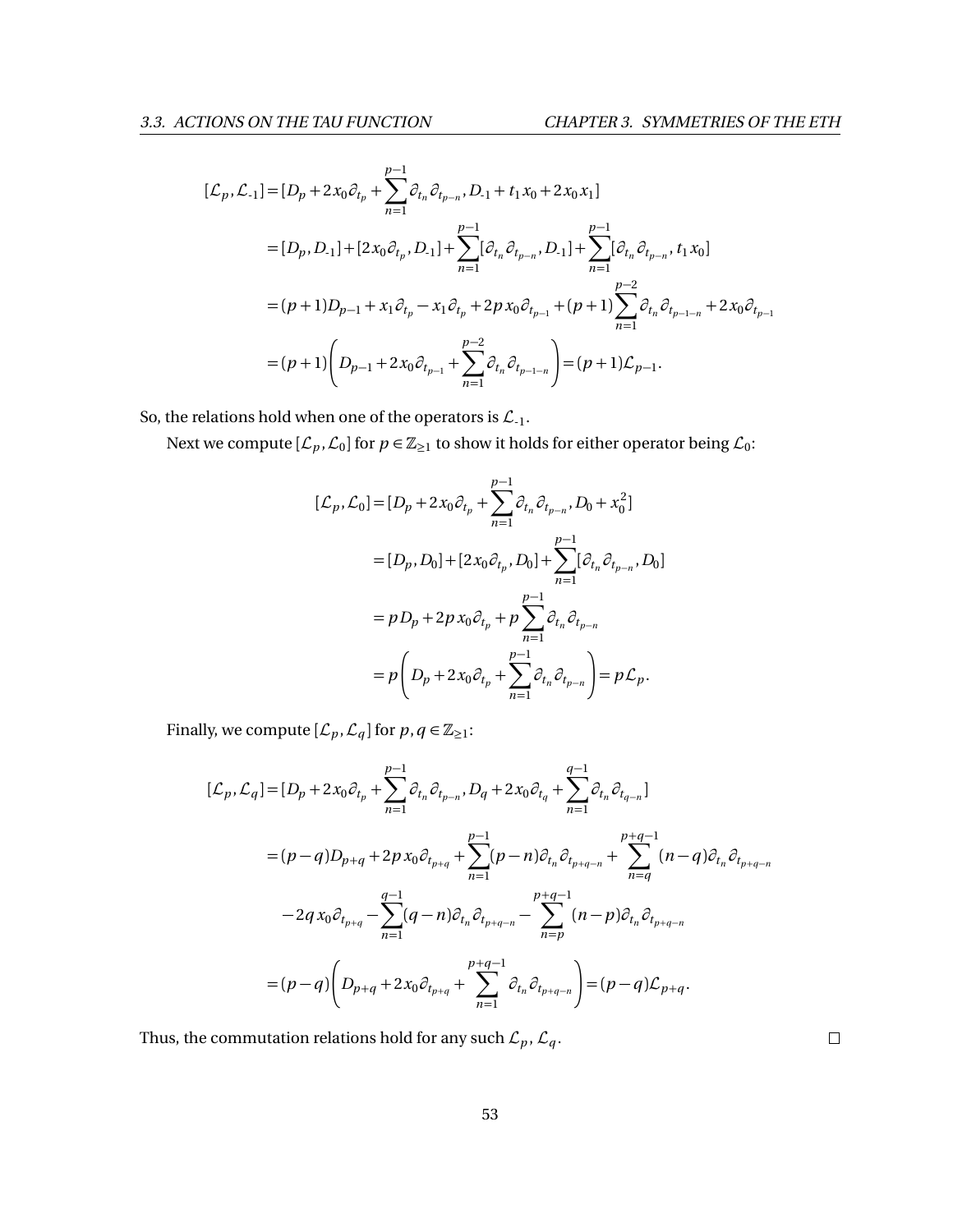$$
\begin{aligned}
[\mathcal{L}_p, \mathcal{L}_{\text{-}1}] &= [D_p + 2x_0\partial_{t_p} + \sum_{n=1}^{p-1} \partial_{t_n}\partial_{t_{p-n}}, D_{\text{-}1} + t_1 x_0 + 2x_0 x_1] \\
&= [D_p, D_{\text{-}1}] + [2x_0\partial_{t_p}, D_{\text{-}1}] + \sum_{n=1}^{p-1}[\partial_{t_n}\partial_{t_{p-n}}, D_{\text{-}1}] + \sum_{n=1}^{p-1}[\partial_{t_n}\partial_{t_{p-n}}, t_1 x_0] \\
&= (p+1)D_{p-1} + x_1\partial_{t_p} - x_1\partial_{t_p} + 2p x_0\partial_{t_{p-1}} + (p+1)\sum_{n=1}^{p-2}\partial_{t_n}\partial_{t_{p-1-n}} + 2x_0\partial_{t_{p-1}} \\
&= (p+1)\left(D_{p-1} + 2x_0\partial_{t_{p-1}} + \sum_{n=1}^{p-2}\partial_{t_n}\partial_{t_{p-1-n}}\right) = (p+1)\mathcal{L}_{p-1}.
\end{aligned}
$$

So, the relations hold when one of the operators is $\mathcal{L}_{\text{-}1}$.

Next we compute $[\mathcal{L}_p, \mathcal{L}_0]$ for $p \in \mathbb{Z}_{\geq 1}$ to show it holds for either operator being $\mathcal{L}_0$:

$$
\begin{aligned}
[\mathcal{L}_p, \mathcal{L}_0] &= [D_p + 2x_0\partial_{t_p} + \sum_{n=1}^{p-1}\partial_{t_n}\partial_{t_{p-n}}, D_0 + x_0^2] \\
&= [D_p, D_0] + [2x_0\partial_{t_p}, D_0] + \sum_{n=1}^{p-1}[\partial_{t_n}\partial_{t_{p-n}}, D_0] \\
&= pD_p + 2p x_0\partial_{t_p} + p\sum_{n=1}^{p-1}\partial_{t_n}\partial_{t_{p-n}} \\
&= p\left(D_p + 2x_0\partial_{t_p} + \sum_{n=1}^{p-1}\partial_{t_n}\partial_{t_{p-n}}\right) = p\mathcal{L}_p.
\end{aligned}
$$

Finally, we compute $[\mathcal{L}_p, \mathcal{L}_q]$ for $p, q \in \mathbb{Z}_{\geq 1}$:

$$
\begin{aligned}
[\mathcal{L}_p, \mathcal{L}_q] &= [D_p + 2x_0\partial_{t_p} + \sum_{n=1}^{p-1}\partial_{t_n}\partial_{t_{p-n}}, D_q + 2x_0\partial_{t_q} + \sum_{n=1}^{q-1}\partial_{t_n}\partial_{t_{q-n}}] \\
&= (p-q)D_{p+q} + 2p x_0\partial_{t_{p+q}} + \sum_{n=1}^{p-1}(p-n)\partial_{t_n}\partial_{t_{p+q-n}} + \sum_{n=q}^{p+q-1}(n-q)\partial_{t_n}\partial_{t_{p+q-n}} \\
&\quad - 2q x_0\partial_{t_{p+q}} - \sum_{n=1}^{q-1}(q-n)\partial_{t_n}\partial_{t_{p+q-n}} - \sum_{n=p}^{p+q-1}(n-p)\partial_{t_n}\partial_{t_{p+q-n}} \\
&= (p-q)\left(D_{p+q} + 2x_0\partial_{t_{p+q}} + \sum_{n=1}^{p+q-1}\partial_{t_n}\partial_{t_{p+q-n}}\right) = (p-q)\mathcal{L}_{p+q}.
\end{aligned}
$$

Thus, the commutation relations hold for any such $\mathcal{L}_p$, $\mathcal{L}_q$. □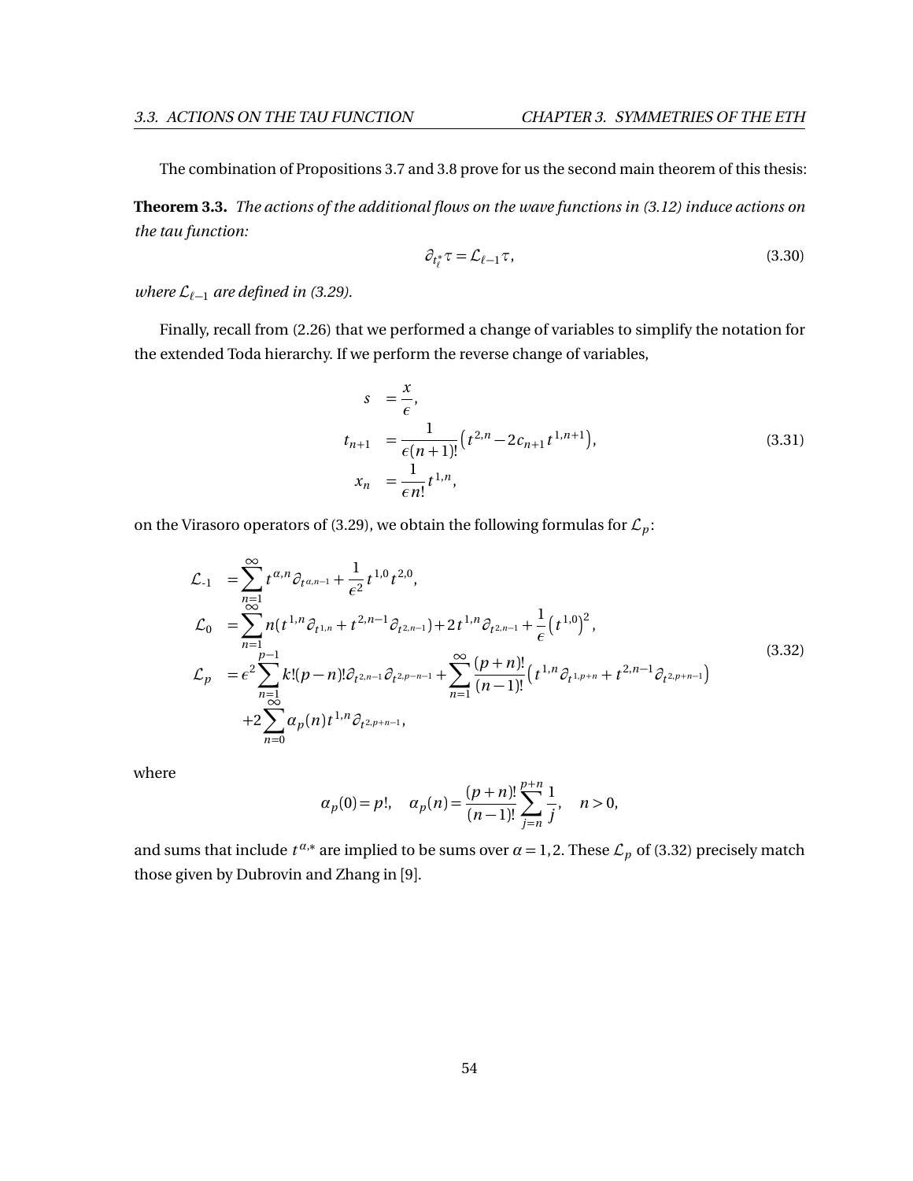The combination of Propositions 3.7 and 3.8 prove for us the second main theorem of this thesis:

**Theorem 3.3.** *The actions of the additional flows on the wave functions in (3.12) induce actions on the tau function:*

$$\partial_{t_\ell^*} \tau = \mathcal{L}_{\ell-1} \tau, \tag{3.30}$$

*where $\mathcal{L}_{\ell-1}$ are defined in (3.29).*

Finally, recall from (2.26) that we performed a change of variables to simplify the notation for the extended Toda hierarchy. If we perform the reverse change of variables,

$$\begin{aligned}
s &= \frac{x}{\epsilon}, \\
t_{n+1} &= \frac{1}{\epsilon(n+1)!}\left(t^{2,n} - 2c_{n+1} t^{1,n+1}\right), \\
x_n &= \frac{1}{\epsilon n!} t^{1,n},
\end{aligned} \tag{3.31}$$

on the Virasoro operators of (3.29), we obtain the following formulas for $\mathcal{L}_p$:

$$\begin{aligned}
\mathcal{L}_{\text{-}1} &= \sum_{n=1}^{\infty} t^{\alpha,n} \partial_{t^{\alpha,n-1}} + \frac{1}{\epsilon^2} t^{1,0} t^{2,0}, \\
\mathcal{L}_0 &= \sum_{n=1}^{\infty} n(t^{1,n} \partial_{t^{1,n}} + t^{2,n-1} \partial_{t^{2,n-1}}) + 2t^{1,n} \partial_{t^{2,n-1}} + \frac{1}{\epsilon}\left(t^{1,0}\right)^2, \\
\mathcal{L}_p &= \epsilon^2 \sum_{n=1}^{p-1} k!(p-n)! \partial_{t^{2,n-1}} \partial_{t^{2,p-n-1}} + \sum_{n=1}^{\infty} \frac{(p+n)!}{(n-1)!}\left(t^{1,n} \partial_{t^{1,p+n}} + t^{2,n-1} \partial_{t^{2,p+n-1}}\right) \\
&\quad + 2\sum_{n=0}^{\infty} \alpha_p(n) t^{1,n} \partial_{t^{2,p+n-1}},
\end{aligned} \tag{3.32}$$

where

$$\alpha_p(0) = p!, \quad \alpha_p(n) = \frac{(p+n)!}{(n-1)!} \sum_{j=n}^{p+n} \frac{1}{j}, \quad n > 0,$$

and sums that include $t^{\alpha,*}$ are implied to be sums over $\alpha = 1, 2$. These $\mathcal{L}_p$ of (3.32) precisely match those given by Dubrovin and Zhang in [9].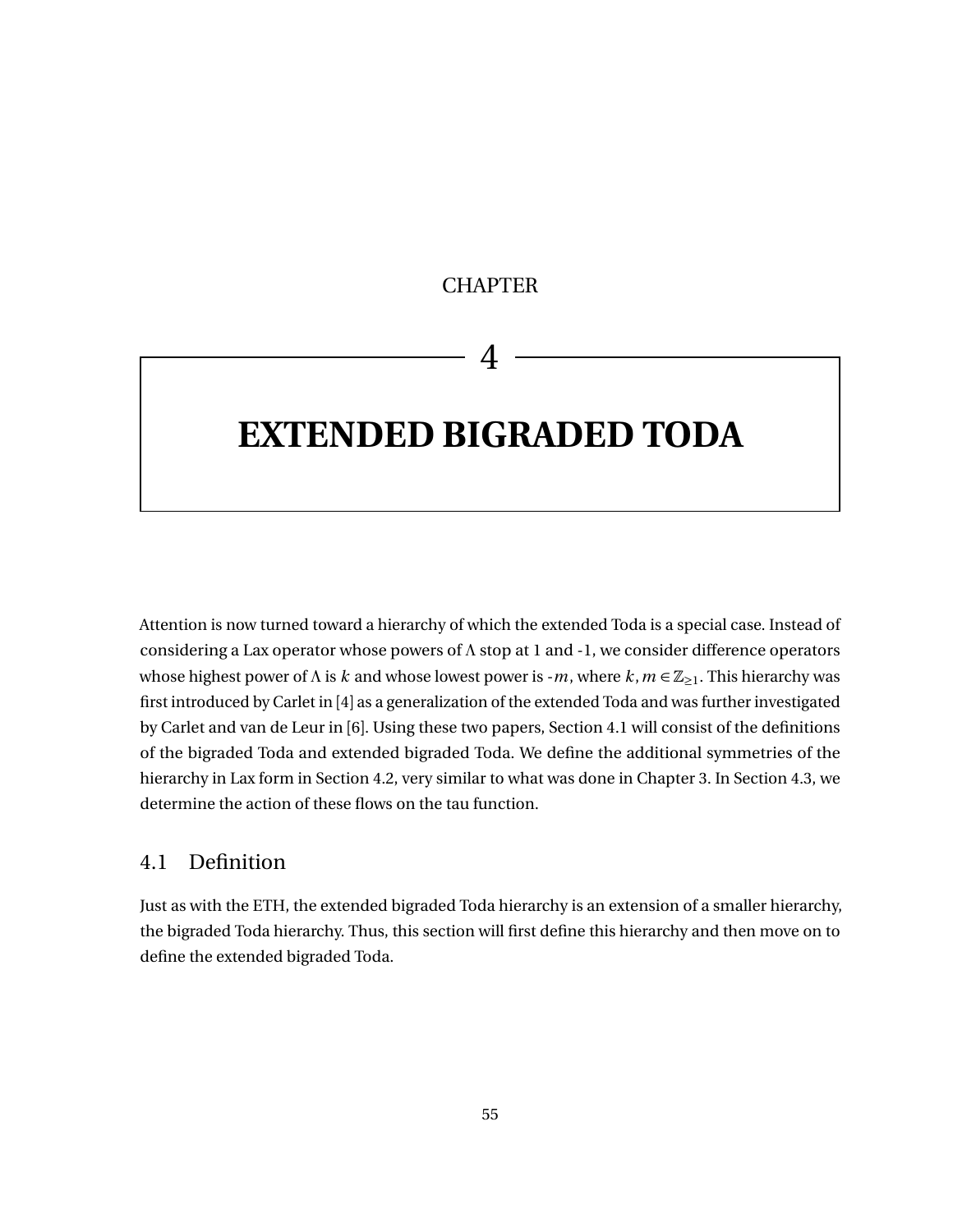CHAPTER

# 4

# EXTENDED BIGRADED TODA

Attention is now turned toward a hierarchy of which the extended Toda is a special case. Instead of considering a Lax operator whose powers of $\Lambda$ stop at 1 and -1, we consider difference operators whose highest power of $\Lambda$ is $k$ and whose lowest power is -$m$, where $k, m \in \mathbb{Z}_{\geq 1}$. This hierarchy was first introduced by Carlet in [4] as a generalization of the extended Toda and was further investigated by Carlet and van de Leur in [6]. Using these two papers, Section 4.1 will consist of the definitions of the bigraded Toda and extended bigraded Toda. We define the additional symmetries of the hierarchy in Lax form in Section 4.2, very similar to what was done in Chapter 3. In Section 4.3, we determine the action of these flows on the tau function.

## 4.1 Definition

Just as with the ETH, the extended bigraded Toda hierarchy is an extension of a smaller hierarchy, the bigraded Toda hierarchy. Thus, this section will first define this hierarchy and then move on to define the extended bigraded Toda.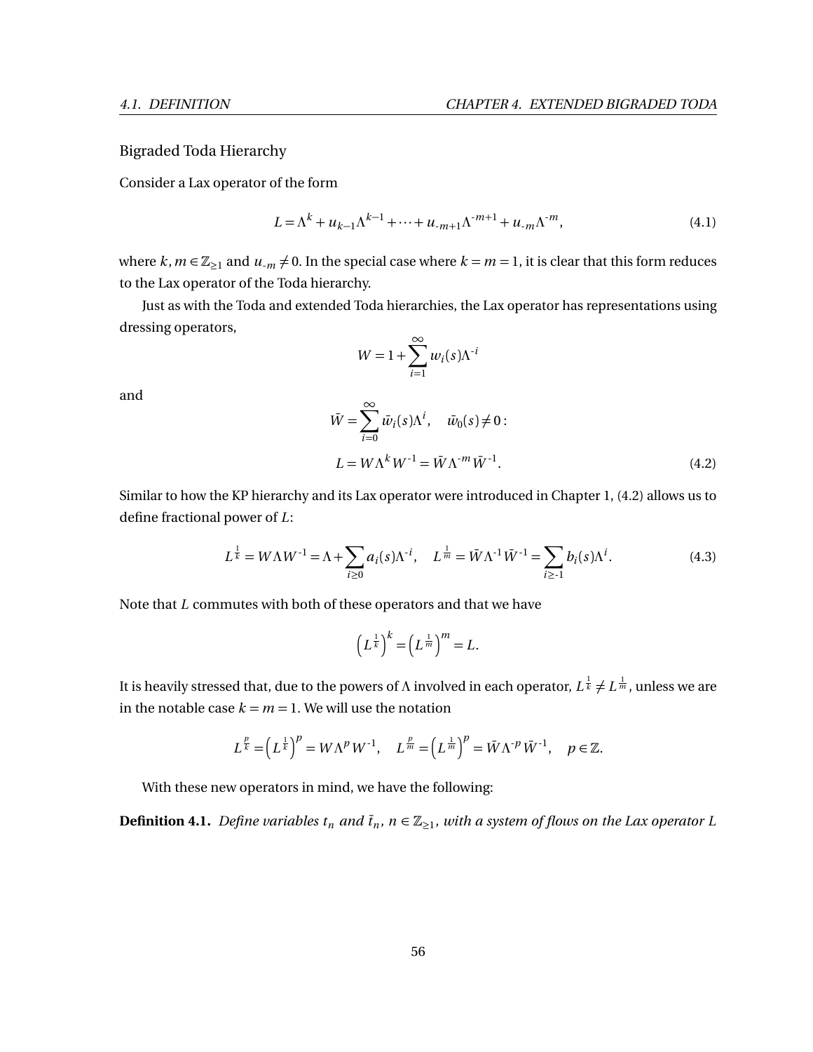### Bigraded Toda Hierarchy

Consider a Lax operator of the form

$$L = \Lambda^k + u_{k-1}\Lambda^{k-1} + \cdots + u_{-m+1}\Lambda^{-m+1} + u_{-m}\Lambda^{-m}, \tag{4.1}$$

where $k, m \in \mathbb{Z}_{\geq 1}$ and $u_{-m} \neq 0$. In the special case where $k = m = 1$, it is clear that this form reduces to the Lax operator of the Toda hierarchy.

Just as with the Toda and extended Toda hierarchies, the Lax operator has representations using dressing operators,

$$W = 1 + \sum_{i=1}^{\infty} w_i(s)\Lambda^{-i}$$

and

$$\bar{W} = \sum_{i=0}^{\infty} \bar{w}_i(s)\Lambda^{i}, \quad \bar{w}_0(s) \neq 0:$$

$$L = W\Lambda^k W^{-1} = \bar{W}\Lambda^{-m}\bar{W}^{-1}. \tag{4.2}$$

Similar to how the KP hierarchy and its Lax operator were introduced in Chapter 1, (4.2) allows us to define fractional power of $L$:

$$L^{\frac{1}{k}} = W\Lambda W^{-1} = \Lambda + \sum_{i\geq 0} a_i(s)\Lambda^{-i}, \quad L^{\frac{1}{m}} = \bar{W}\Lambda^{-1}\bar{W}^{-1} = \sum_{i\geq -1} b_i(s)\Lambda^{i}. \tag{4.3}$$

Note that $L$ commutes with both of these operators and that we have

$$\left(L^{\frac{1}{k}}\right)^k = \left(L^{\frac{1}{m}}\right)^m = L.$$

It is heavily stressed that, due to the powers of $\Lambda$ involved in each operator, $L^{\frac{1}{k}} \neq L^{\frac{1}{m}}$, unless we are in the notable case $k = m = 1$. We will use the notation

$$L^{\frac{p}{k}} = \left(L^{\frac{1}{k}}\right)^p = W\Lambda^p W^{-1}, \quad L^{\frac{p}{m}} = \left(L^{\frac{1}{m}}\right)^p = \bar{W}\Lambda^{-p}\bar{W}^{-1}, \quad p \in \mathbb{Z}.$$

With these new operators in mind, we have the following:

**Definition 4.1.** *Define variables $t_n$ and $\bar{t}_n$, $n \in \mathbb{Z}_{\geq 1}$, with a system of flows on the Lax operator $L$*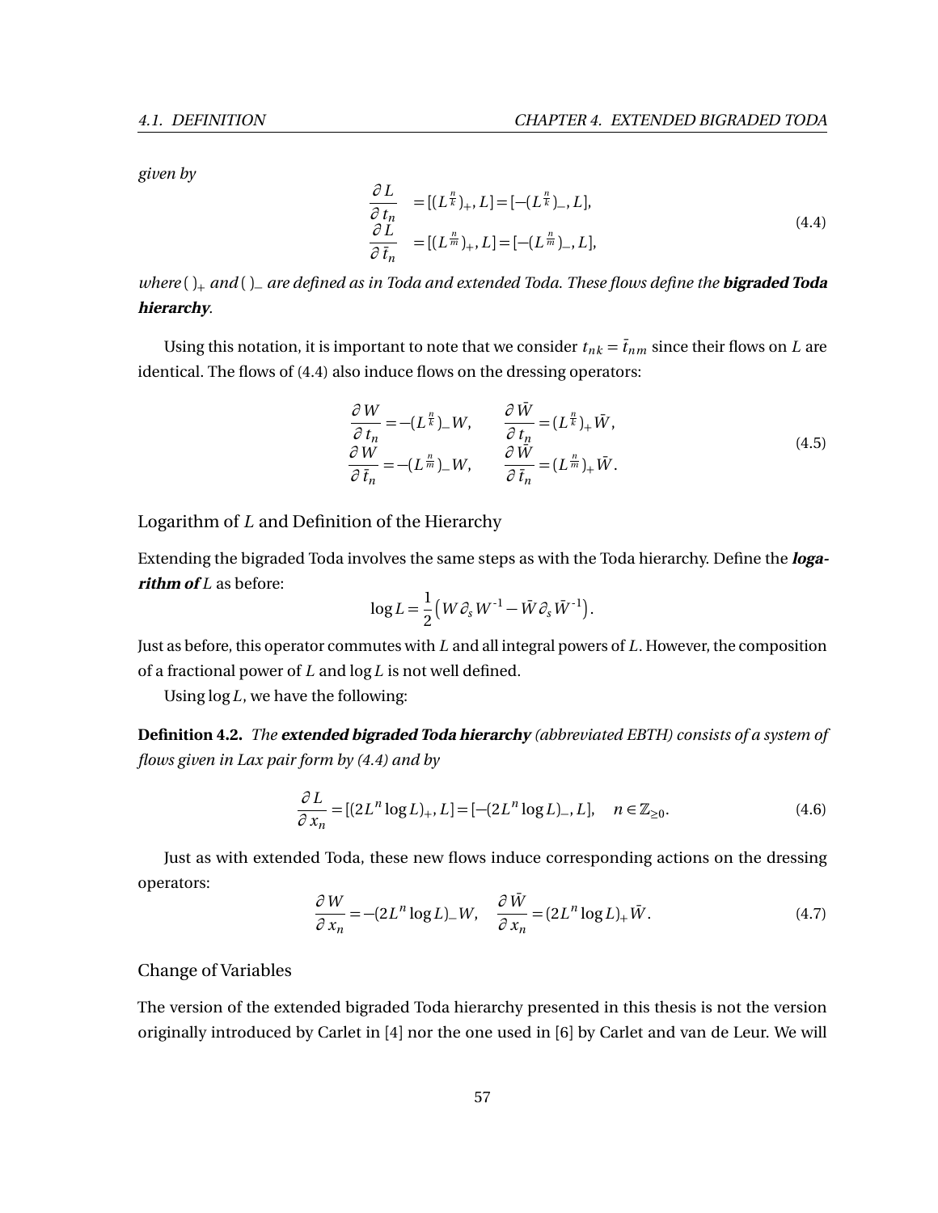*given by*

$$
\begin{aligned}
\frac{\partial L}{\partial t_n} &= [(L^{\frac{n}{k}})_+, L] = [-(L^{\frac{n}{k}})_-, L], \\
\frac{\partial L}{\partial \bar{t}_n} &= [(L^{\frac{n}{m}})_+, L] = [-(L^{\frac{n}{m}})_-, L],
\end{aligned} \tag{4.4}
$$

*where* $(\,)_+$ *and* $(\,)_-$ *are defined as in Toda and extended Toda. These flows define the* ***bigraded Toda hierarchy****.*

Using this notation, it is important to note that we consider $t_{nk} = \bar{t}_{nm}$ since their flows on $L$ are identical. The flows of (4.4) also induce flows on the dressing operators:

$$
\begin{aligned}
\frac{\partial W}{\partial t_n} &= -(L^{\frac{n}{k}})_- W, \qquad \frac{\partial \bar{W}}{\partial t_n} = (L^{\frac{n}{k}})_+ \bar{W}, \\
\frac{\partial W}{\partial \bar{t}_n} &= -(L^{\frac{n}{m}})_- W, \qquad \frac{\partial \bar{W}}{\partial \bar{t}_n} = (L^{\frac{n}{m}})_+ \bar{W}.
\end{aligned} \tag{4.5}
$$

### Logarithm of $L$ and Definition of the Hierarchy

Extending the bigraded Toda involves the same steps as with the Toda hierarchy. Define the ***logarithm of*** $L$ as before:

$$
\log L = \frac{1}{2}\left(W \partial_s W^{-1} - \bar{W} \partial_s \bar{W}^{-1}\right).
$$

Just as before, this operator commutes with $L$ and all integral powers of $L$. However, the composition of a fractional power of $L$ and $\log L$ is not well defined.

Using $\log L$, we have the following:

**Definition 4.2.** *The* ***extended bigraded Toda hierarchy*** *(abbreviated EBTH) consists of a system of flows given in Lax pair form by (4.4) and by*

$$
\frac{\partial L}{\partial x_n} = [(2L^n \log L)_+, L] = [-(2L^n \log L)_-, L], \quad n \in \mathbb{Z}_{\geq 0}. \tag{4.6}
$$

Just as with extended Toda, these new flows induce corresponding actions on the dressing operators:

$$
\frac{\partial W}{\partial x_n} = -(2L^n \log L)_- W, \quad \frac{\partial \bar{W}}{\partial x_n} = (2L^n \log L)_+ \bar{W}. \tag{4.7}
$$

### Change of Variables

The version of the extended bigraded Toda hierarchy presented in this thesis is not the version originally introduced by Carlet in [4] nor the one used in [6] by Carlet and van de Leur. We will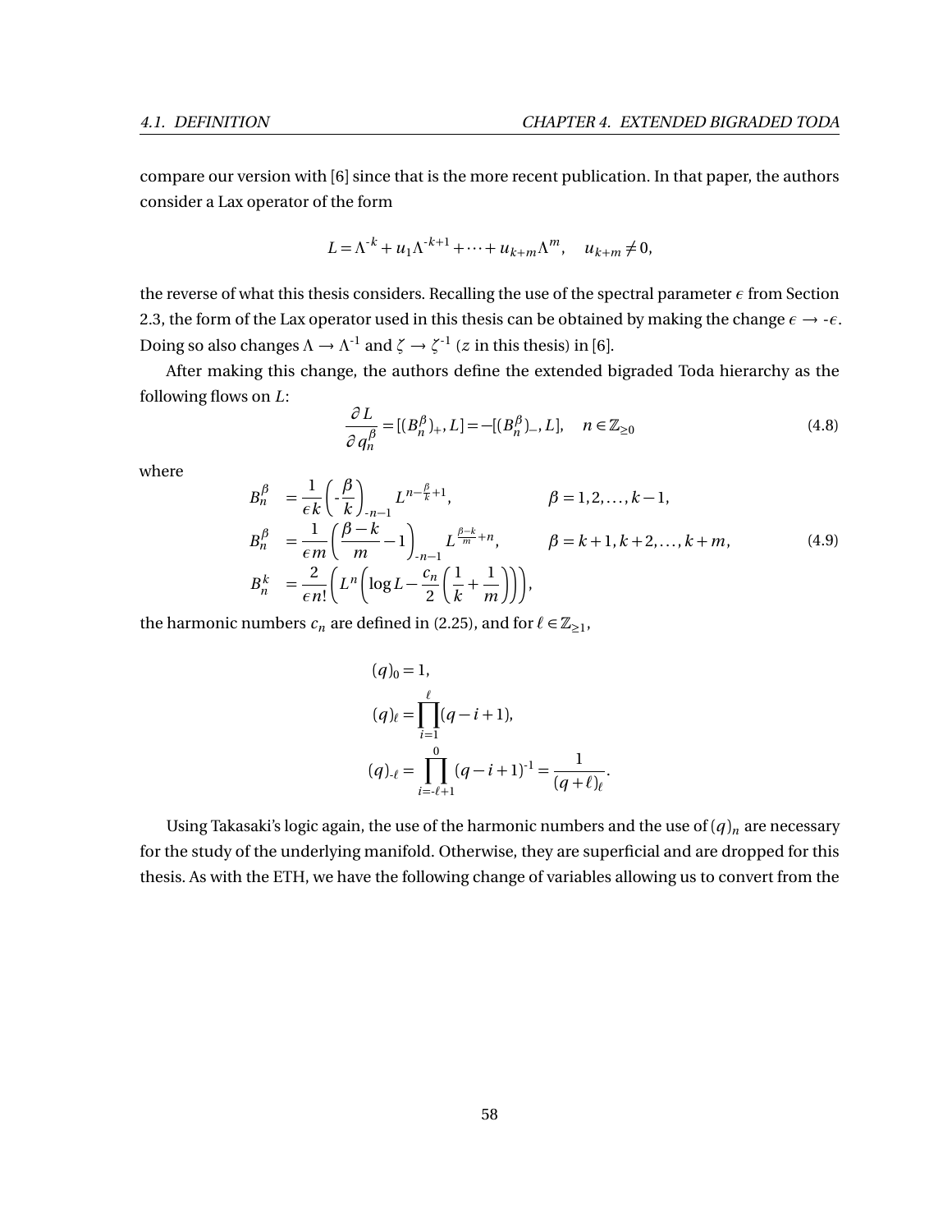compare our version with [6] since that is the more recent publication. In that paper, the authors consider a Lax operator of the form

$$L = \Lambda^{-k} + u_1\Lambda^{-k+1} + \cdots + u_{k+m}\Lambda^{m}, \quad u_{k+m} \neq 0,$$

the reverse of what this thesis considers. Recalling the use of the spectral parameter $\epsilon$ from Section 2.3, the form of the Lax operator used in this thesis can be obtained by making the change $\epsilon \to -\epsilon$. Doing so also changes $\Lambda \to \Lambda^{-1}$ and $\zeta \to \zeta^{-1}$ ($z$ in this thesis) in [6].

After making this change, the authors define the extended bigraded Toda hierarchy as the following flows on $L$:

$$\frac{\partial L}{\partial q_n^{\beta}} = [(B_n^{\beta})_+, L] = -[(B_n^{\beta})_-, L], \quad n \in \mathbb{Z}_{\geq 0} \tag{4.8}$$

where

$$\begin{aligned}
B_n^{\beta} &= \frac{1}{\epsilon k}\left(-\frac{\beta}{k}\right)_{-n-1} L^{n-\frac{\beta}{k}+1}, & \beta &= 1, 2, \ldots, k-1, \\
B_n^{\beta} &= \frac{1}{\epsilon m}\left(\frac{\beta-k}{m} - 1\right)_{-n-1} L^{\frac{\beta-k}{m}+n}, & \beta &= k+1, k+2, \ldots, k+m, \\
B_n^{k} &= \frac{2}{\epsilon n!}\left(L^n\left(\log L - \frac{c_n}{2}\left(\frac{1}{k} + \frac{1}{m}\right)\right)\right), & &
\end{aligned} \tag{4.9}$$

the harmonic numbers $c_n$ are defined in (2.25), and for $\ell \in \mathbb{Z}_{\geq 1}$,

$$\begin{aligned}
(q)_0 &= 1, \\
(q)_\ell &= \prod_{i=1}^{\ell}(q - i + 1), \\
(q)_{-\ell} &= \prod_{i=-\ell+1}^{0}(q - i + 1)^{-1} = \frac{1}{(q+\ell)_\ell}.
\end{aligned}$$

Using Takasaki's logic again, the use of the harmonic numbers and the use of $(q)_n$ are necessary for the study of the underlying manifold. Otherwise, they are superficial and are dropped for this thesis. As with the ETH, we have the following change of variables allowing us to convert from the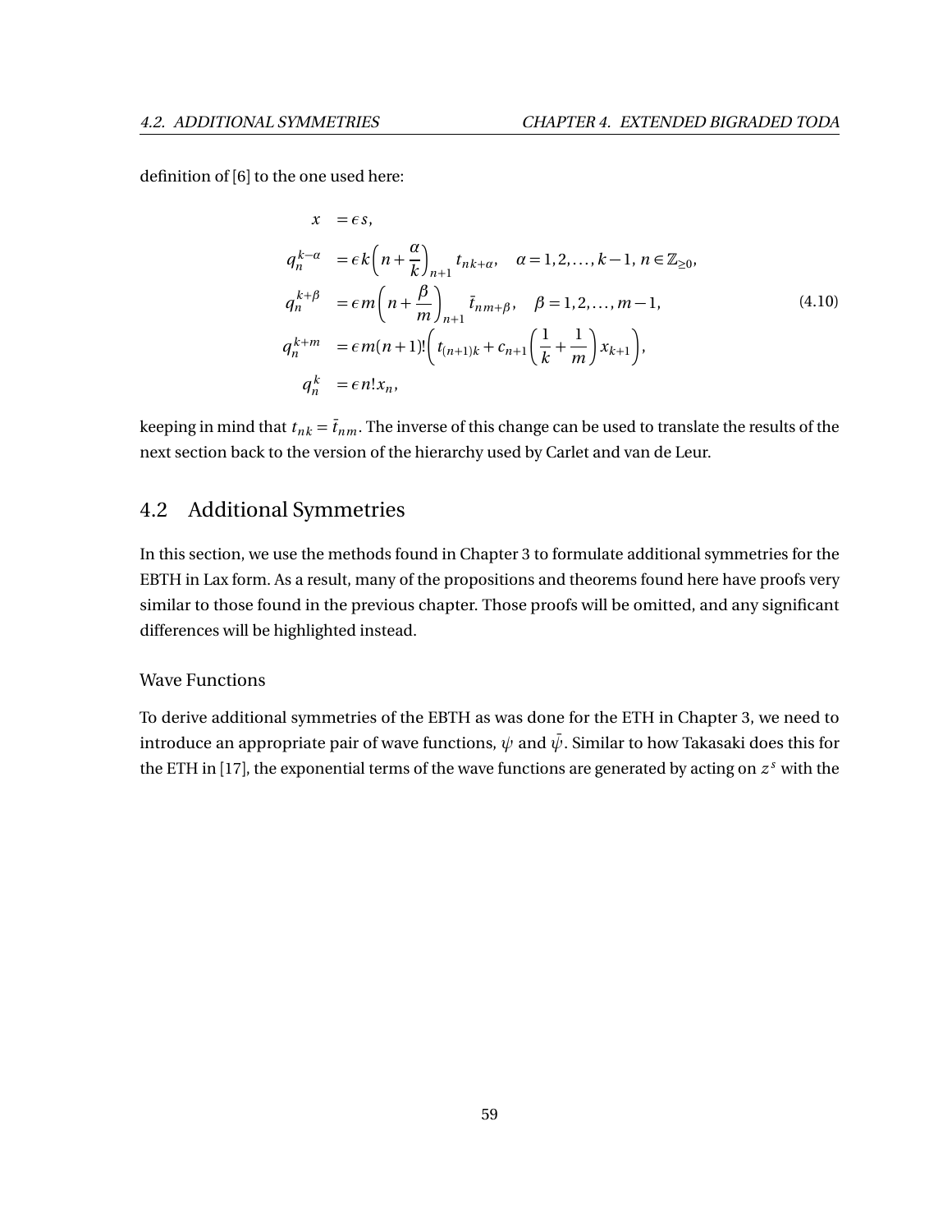definition of [6] to the one used here:

$$
\begin{aligned}
x &= \epsilon s, \\
q_n^{k-\alpha} &= \epsilon k \left( n + \frac{\alpha}{k} \right)_{n+1} t_{nk+\alpha}, \quad \alpha = 1, 2, \ldots, k-1,\ n \in \mathbb{Z}_{\geq 0}, \\
q_n^{k+\beta} &= \epsilon m \left( n + \frac{\beta}{m} \right)_{n+1} \bar{t}_{nm+\beta}, \quad \beta = 1, 2, \ldots, m-1, \\
q_n^{k+m} &= \epsilon m (n+1)! \left( t_{(n+1)k} + c_{n+1} \left( \frac{1}{k} + \frac{1}{m} \right) x_{k+1} \right), \\
q_n^{k} &= \epsilon n! x_n,
\end{aligned}
\tag{4.10}
$$

keeping in mind that $t_{nk} = \bar{t}_{nm}$. The inverse of this change can be used to translate the results of the next section back to the version of the hierarchy used by Carlet and van de Leur.

## 4.2 Additional Symmetries

In this section, we use the methods found in Chapter 3 to formulate additional symmetries for the EBTH in Lax form. As a result, many of the propositions and theorems found here have proofs very similar to those found in the previous chapter. Those proofs will be omitted, and any significant differences will be highlighted instead.

### Wave Functions

To derive additional symmetries of the EBTH as was done for the ETH in Chapter 3, we need to introduce an appropriate pair of wave functions, $\psi$ and $\bar{\psi}$. Similar to how Takasaki does this for the ETH in [17], the exponential terms of the wave functions are generated by acting on $z^s$ with the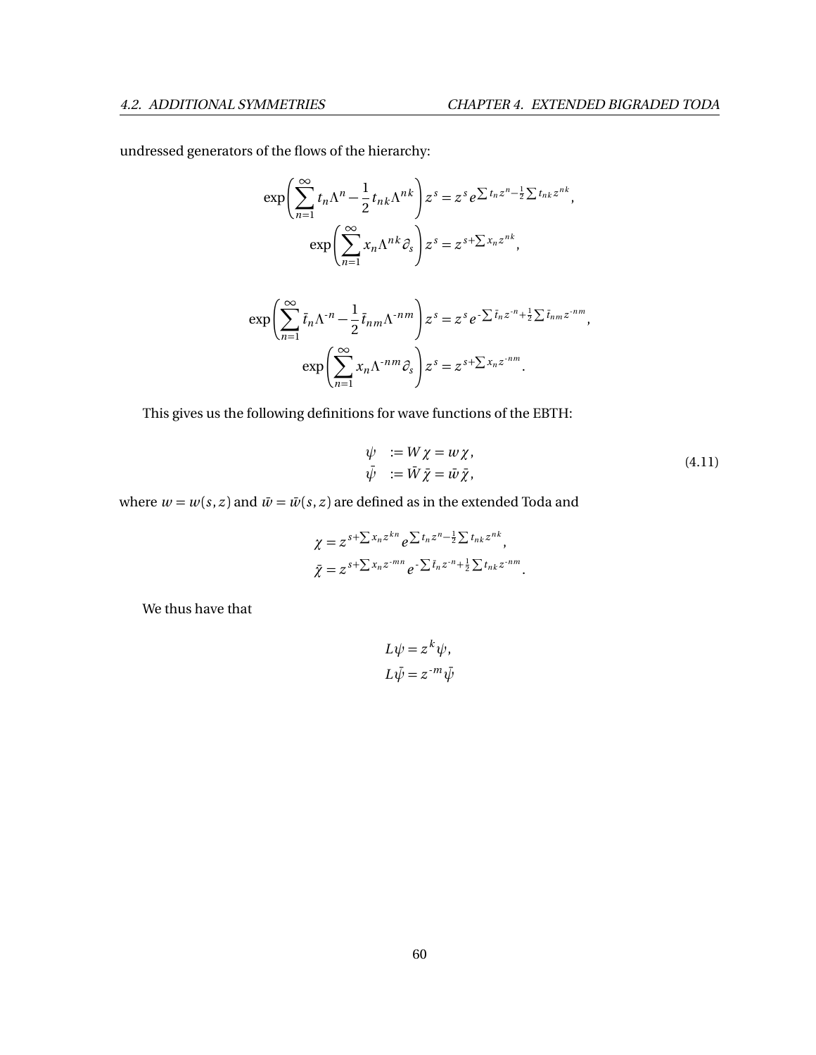undressed generators of the flows of the hierarchy:

$$
\exp\left(\sum_{n=1}^{\infty} t_n \Lambda^n - \frac{1}{2} t_{nk} \Lambda^{nk}\right) z^s = z^s e^{\sum t_n z^n - \frac{1}{2}\sum t_{nk} z^{nk}},
$$

$$
\exp\left(\sum_{n=1}^{\infty} x_n \Lambda^{nk} \partial_s\right) z^s = z^{s+\sum x_n z^{nk}},
$$

$$
\exp\left(\sum_{n=1}^{\infty} \bar{t}_n \Lambda^{-n} - \frac{1}{2} \bar{t}_{nm} \Lambda^{-nm}\right) z^s = z^s e^{-\sum \bar{t}_n z^{-n} + \frac{1}{2}\sum \bar{t}_{nm} z^{-nm}},
$$

$$
\exp\left(\sum_{n=1}^{\infty} x_n \Lambda^{-nm} \partial_s\right) z^s = z^{s+\sum x_n z^{-nm}}.
$$

This gives us the following definitions for wave functions of the EBTH:

$$
\begin{aligned}
\psi \quad &:= W\chi = w\chi, \\
\bar{\psi} \quad &:= \bar{W}\bar{\chi} = \bar{w}\bar{\chi},
\end{aligned}
\tag{4.11}
$$

where $w = w(s,z)$ and $\bar{w} = \bar{w}(s,z)$ are defined as in the extended Toda and

$$
\chi = z^{s+\sum x_n z^{kn}} e^{\sum t_n z^n - \frac{1}{2}\sum t_{nk} z^{nk}},
$$

$$
\bar{\chi} = z^{s+\sum x_n z^{-mn}} e^{-\sum \bar{t}_n z^{-n} + \frac{1}{2}\sum t_{nk} z^{-nm}}.
$$

We thus have that

$$
L\psi = z^k \psi,
$$

$$
L\bar{\psi} = z^{-m} \bar{\psi}
$$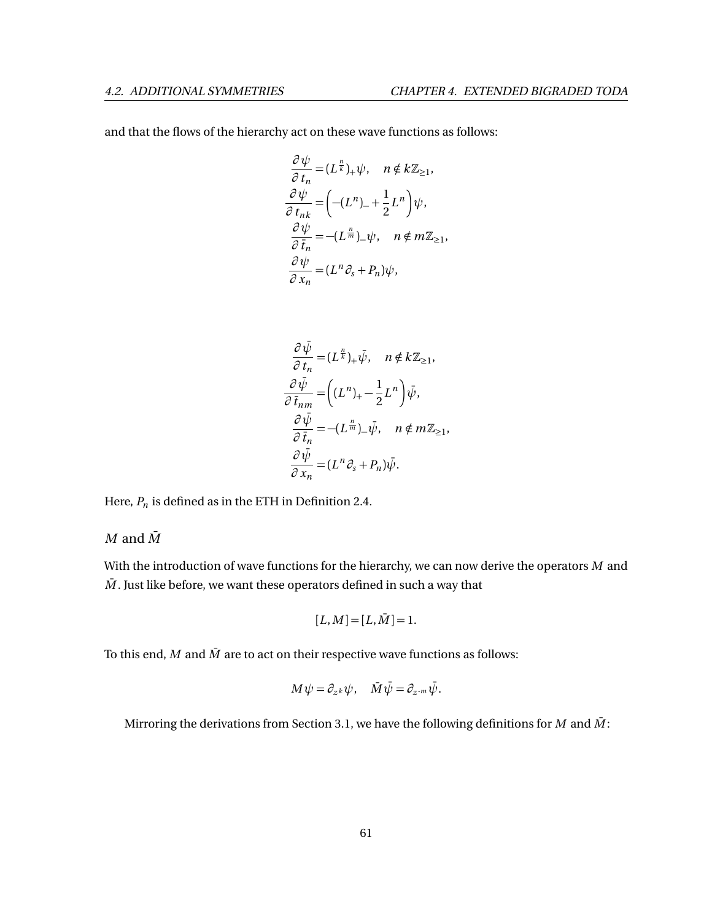and that the flows of the hierarchy act on these wave functions as follows:

$$
\begin{aligned}
\frac{\partial \psi}{\partial t_n} &= (L^{\frac{n}{k}})_+ \psi, \quad n \notin k\mathbb{Z}_{\geq 1}, \\
\frac{\partial \psi}{\partial t_{nk}} &= \left(-(L^n)_- + \frac{1}{2}L^n\right)\psi, \\
\frac{\partial \psi}{\partial \bar{t}_n} &= -(L^{\frac{n}{m}})_- \psi, \quad n \notin m\mathbb{Z}_{\geq 1}, \\
\frac{\partial \psi}{\partial x_n} &= (L^n \partial_s + P_n)\psi,
\end{aligned}
$$

$$
\begin{aligned}
\frac{\partial \bar{\psi}}{\partial t_n} &= (L^{\frac{n}{k}})_+ \bar{\psi}, \quad n \notin k\mathbb{Z}_{\geq 1}, \\
\frac{\partial \bar{\psi}}{\partial \bar{t}_{nm}} &= \left((L^n)_+ - \frac{1}{2}L^n\right)\bar{\psi}, \\
\frac{\partial \bar{\psi}}{\partial \bar{t}_n} &= -(L^{\frac{n}{m}})_- \bar{\psi}, \quad n \notin m\mathbb{Z}_{\geq 1}, \\
\frac{\partial \bar{\psi}}{\partial x_n} &= (L^n \partial_s + P_n)\bar{\psi}.
\end{aligned}
$$

Here, $P_n$ is defined as in the ETH in Definition 2.4.

### $M$ and $\bar{M}$

With the introduction of wave functions for the hierarchy, we can now derive the operators $M$ and $\bar{M}$. Just like before, we want these operators defined in such a way that

$$[L, M] = [L, \bar{M}] = 1.$$

To this end, $M$ and $\bar{M}$ are to act on their respective wave functions as follows:

$$M\psi = \partial_{z^k}\psi, \quad \bar{M}\bar{\psi} = \partial_{z^{-m}}\bar{\psi}.$$

Mirroring the derivations from Section 3.1, we have the following definitions for $M$ and $\bar{M}$: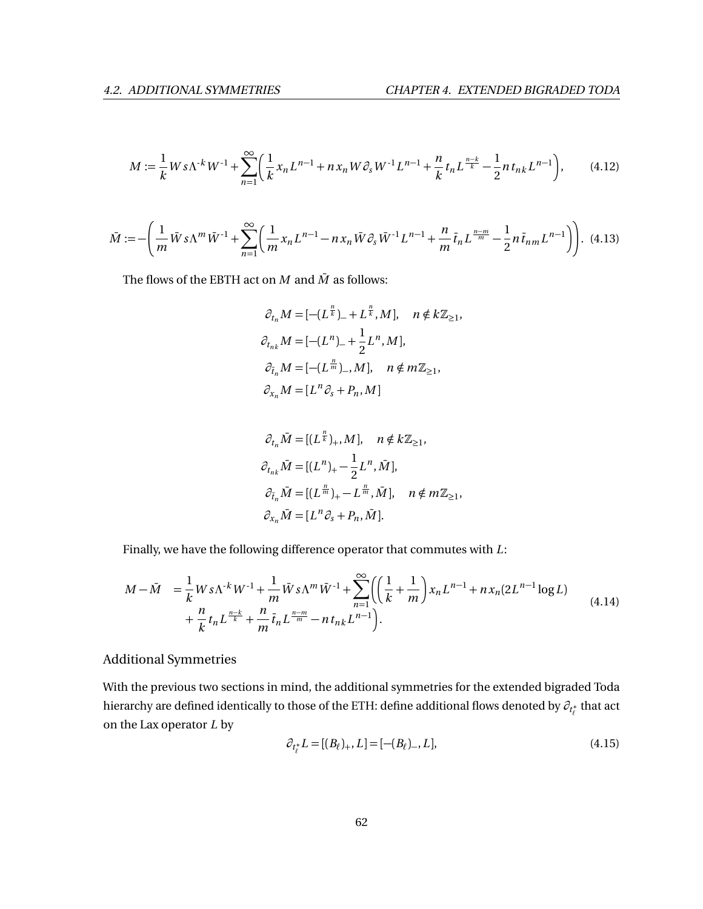$$M := \frac{1}{k} W s \Lambda^{-k} W^{-1} + \sum_{n=1}^{\infty} \left( \frac{1}{k} x_n L^{n-1} + n x_n W \partial_s W^{-1} L^{n-1} + \frac{n}{k} t_n L^{\frac{n-k}{k}} - \frac{1}{2} n t_{nk} L^{n-1} \right), \tag{4.12}$$

$$\bar{M} := -\left( \frac{1}{m} \bar{W} s \Lambda^{m} \bar{W}^{-1} + \sum_{n=1}^{\infty} \left( \frac{1}{m} x_n L^{n-1} - n x_n \bar{W} \partial_s \bar{W}^{-1} L^{n-1} + \frac{n}{m} \bar{t}_n L^{\frac{n-m}{m}} - \frac{1}{2} n \bar{t}_{nm} L^{n-1} \right) \right). \tag{4.13}$$

The flows of the EBTH act on $M$ and $\bar{M}$ as follows:

$$\begin{aligned}
\partial_{t_n} M &= [-(L^{\frac{n}{k}})_- + L^{\frac{n}{k}}, M], \quad n \notin k\mathbb{Z}_{\geq 1}, \\
\partial_{t_{nk}} M &= [-(L^n)_- + \frac{1}{2} L^n, M], \\
\partial_{\bar{t}_n} M &= [-(L^{\frac{n}{m}})_-, M], \quad n \notin m\mathbb{Z}_{\geq 1}, \\
\partial_{x_n} M &= [L^n \partial_s + P_n, M]
\end{aligned}$$

$$\begin{aligned}
\partial_{t_n} \bar{M} &= [(L^{\frac{n}{k}})_+, M], \quad n \notin k\mathbb{Z}_{\geq 1}, \\
\partial_{t_{nk}} \bar{M} &= [(L^n)_+ - \frac{1}{2} L^n, \bar{M}], \\
\partial_{\bar{t}_n} \bar{M} &= [(L^{\frac{n}{m}})_+ - L^{\frac{n}{m}}, \bar{M}], \quad n \notin m\mathbb{Z}_{\geq 1}, \\
\partial_{x_n} \bar{M} &= [L^n \partial_s + P_n, \bar{M}].
\end{aligned}$$

Finally, we have the following difference operator that commutes with $L$:

$$\begin{aligned}
M - \bar{M} \quad &= \frac{1}{k} W s \Lambda^{-k} W^{-1} + \frac{1}{m} \bar{W} s \Lambda^{m} \bar{W}^{-1} + \sum_{n=1}^{\infty} \left( \left( \frac{1}{k} + \frac{1}{m} \right) x_n L^{n-1} + n x_n (2 L^{n-1} \log L) \right. \\
&\quad \left. + \frac{n}{k} t_n L^{\frac{n-k}{k}} + \frac{n}{m} \bar{t}_n L^{\frac{n-m}{m}} - n t_{nk} L^{n-1} \right).
\end{aligned} \tag{4.14}$$

### Additional Symmetries

With the previous two sections in mind, the additional symmetries for the extended bigraded Toda hierarchy are defined identically to those of the ETH: define additional flows denoted by $\partial_{t^*_\ell}$ that act on the Lax operator $L$ by

$$\partial_{t^*_\ell} L = [(B_\ell)_+, L] = [-(B_\ell)_-, L], \tag{4.15}$$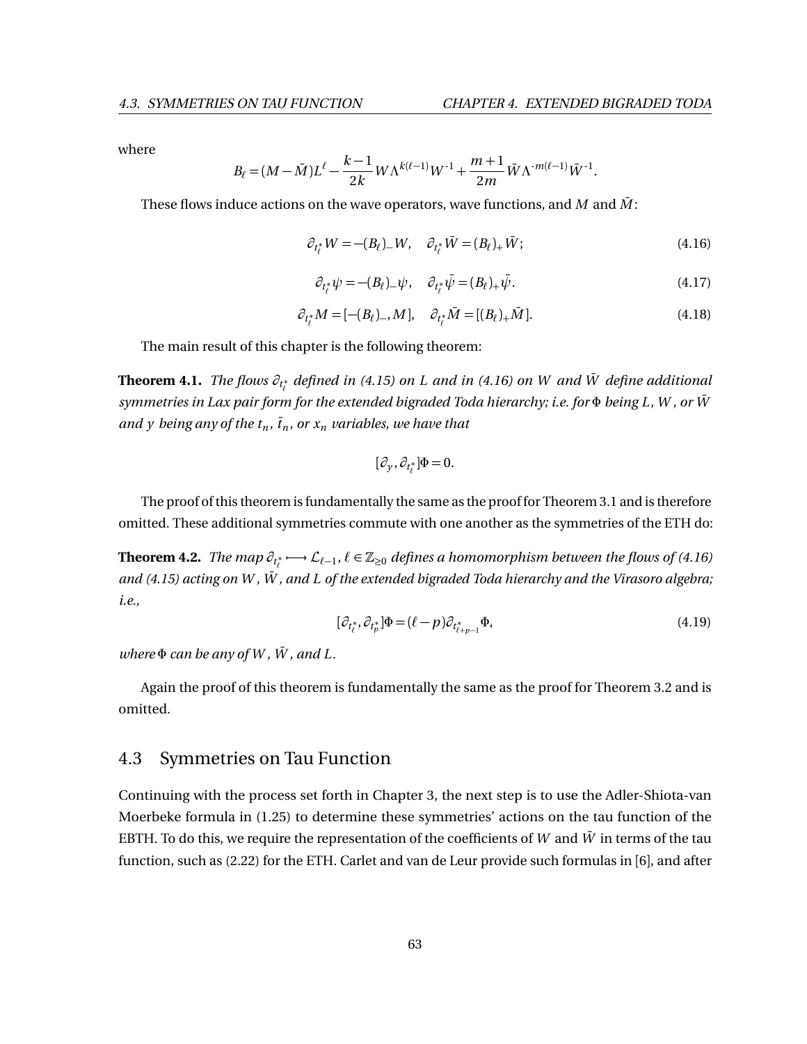where

$$B_\ell = (M - \bar{M})L^\ell - \frac{k-1}{2k} W \Lambda^{k(\ell-1)} W^{-1} + \frac{m+1}{2m} \bar{W} \Lambda^{-m(\ell-1)} \bar{W}^{-1}.$$

These flows induce actions on the wave operators, wave functions, and $M$ and $\bar{M}$:

$$\partial_{t_\ell^*} W = -(B_\ell)_- W, \quad \partial_{t_\ell^*} \bar{W} = (B_\ell)_+ \bar{W}; \tag{4.16}$$

$$\partial_{t_\ell^*} \psi = -(B_\ell)_- \psi, \quad \partial_{t_\ell^*} \bar{\psi} = (B_\ell)_+ \bar{\psi}. \tag{4.17}$$

$$\partial_{t_\ell^*} M = [-(B_\ell)_-, M], \quad \partial_{t_\ell^*} \bar{M} = [(B_\ell)_+ \bar{M}]. \tag{4.18}$$

The main result of this chapter is the following theorem:

**Theorem 4.1.** *The flows $\partial_{t_\ell^*}$ defined in (4.15) on $L$ and in (4.16) on $W$ and $\bar{W}$ define additional symmetries in Lax pair form for the extended bigraded Toda hierarchy; i.e. for $\Phi$ being $L$, $W$, or $\bar{W}$ and $y$ being any of the $t_n$, $\bar{t}_n$, or $x_n$ variables, we have that*

$$[\partial_y, \partial_{t_\ell^*}]\Phi = 0.$$

The proof of this theorem is fundamentally the same as the proof for Theorem 3.1 and is therefore omitted. These additional symmetries commute with one another as the symmetries of the ETH do:

**Theorem 4.2.** *The map $\partial_{t_\ell^*} \longmapsto \mathcal{L}_{\ell-1}$, $\ell \in \mathbb{Z}_{\geq 0}$ defines a homomorphism between the flows of (4.16) and (4.15) acting on $W$, $\bar{W}$, and $L$ of the extended bigraded Toda hierarchy and the Virasoro algebra; i.e.,*

$$[\partial_{t_\ell^*}, \partial_{t_p^*}]\Phi = (\ell - p)\partial_{t_{\ell+p-1}^*}\Phi, \tag{4.19}$$

*where $\Phi$ can be any of $W$, $\bar{W}$, and $L$.*

Again the proof of this theorem is fundamentally the same as the proof for Theorem 3.2 and is omitted.

## 4.3 Symmetries on Tau Function

Continuing with the process set forth in Chapter 3, the next step is to use the Adler-Shiota-van Moerbeke formula in (1.25) to determine these symmetries' actions on the tau function of the EBTH. To do this, we require the representation of the coefficients of $W$ and $\bar{W}$ in terms of the tau function, such as (2.22) for the ETH. Carlet and van de Leur provide such formulas in [6], and after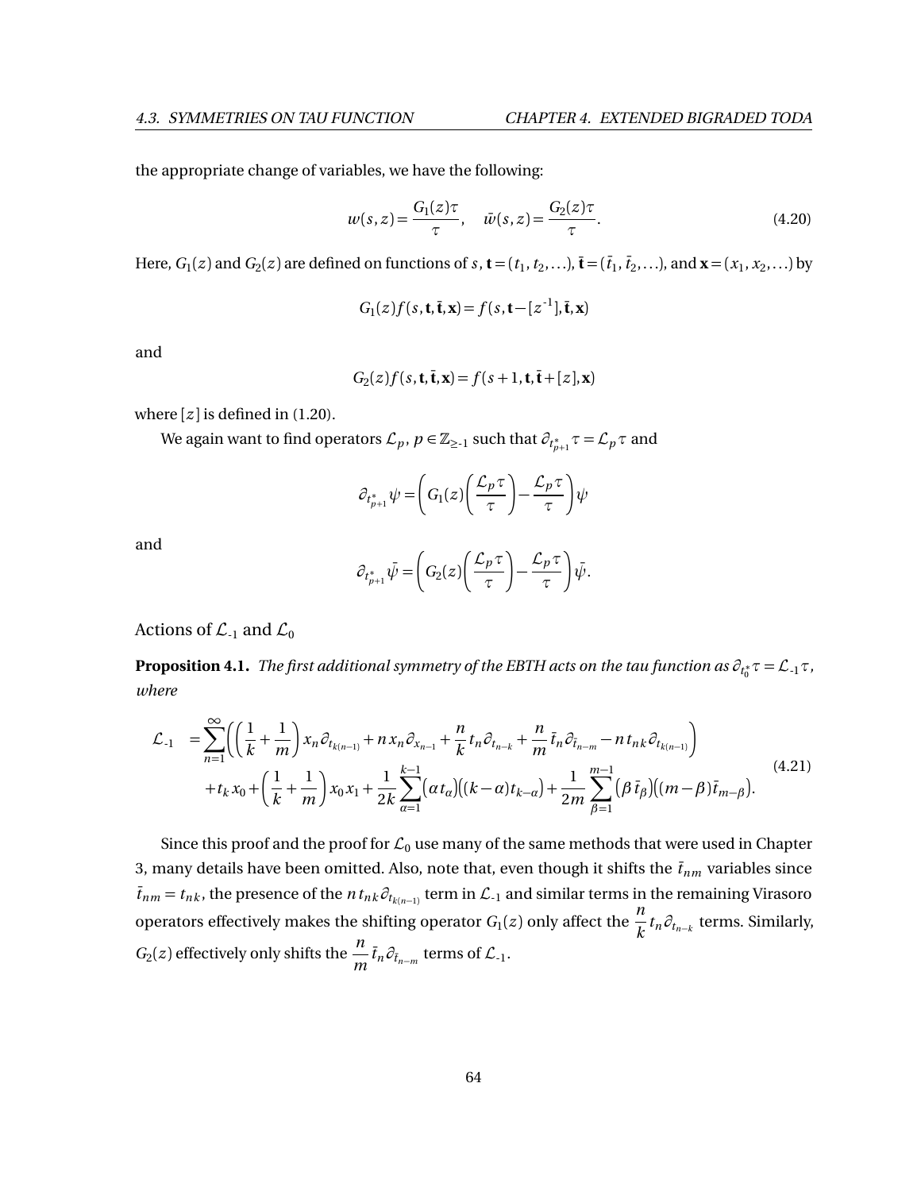the appropriate change of variables, we have the following:

$$w(s,z) = \frac{G_1(z)\tau}{\tau}, \quad \bar{w}(s,z) = \frac{G_2(z)\tau}{\tau}. \tag{4.20}$$

Here, $G_1(z)$ and $G_2(z)$ are defined on functions of $s$, $\mathbf{t} = (t_1, t_2, \ldots)$, $\bar{\mathbf{t}} = (\bar{t}_1, \bar{t}_2, \ldots)$, and $\mathbf{x} = (x_1, x_2, \ldots)$ by

$$G_1(z) f(s, \mathbf{t}, \bar{\mathbf{t}}, \mathbf{x}) = f(s, \mathbf{t} - [z^{-1}], \bar{\mathbf{t}}, \mathbf{x})$$

and

$$G_2(z) f(s, \mathbf{t}, \bar{\mathbf{t}}, \mathbf{x}) = f(s+1, \mathbf{t}, \bar{\mathbf{t}} + [z], \mathbf{x})$$

where $[z]$ is defined in (1.20).

We again want to find operators $\mathcal{L}_p$, $p \in \mathbb{Z}_{\geq -1}$ such that $\partial_{t^*_{p+1}} \tau = \mathcal{L}_p \tau$ and

$$\partial_{t^*_{p+1}} \psi = \left( G_1(z) \left( \frac{\mathcal{L}_p \tau}{\tau} \right) - \frac{\mathcal{L}_p \tau}{\tau} \right) \psi$$

and

$$\partial_{t^*_{p+1}} \bar{\psi} = \left( G_2(z) \left( \frac{\mathcal{L}_p \tau}{\tau} \right) - \frac{\mathcal{L}_p \tau}{\tau} \right) \bar{\psi}.$$

## Actions of $\mathcal{L}_{-1}$ and $\mathcal{L}_0$

**Proposition 4.1.** *The first additional symmetry of the EBTH acts on the tau function as $\partial_{t^*_0} \tau = \mathcal{L}_{-1} \tau$, where*

$$\begin{aligned}
\mathcal{L}_{-1} \; &= \sum_{n=1}^{\infty} \left( \left( \frac{1}{k} + \frac{1}{m} \right) x_n \partial_{t_{k(n-1)}} + n x_n \partial_{x_{n-1}} + \frac{n}{k} t_n \partial_{t_{n-k}} + \frac{n}{m} \bar{t}_n \partial_{\bar{t}_{n-m}} - n t_{nk} \partial_{t_{k(n-1)}} \right) \\
&\quad + t_k x_0 + \left( \frac{1}{k} + \frac{1}{m} \right) x_0 x_1 + \frac{1}{2k} \sum_{\alpha=1}^{k-1} (\alpha t_\alpha)\big((k-\alpha) t_{k-\alpha}\big) + \frac{1}{2m} \sum_{\beta=1}^{m-1} (\beta \bar{t}_\beta)\big((m-\beta) \bar{t}_{m-\beta}\big).
\end{aligned} \tag{4.21}$$

Since this proof and the proof for $\mathcal{L}_0$ use many of the same methods that were used in Chapter 3, many details have been omitted. Also, note that, even though it shifts the $\bar{t}_{nm}$ variables since $\bar{t}_{nm} = t_{nk}$, the presence of the $n t_{nk} \partial_{t_{k(n-1)}}$ term in $\mathcal{L}_{-1}$ and similar terms in the remaining Virasoro operators effectively makes the shifting operator $G_1(z)$ only affect the $\frac{n}{k} t_n \partial_{t_{n-k}}$ terms. Similarly, $G_2(z)$ effectively only shifts the $\frac{n}{m} \bar{t}_n \partial_{\bar{t}_{n-m}}$ terms of $\mathcal{L}_{-1}$.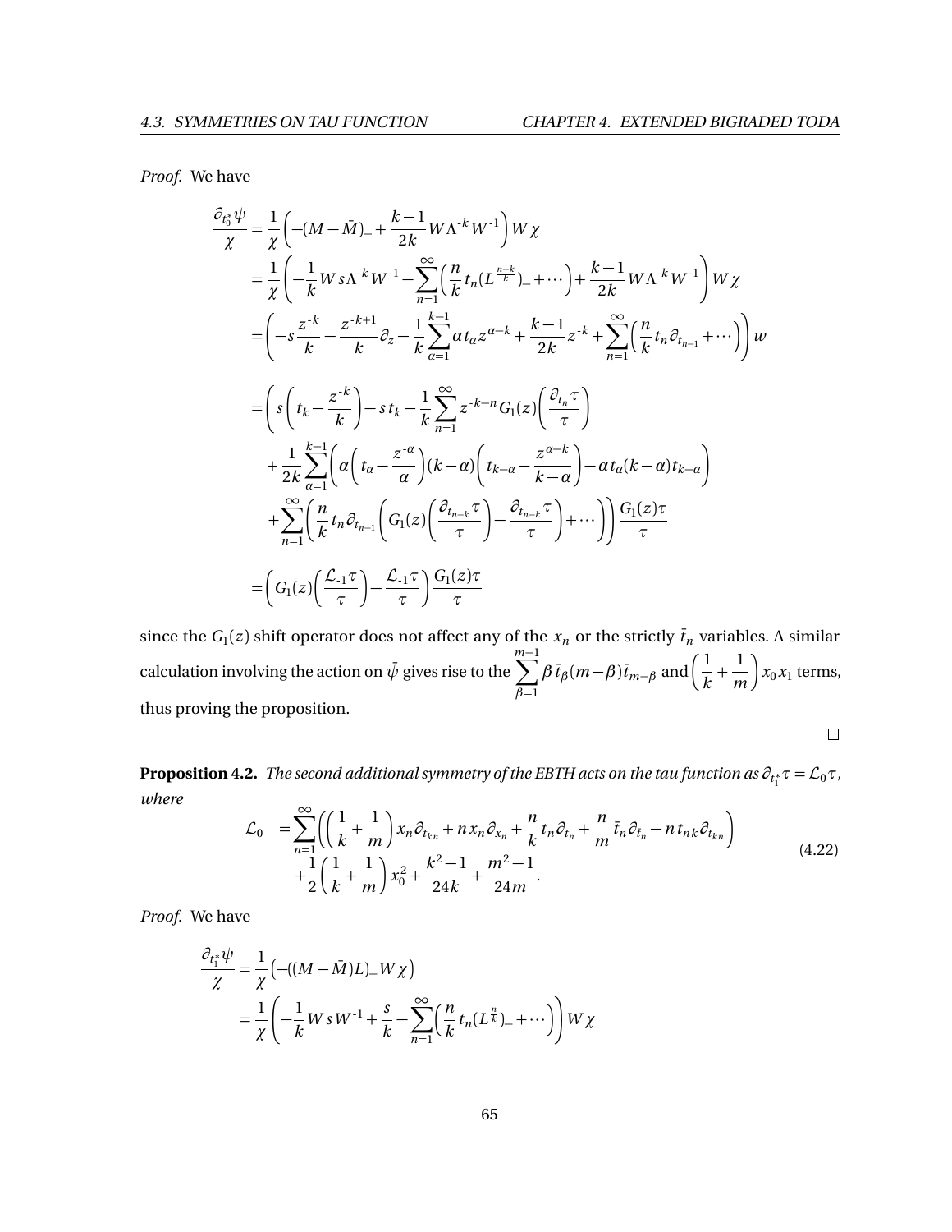*Proof.* We have

$$
\begin{aligned}
\frac{\partial_{t_0^*}\psi}{\chi} &= \frac{1}{\chi}\left(-(M-\bar{M})_- + \frac{k-1}{2k}W\Lambda^{-k}W^{-1}\right)W\chi \\
&= \frac{1}{\chi}\left(-\frac{1}{k}Ws\Lambda^{-k}W^{-1} - \sum_{n=1}^{\infty}\left(\frac{n}{k}t_n(L^{\frac{n-k}{k}})_- + \cdots\right) + \frac{k-1}{2k}W\Lambda^{-k}W^{-1}\right)W\chi \\
&= \left(-s\frac{z^{-k}}{k} - \frac{z^{-k+1}}{k}\partial_z - \frac{1}{k}\sum_{\alpha=1}^{k-1}\alpha t_\alpha z^{\alpha-k} + \frac{k-1}{2k}z^{-k} + \sum_{n=1}^{\infty}\left(\frac{n}{k}t_n\partial_{t_{n-1}} + \cdots\right)\right)w \\
&= \left(s\left(t_k - \frac{z^{-k}}{k}\right) - st_k - \frac{1}{k}\sum_{n=1}^{\infty}z^{-k-n}G_1(z)\left(\frac{\partial_{t_n}\tau}{\tau}\right)\right. \\
&\quad + \frac{1}{2k}\sum_{\alpha=1}^{k-1}\left(\alpha\left(t_\alpha - \frac{z^{-\alpha}}{\alpha}\right)(k-\alpha)\left(t_{k-\alpha} - \frac{z^{\alpha-k}}{k-\alpha}\right) - \alpha t_\alpha(k-\alpha)t_{k-\alpha}\right) \\
&\quad \left.+\sum_{n=1}^{\infty}\left(\frac{n}{k}t_n\partial_{t_{n-1}}\left(G_1(z)\left(\frac{\partial_{t_{n-k}}\tau}{\tau}\right) - \frac{\partial_{t_{n-k}}\tau}{\tau}\right) + \cdots\right)\right)\frac{G_1(z)\tau}{\tau} \\
&= \left(G_1(z)\left(\frac{\mathcal{L}_{-1}\tau}{\tau}\right) - \frac{\mathcal{L}_{-1}\tau}{\tau}\right)\frac{G_1(z)\tau}{\tau}
\end{aligned}
$$

since the $G_1(z)$ shift operator does not affect any of the $x_n$ or the strictly $\bar{t}_n$ variables. A similar calculation involving the action on $\bar{\psi}$ gives rise to the $\sum_{\beta=1}^{m-1}\beta\bar{t}_\beta(m-\beta)\bar{t}_{m-\beta}$ and $\left(\frac{1}{k}+\frac{1}{m}\right)x_0x_1$ terms, thus proving the proposition. $\square$

**Proposition 4.2.** *The second additional symmetry of the EBTH acts on the tau function as $\partial_{t_1^*}\tau = \mathcal{L}_0\tau$, where*

$$
\begin{aligned}
\mathcal{L}_0 \;&= \sum_{n=1}^{\infty}\left(\left(\frac{1}{k}+\frac{1}{m}\right)x_n\partial_{t_{kn}} + nx_n\partial_{x_n} + \frac{n}{k}t_n\partial_{t_n} + \frac{n}{m}\bar{t}_n\partial_{\bar{t}_n} - nt_{nk}\partial_{t_{kn}}\right) \\
&\quad + \frac{1}{2}\left(\frac{1}{k}+\frac{1}{m}\right)x_0^2 + \frac{k^2-1}{24k} + \frac{m^2-1}{24m}.
\end{aligned}
\tag{4.22}
$$

*Proof.* We have

$$
\begin{aligned}
\frac{\partial_{t_1^*}\psi}{\chi} &= \frac{1}{\chi}\left(-((M-\bar{M})L)_-W\chi\right) \\
&= \frac{1}{\chi}\left(-\frac{1}{k}WsW^{-1} + \frac{s}{k} - \sum_{n=1}^{\infty}\left(\frac{n}{k}t_n(L^{\frac{n}{k}})_- + \cdots\right)\right)W\chi
\end{aligned}
$$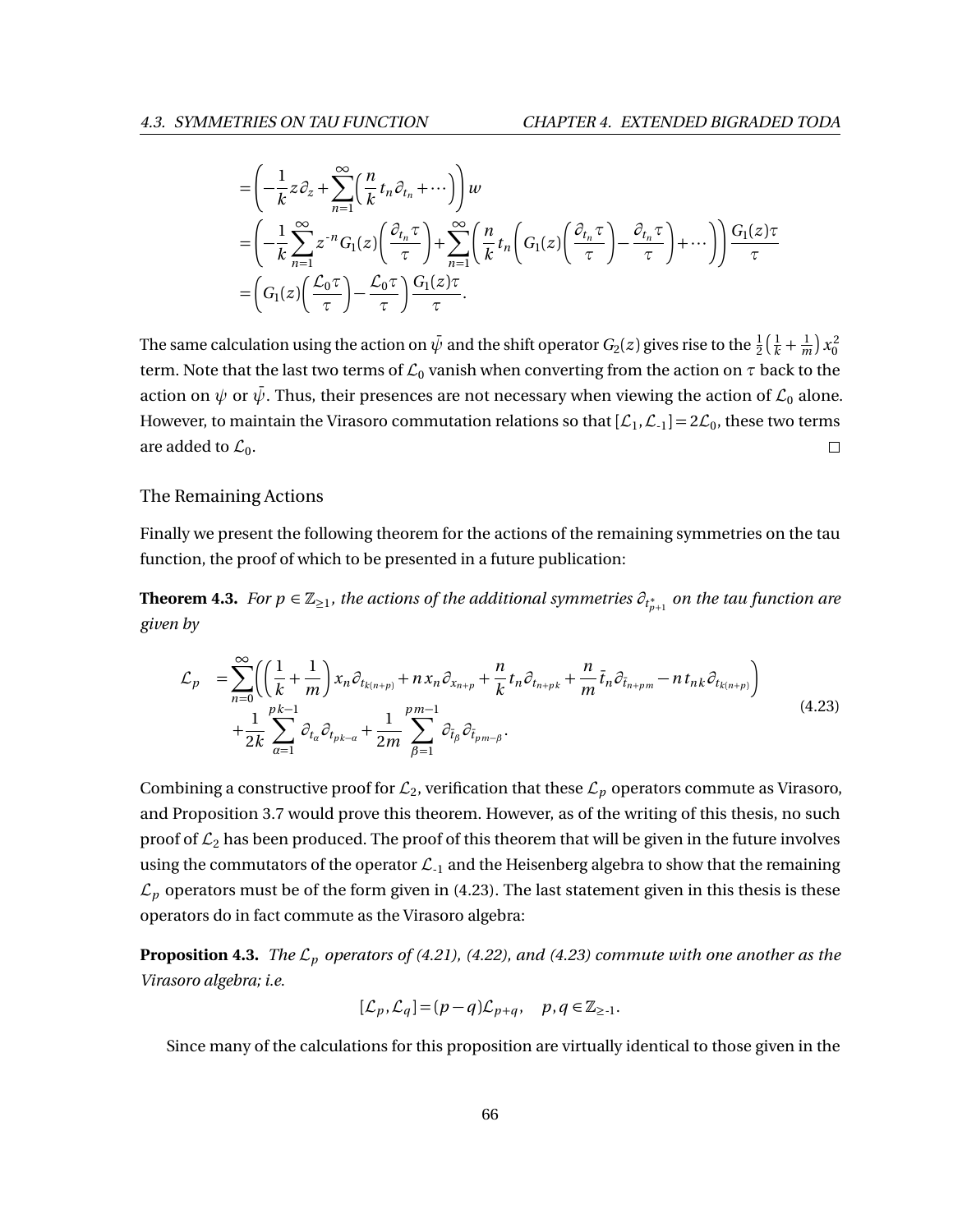$$
\begin{aligned}
&= \left( -\frac{1}{k} z \partial_z + \sum_{n=1}^{\infty} \left( \frac{n}{k} t_n \partial_{t_n} + \cdots \right) \right) w \\
&= \left( -\frac{1}{k} \sum_{n=1}^{\infty} z^{-n} G_1(z) \left( \frac{\partial_{t_n} \tau}{\tau} \right) + \sum_{n=1}^{\infty} \left( \frac{n}{k} t_n \left( G_1(z) \left( \frac{\partial_{t_n} \tau}{\tau} \right) - \frac{\partial_{t_n} \tau}{\tau} \right) + \cdots \right) \right) \frac{G_1(z) \tau}{\tau} \\
&= \left( G_1(z) \left( \frac{\mathcal{L}_0 \tau}{\tau} \right) - \frac{\mathcal{L}_0 \tau}{\tau} \right) \frac{G_1(z) \tau}{\tau}.
\end{aligned}
$$

The same calculation using the action on $\bar{\psi}$ and the shift operator $G_2(z)$ gives rise to the $\frac{1}{2}\left(\frac{1}{k} + \frac{1}{m}\right) x_0^2$ term. Note that the last two terms of $\mathcal{L}_0$ vanish when converting from the action on $\tau$ back to the action on $\psi$ or $\bar{\psi}$. Thus, their presences are not necessary when viewing the action of $\mathcal{L}_0$ alone. However, to maintain the Virasoro commutation relations so that $[\mathcal{L}_1, \mathcal{L}_{-1}] = 2\mathcal{L}_0$, these two terms are added to $\mathcal{L}_0$. □

### The Remaining Actions

Finally we present the following theorem for the actions of the remaining symmetries on the tau function, the proof of which to be presented in a future publication:

**Theorem 4.3.** *For $p \in \mathbb{Z}_{\geq 1}$, the actions of the additional symmetries $\partial_{t^*_{p+1}}$ on the tau function are given by*

$$
\begin{aligned}
\mathcal{L}_p \;&= \sum_{n=0}^{\infty} \left( \left( \frac{1}{k} + \frac{1}{m} \right) x_n \partial_{t_{k(n+p)}} + n x_n \partial_{x_{n+p}} + \frac{n}{k} t_n \partial_{t_{n+pk}} + \frac{n}{m} \bar{t}_n \partial_{\bar{t}_{n+pm}} - n t_{nk} \partial_{t_{k(n+p)}} \right) \\
&\quad + \frac{1}{2k} \sum_{\alpha=1}^{pk-1} \partial_{t_\alpha} \partial_{t_{pk-\alpha}} + \frac{1}{2m} \sum_{\beta=1}^{pm-1} \partial_{\bar{t}_\beta} \partial_{\bar{t}_{pm-\beta}}.
\end{aligned}
\tag{4.23}
$$

Combining a constructive proof for $\mathcal{L}_2$, verification that these $\mathcal{L}_p$ operators commute as Virasoro, and Proposition 3.7 would prove this theorem. However, as of the writing of this thesis, no such proof of $\mathcal{L}_2$ has been produced. The proof of this theorem that will be given in the future involves using the commutators of the operator $\mathcal{L}_{-1}$ and the Heisenberg algebra to show that the remaining $\mathcal{L}_p$ operators must be of the form given in (4.23). The last statement given in this thesis is these operators do in fact commute as the Virasoro algebra:

**Proposition 4.3.** *The $\mathcal{L}_p$ operators of (4.21), (4.22), and (4.23) commute with one another as the Virasoro algebra; i.e.*

$$
[\mathcal{L}_p, \mathcal{L}_q] = (p - q)\mathcal{L}_{p+q}, \quad p, q \in \mathbb{Z}_{\geq -1}.
$$

Since many of the calculations for this proposition are virtually identical to those given in the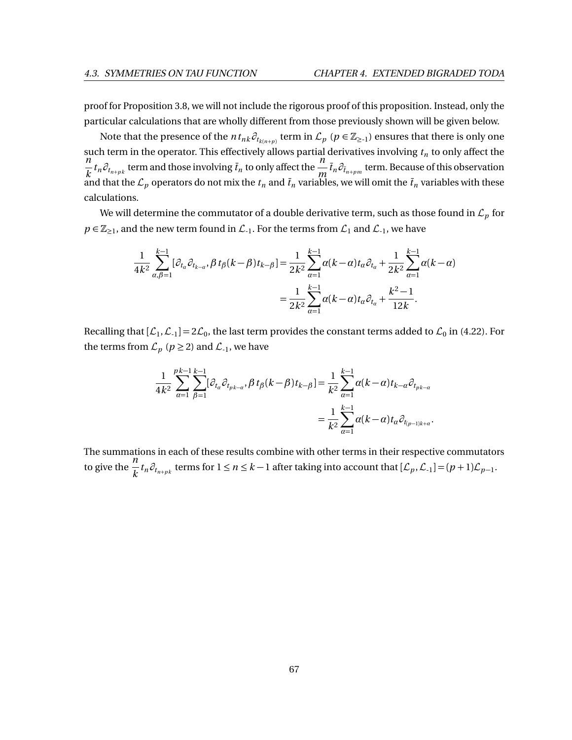proof for Proposition 3.8, we will not include the rigorous proof of this proposition. Instead, only the particular calculations that are wholly different from those previously shown will be given below.

Note that the presence of the $n t_{nk} \partial_{t_{k(n+p)}}$ term in $\mathcal{L}_p$ ($p \in \mathbb{Z}_{\geq -1}$) ensures that there is only one such term in the operator. This effectively allows partial derivatives involving $t_n$ to only affect the $\frac{n}{k} t_n \partial_{t_{n+pk}}$ term and those involving $\bar{t}_n$ to only affect the $\frac{n}{m} \bar{t}_n \partial_{\bar{t}_{n+pm}}$ term. Because of this observation and that the $\mathcal{L}_p$ operators do not mix the $t_n$ and $\bar{t}_n$ variables, we will omit the $\bar{t}_n$ variables with these calculations.

We will determine the commutator of a double derivative term, such as those found in $\mathcal{L}_p$ for $p \in \mathbb{Z}_{\geq 1}$, and the new term found in $\mathcal{L}_{-1}$. For the terms from $\mathcal{L}_1$ and $\mathcal{L}_{-1}$, we have

$$
\begin{aligned}
\frac{1}{4k^2} \sum_{\alpha,\beta=1}^{k-1} [\partial_{t_\alpha} \partial_{t_{k-\alpha}}, \beta t_\beta (k-\beta) t_{k-\beta}] &= \frac{1}{2k^2} \sum_{\alpha=1}^{k-1} \alpha(k-\alpha) t_\alpha \partial_{t_\alpha} + \frac{1}{2k^2} \sum_{\alpha=1}^{k-1} \alpha(k-\alpha) \\
&= \frac{1}{2k^2} \sum_{\alpha=1}^{k-1} \alpha(k-\alpha) t_\alpha \partial_{t_\alpha} + \frac{k^2-1}{12k}.
\end{aligned}
$$

Recalling that $[\mathcal{L}_1, \mathcal{L}_{-1}] = 2\mathcal{L}_0$, the last term provides the constant terms added to $\mathcal{L}_0$ in (4.22). For the terms from $\mathcal{L}_p$ ($p \geq 2$) and $\mathcal{L}_{-1}$, we have

$$
\begin{aligned}
\frac{1}{4k^2} \sum_{\alpha=1}^{pk-1} \sum_{\beta=1}^{k-1} [\partial_{t_\alpha} \partial_{t_{pk-\alpha}}, \beta t_\beta (k-\beta) t_{k-\beta}] &= \frac{1}{k^2} \sum_{\alpha=1}^{k-1} \alpha(k-\alpha) t_{k-\alpha} \partial_{t_{pk-\alpha}} \\
&= \frac{1}{k^2} \sum_{\alpha=1}^{k-1} \alpha(k-\alpha) t_\alpha \partial_{t_{(p-1)k+\alpha}}.
\end{aligned}
$$

The summations in each of these results combine with other terms in their respective commutators to give the $\frac{n}{k} t_n \partial_{t_{n+pk}}$ terms for $1 \leq n \leq k-1$ after taking into account that $[\mathcal{L}_p, \mathcal{L}_{-1}] = (p+1)\mathcal{L}_{p-1}$.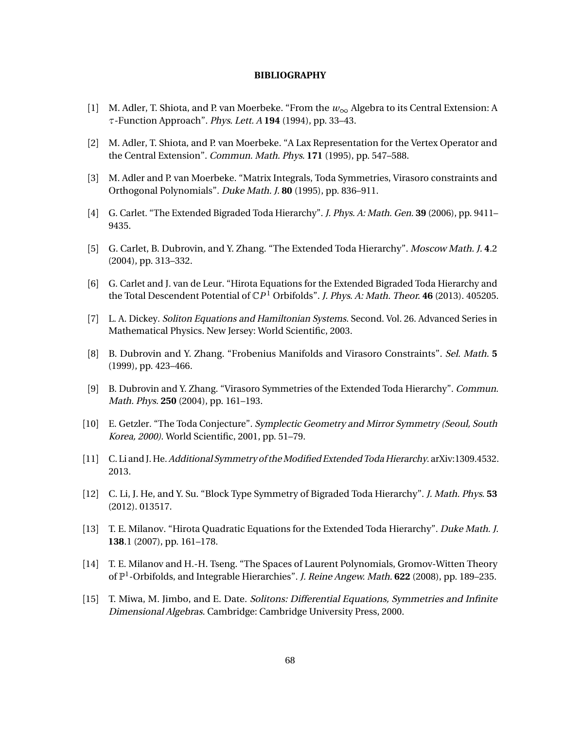# BIBLIOGRAPHY

[1] M. Adler, T. Shiota, and P. van Moerbeke. "From the $w_\infty$ Algebra to its Central Extension: A $\tau$-Function Approach". *Phys. Lett. A* **194** (1994), pp. 33–43.

[2] M. Adler, T. Shiota, and P. van Moerbeke. "A Lax Representation for the Vertex Operator and the Central Extension". *Commun. Math. Phys.* **171** (1995), pp. 547–588.

[3] M. Adler and P. van Moerbeke. "Matrix Integrals, Toda Symmetries, Virasoro constraints and Orthogonal Polynomials". *Duke Math. J.* **80** (1995), pp. 836–911.

[4] G. Carlet. "The Extended Bigraded Toda Hierarchy". *J. Phys. A: Math. Gen.* **39** (2006), pp. 9411–9435.

[5] G. Carlet, B. Dubrovin, and Y. Zhang. "The Extended Toda Hierarchy". *Moscow Math. J.* **4**.2 (2004), pp. 313–332.

[6] G. Carlet and J. van de Leur. "Hirota Equations for the Extended Bigraded Toda Hierarchy and the Total Descendent Potential of $\mathbb{C}P^1$ Orbifolds". *J. Phys. A: Math. Theor.* **46** (2013). 405205.

[7] L. A. Dickey. *Soliton Equations and Hamiltonian Systems*. Second. Vol. 26. Advanced Series in Mathematical Physics. New Jersey: World Scientific, 2003.

[8] B. Dubrovin and Y. Zhang. "Frobenius Manifolds and Virasoro Constraints". *Sel. Math.* **5** (1999), pp. 423–466.

[9] B. Dubrovin and Y. Zhang. "Virasoro Symmetries of the Extended Toda Hierarchy". *Commun. Math. Phys.* **250** (2004), pp. 161–193.

[10] E. Getzler. "The Toda Conjecture". *Symplectic Geometry and Mirror Symmetry (Seoul, South Korea, 2000)*. World Scientific, 2001, pp. 51–79.

[11] C. Li and J. He. *Additional Symmetry of the Modified Extended Toda Hierarchy*. arXiv:1309.4532. 2013.

[12] C. Li, J. He, and Y. Su. "Block Type Symmetry of Bigraded Toda Hierarchy". *J. Math. Phys.* **53** (2012). 013517.

[13] T. E. Milanov. "Hirota Quadratic Equations for the Extended Toda Hierarchy". *Duke Math. J.* **138**.1 (2007), pp. 161–178.

[14] T. E. Milanov and H.-H. Tseng. "The Spaces of Laurent Polynomials, Gromov-Witten Theory of $\mathbb{P}^1$-Orbifolds, and Integrable Hierarchies". *J. Reine Angew. Math.* **622** (2008), pp. 189–235.

[15] T. Miwa, M. Jimbo, and E. Date. *Solitons: Differential Equations, Symmetries and Infinite Dimensional Algebras*. Cambridge: Cambridge University Press, 2000.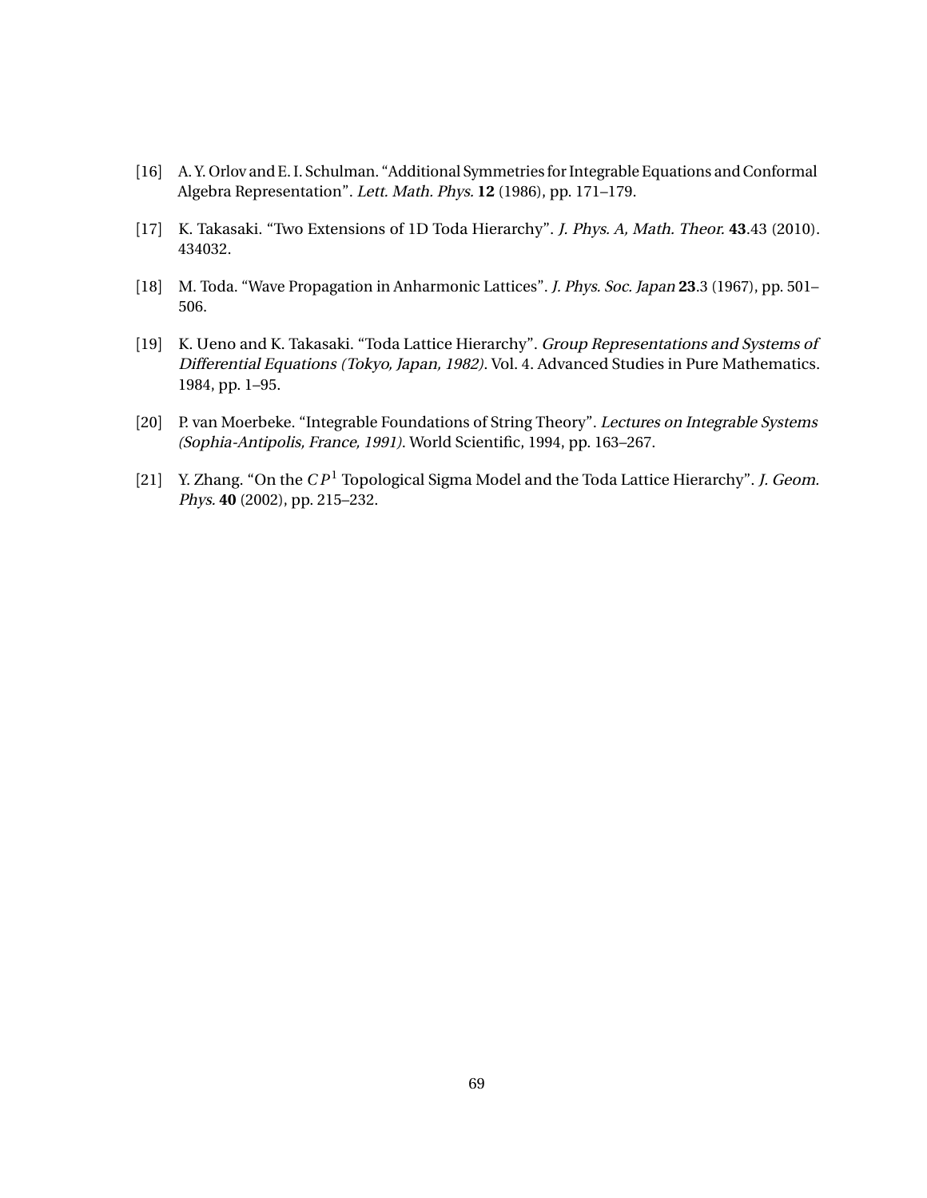[16] A. Y. Orlov and E. I. Schulman. "Additional Symmetries for Integrable Equations and Conformal Algebra Representation". *Lett. Math. Phys.* **12** (1986), pp. 171–179.

[17] K. Takasaki. "Two Extensions of 1D Toda Hierarchy". *J. Phys. A, Math. Theor.* **43**.43 (2010). 434032.

[18] M. Toda. "Wave Propagation in Anharmonic Lattices". *J. Phys. Soc. Japan* **23**.3 (1967), pp. 501–506.

[19] K. Ueno and K. Takasaki. "Toda Lattice Hierarchy". *Group Representations and Systems of Differential Equations (Tokyo, Japan, 1982)*. Vol. 4. Advanced Studies in Pure Mathematics. 1984, pp. 1–95.

[20] P. van Moerbeke. "Integrable Foundations of String Theory". *Lectures on Integrable Systems (Sophia-Antipolis, France, 1991)*. World Scientific, 1994, pp. 163–267.

[21] Y. Zhang. "On the $CP^1$ Topological Sigma Model and the Toda Lattice Hierarchy". *J. Geom. Phys.* **40** (2002), pp. 215–232.